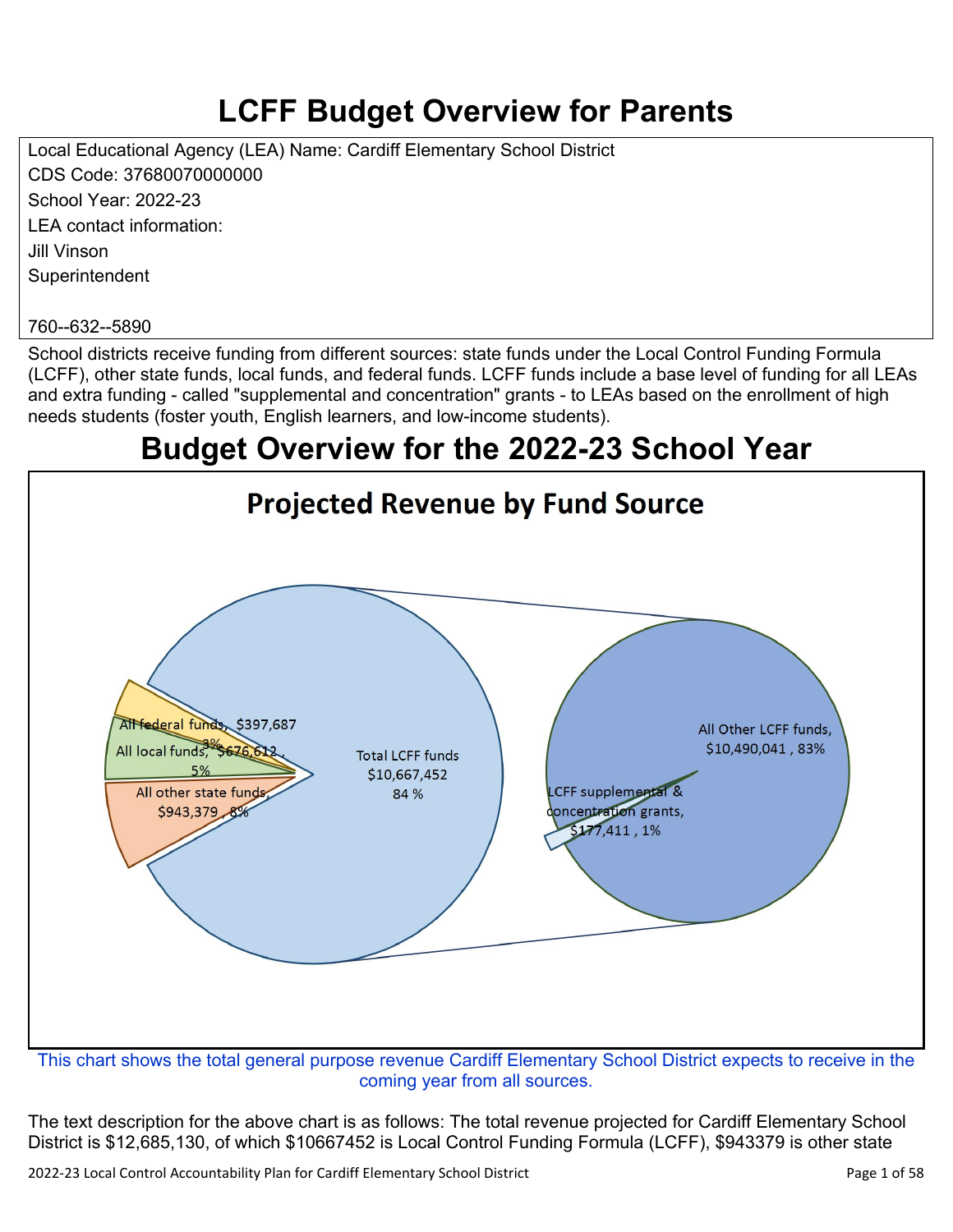# LCFF Budget Overview for Parents

Local Educational Agency (LEA) Name: Cardiff Elementary School District
CDS Code: 37680070000000
School Year: 2022-23
LEA contact information:
Jill Vinson
Superintendent

760--632--5890

School districts receive funding from different sources: state funds under the Local Control Funding Formula (LCFF), other state funds, local funds, and federal funds. LCFF funds include a base level of funding for all LEAs and extra funding - called "supplemental and concentration" grants - to LEAs based on the enrollment of high needs students (foster youth, English learners, and low-income students).

# Budget Overview for the 2022-23 School Year

## Projected Revenue by Fund Source

All federal funds, $397,687, 3%
All local funds, $676,612, 5%
All other state funds, $943,379, 8%
Total LCFF funds $10,667,452 84 %
All Other LCFF funds, $10,490,041, 83%
LCFF supplemental & concentration grants, $177,411, 1%

This chart shows the total general purpose revenue Cardiff Elementary School District expects to receive in the coming year from all sources.

The text description for the above chart is as follows: The total revenue projected for Cardiff Elementary School District is $12,685,130, of which $10667452 is Local Control Funding Formula (LCFF), $943379 is other state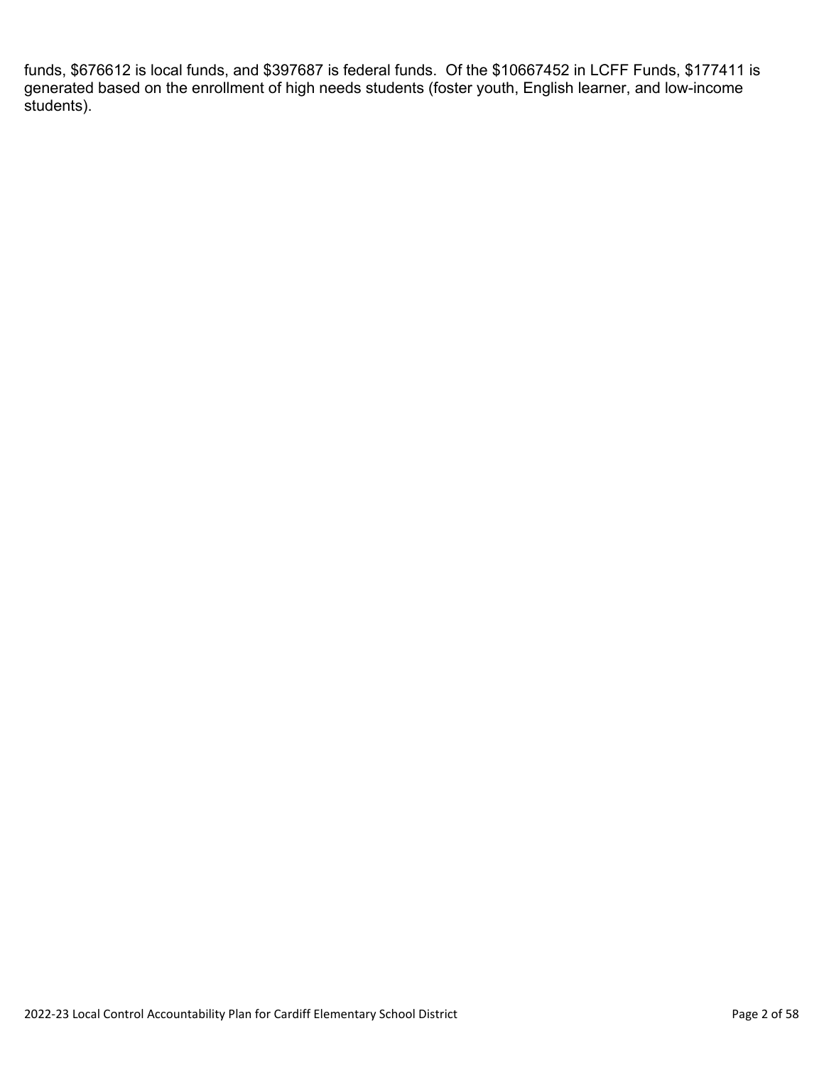funds, $676612 is local funds, and $397687 is federal funds.  Of the $10667452 in LCFF Funds, $177411 is generated based on the enrollment of high needs students (foster youth, English learner, and low-income students).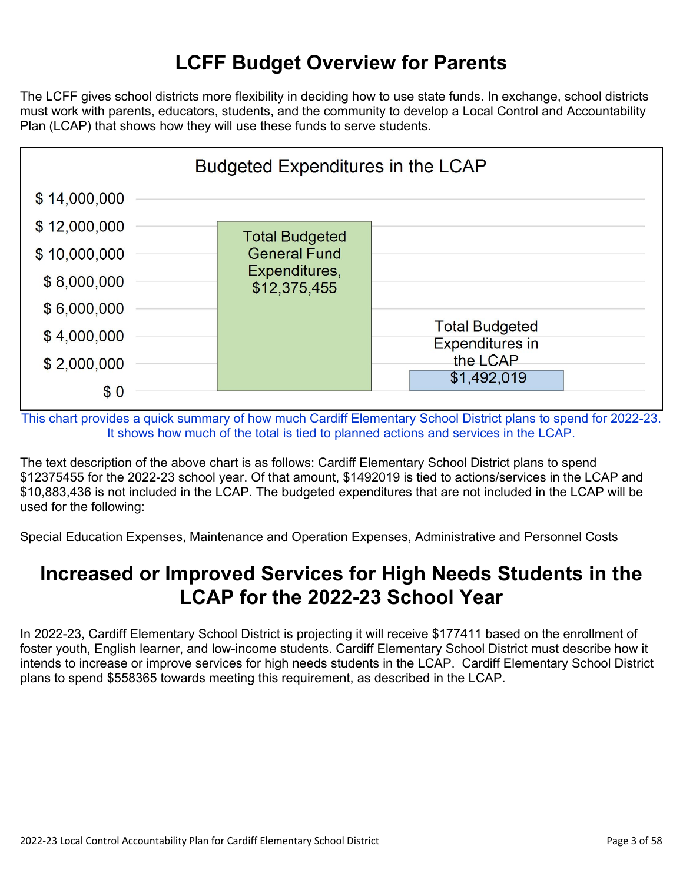# LCFF Budget Overview for Parents

The LCFF gives school districts more flexibility in deciding how to use state funds. In exchange, school districts must work with parents, educators, students, and the community to develop a Local Control and Accountability Plan (LCAP) that shows how they will use these funds to serve students.

**Budgeted Expenditures in the LCAP**

| Category | Amount |
| --- | --- |
| Total Budgeted General Fund Expenditures | $12,375,455 |
| Total Budgeted Expenditures in the LCAP | $1,492,019 |

This chart provides a quick summary of how much Cardiff Elementary School District plans to spend for 2022-23. It shows how much of the total is tied to planned actions and services in the LCAP.

The text description of the above chart is as follows: Cardiff Elementary School District plans to spend $12375455 for the 2022-23 school year. Of that amount, $1492019 is tied to actions/services in the LCAP and $10,883,436 is not included in the LCAP. The budgeted expenditures that are not included in the LCAP will be used for the following:

Special Education Expenses, Maintenance and Operation Expenses, Administrative and Personnel Costs

# Increased or Improved Services for High Needs Students in the LCAP for the 2022-23 School Year

In 2022-23, Cardiff Elementary School District is projecting it will receive $177411 based on the enrollment of foster youth, English learner, and low-income students. Cardiff Elementary School District must describe how it intends to increase or improve services for high needs students in the LCAP. Cardiff Elementary School District plans to spend $558365 towards meeting this requirement, as described in the LCAP.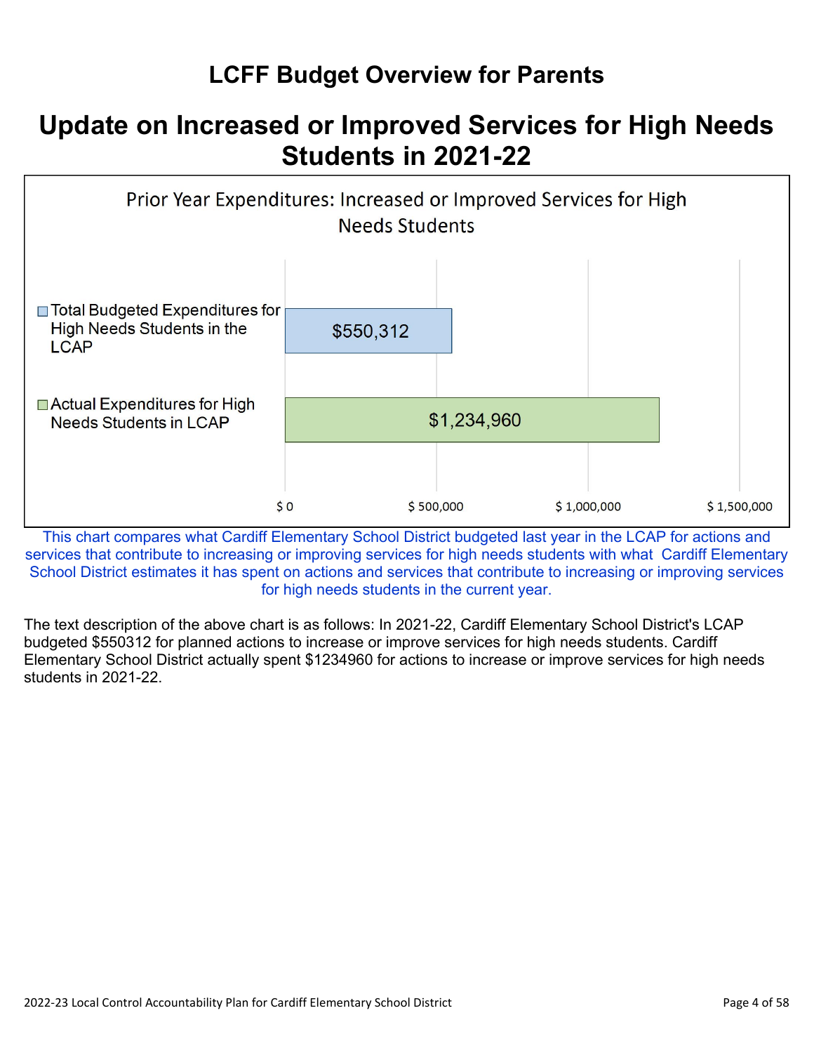# LCFF Budget Overview for Parents

## Update on Increased or Improved Services for High Needs Students in 2021-22

**Prior Year Expenditures: Increased or Improved Services for High Needs Students**

| Category | Amount |
|---|---|
| Total Budgeted Expenditures for High Needs Students in the LCAP | $550,312 |
| Actual Expenditures for High Needs Students in LCAP | $1,234,960 |

This chart compares what Cardiff Elementary School District budgeted last year in the LCAP for actions and services that contribute to increasing or improving services for high needs students with what Cardiff Elementary School District estimates it has spent on actions and services that contribute to increasing or improving services for high needs students in the current year.

The text description of the above chart is as follows: In 2021-22, Cardiff Elementary School District's LCAP budgeted $550312 for planned actions to increase or improve services for high needs students. Cardiff Elementary School District actually spent $1234960 for actions to increase or improve services for high needs students in 2021-22.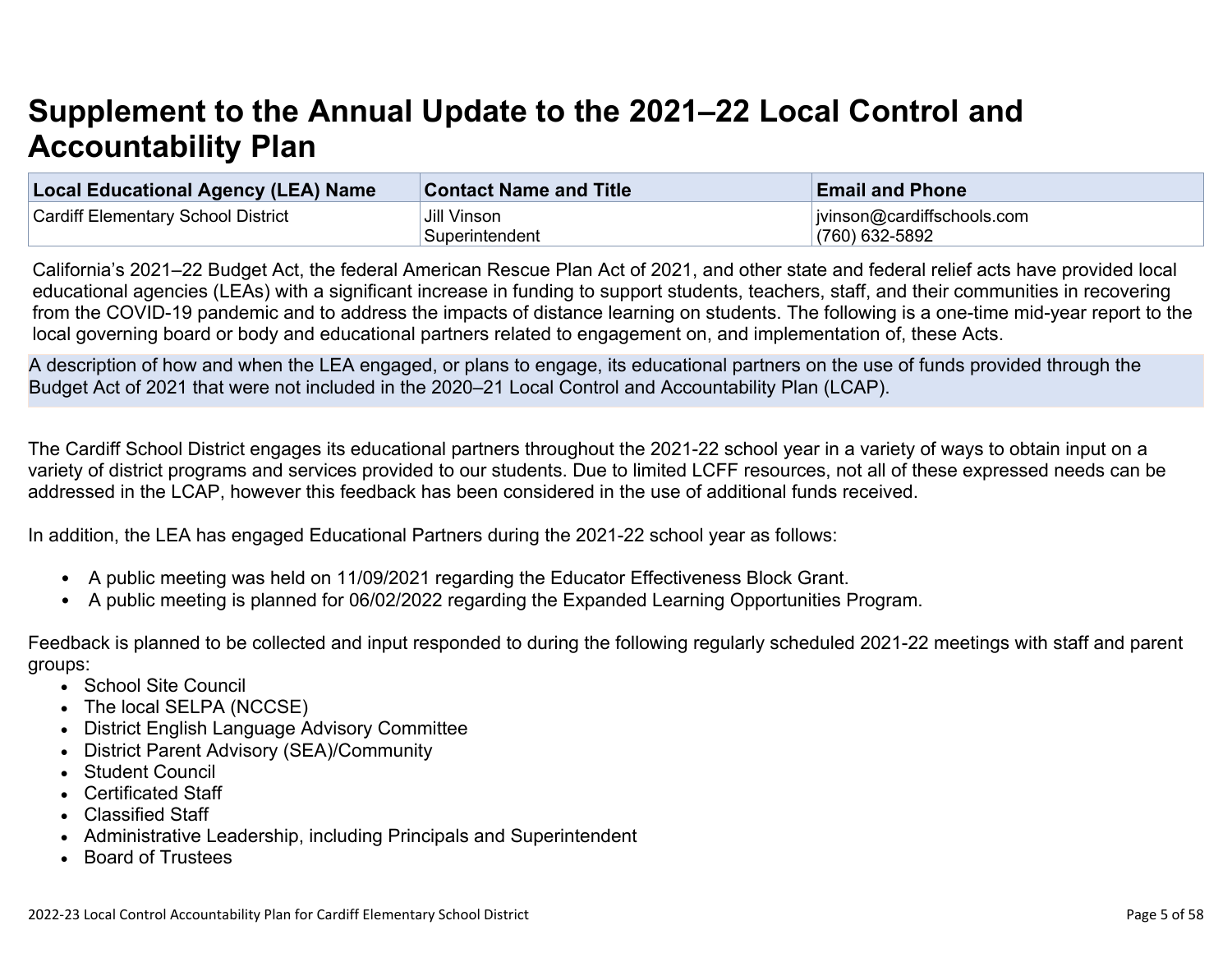# Supplement to the Annual Update to the 2021–22 Local Control and Accountability Plan

| Local Educational Agency (LEA) Name | Contact Name and Title | Email and Phone |
|---|---|---|
| Cardiff Elementary School District | Jill Vinson<br>Superintendent | jvinson@cardiffschools.com<br>(760) 632-5892 |

California's 2021–22 Budget Act, the federal American Rescue Plan Act of 2021, and other state and federal relief acts have provided local educational agencies (LEAs) with a significant increase in funding to support students, teachers, staff, and their communities in recovering from the COVID-19 pandemic and to address the impacts of distance learning on students. The following is a one-time mid-year report to the local governing board or body and educational partners related to engagement on, and implementation of, these Acts.

A description of how and when the LEA engaged, or plans to engage, its educational partners on the use of funds provided through the Budget Act of 2021 that were not included in the 2020–21 Local Control and Accountability Plan (LCAP).

The Cardiff School District engages its educational partners throughout the 2021-22 school year in a variety of ways to obtain input on a variety of district programs and services provided to our students. Due to limited LCFF resources, not all of these expressed needs can be addressed in the LCAP, however this feedback has been considered in the use of additional funds received.

In addition, the LEA has engaged Educational Partners during the 2021-22 school year as follows:

- A public meeting was held on 11/09/2021 regarding the Educator Effectiveness Block Grant.
- A public meeting is planned for 06/02/2022 regarding the Expanded Learning Opportunities Program.

Feedback is planned to be collected and input responded to during the following regularly scheduled 2021-22 meetings with staff and parent groups:

- School Site Council
- The local SELPA (NCCSE)
- District English Language Advisory Committee
- District Parent Advisory (SEA)/Community
- Student Council
- Certificated Staff
- Classified Staff
- Administrative Leadership, including Principals and Superintendent
- Board of Trustees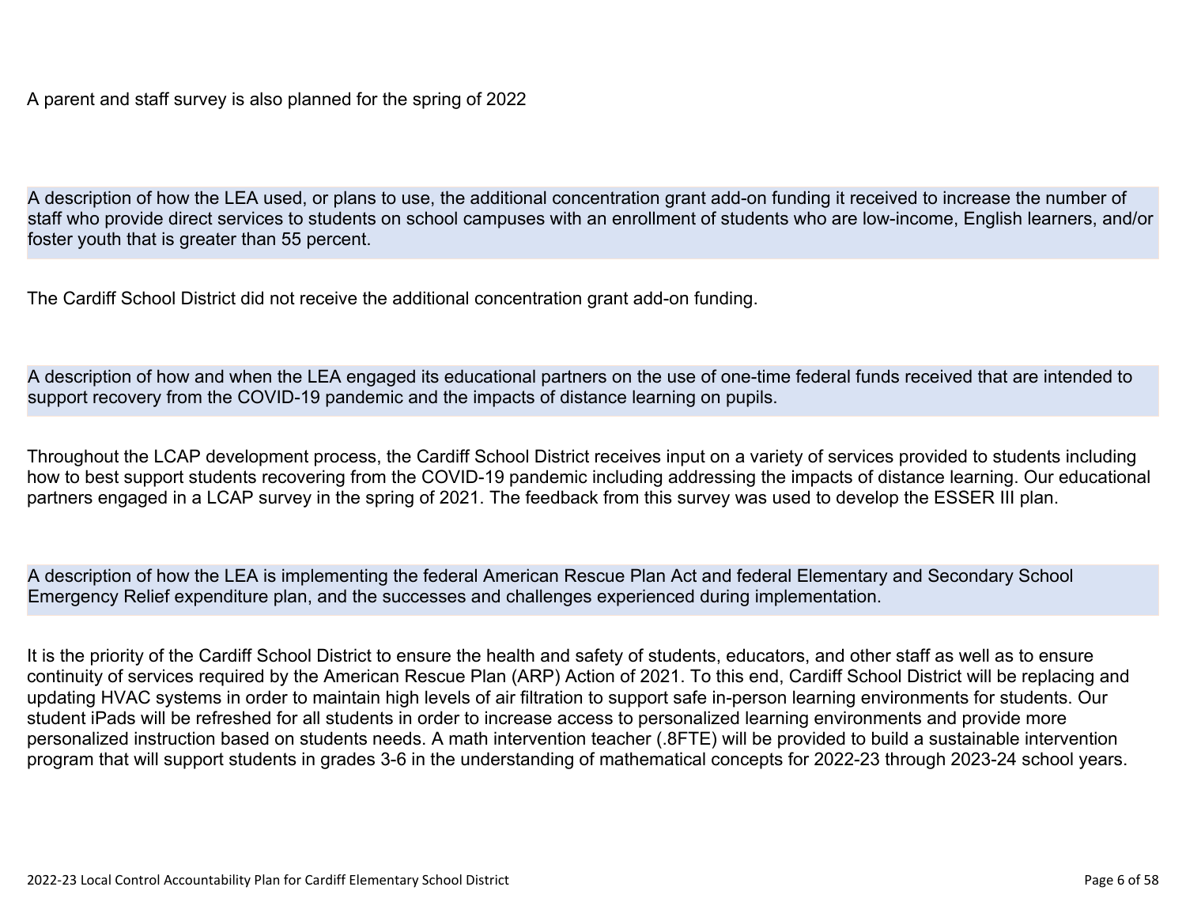A parent and staff survey is also planned for the spring of 2022

**A description of how the LEA used, or plans to use, the additional concentration grant add-on funding it received to increase the number of staff who provide direct services to students on school campuses with an enrollment of students who are low-income, English learners, and/or foster youth that is greater than 55 percent.**

The Cardiff School District did not receive the additional concentration grant add-on funding.

**A description of how and when the LEA engaged its educational partners on the use of one-time federal funds received that are intended to support recovery from the COVID-19 pandemic and the impacts of distance learning on pupils.**

Throughout the LCAP development process, the Cardiff School District receives input on a variety of services provided to students including how to best support students recovering from the COVID-19 pandemic including addressing the impacts of distance learning. Our educational partners engaged in a LCAP survey in the spring of 2021. The feedback from this survey was used to develop the ESSER III plan.

**A description of how the LEA is implementing the federal American Rescue Plan Act and federal Elementary and Secondary School Emergency Relief expenditure plan, and the successes and challenges experienced during implementation.**

It is the priority of the Cardiff School District to ensure the health and safety of students, educators, and other staff as well as to ensure continuity of services required by the American Rescue Plan (ARP) Action of 2021. To this end, Cardiff School District will be replacing and updating HVAC systems in order to maintain high levels of air filtration to support safe in-person learning environments for students. Our student iPads will be refreshed for all students in order to increase access to personalized learning environments and provide more personalized instruction based on students needs. A math intervention teacher (.8FTE) will be provided to build a sustainable intervention program that will support students in grades 3-6 in the understanding of mathematical concepts for 2022-23 through 2023-24 school years.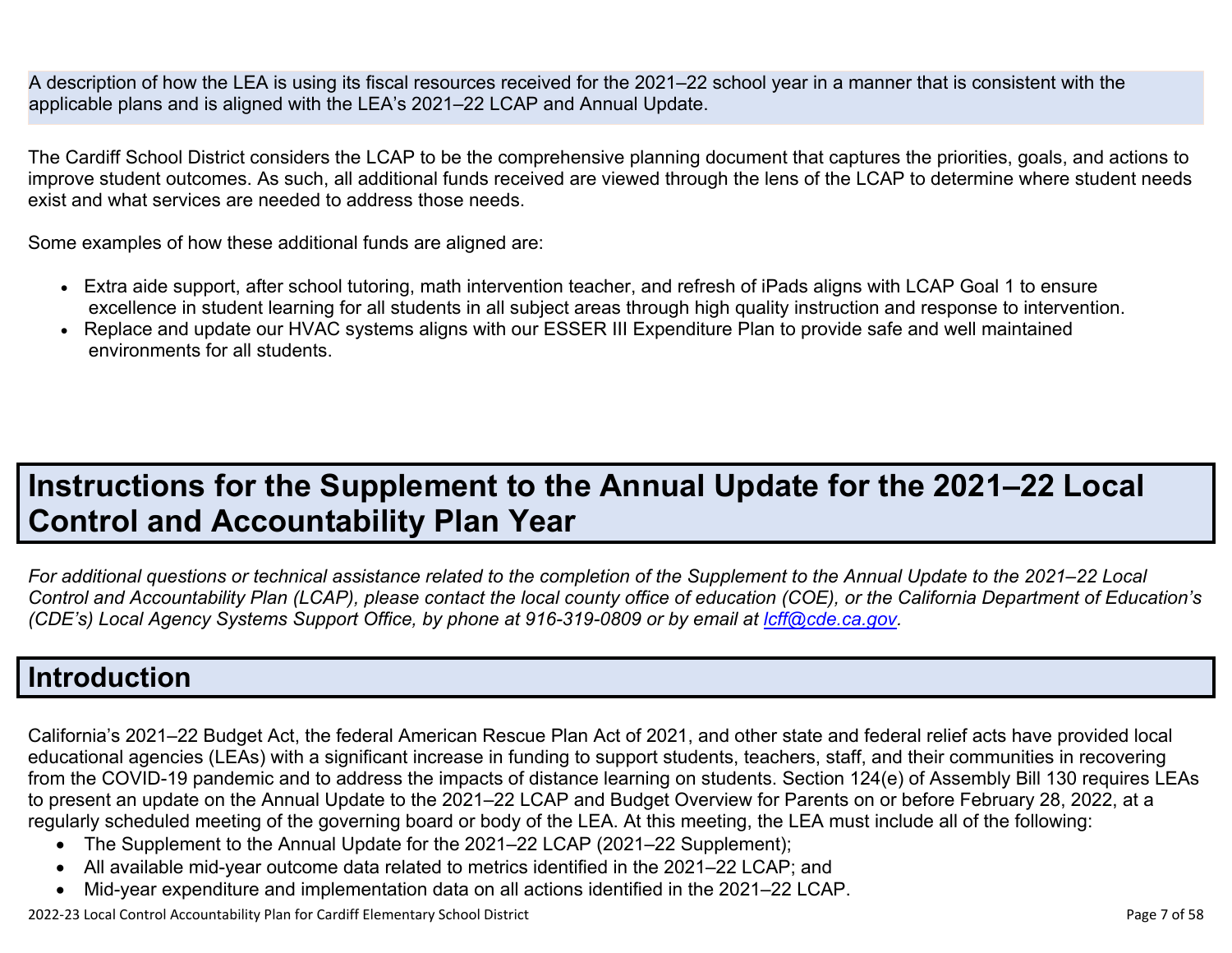A description of how the LEA is using its fiscal resources received for the 2021–22 school year in a manner that is consistent with the applicable plans and is aligned with the LEA's 2021–22 LCAP and Annual Update.

The Cardiff School District considers the LCAP to be the comprehensive planning document that captures the priorities, goals, and actions to improve student outcomes. As such, all additional funds received are viewed through the lens of the LCAP to determine where student needs exist and what services are needed to address those needs.

Some examples of how these additional funds are aligned are:

- Extra aide support, after school tutoring, math intervention teacher, and refresh of iPads aligns with LCAP Goal 1 to ensure excellence in student learning for all students in all subject areas through high quality instruction and response to intervention.
- Replace and update our HVAC systems aligns with our ESSER III Expenditure Plan to provide safe and well maintained environments for all students.

# Instructions for the Supplement to the Annual Update for the 2021–22 Local Control and Accountability Plan Year

*For additional questions or technical assistance related to the completion of the Supplement to the Annual Update to the 2021–22 Local Control and Accountability Plan (LCAP), please contact the local county office of education (COE), or the California Department of Education's (CDE's) Local Agency Systems Support Office, by phone at 916-319-0809 or by email at [lcff@cde.ca.gov](mailto:lcff@cde.ca.gov).*

## Introduction

California's 2021–22 Budget Act, the federal American Rescue Plan Act of 2021, and other state and federal relief acts have provided local educational agencies (LEAs) with a significant increase in funding to support students, teachers, staff, and their communities in recovering from the COVID-19 pandemic and to address the impacts of distance learning on students. Section 124(e) of Assembly Bill 130 requires LEAs to present an update on the Annual Update to the 2021–22 LCAP and Budget Overview for Parents on or before February 28, 2022, at a regularly scheduled meeting of the governing board or body of the LEA. At this meeting, the LEA must include all of the following:

- The Supplement to the Annual Update for the 2021–22 LCAP (2021–22 Supplement);
- All available mid-year outcome data related to metrics identified in the 2021–22 LCAP; and
- Mid-year expenditure and implementation data on all actions identified in the 2021–22 LCAP.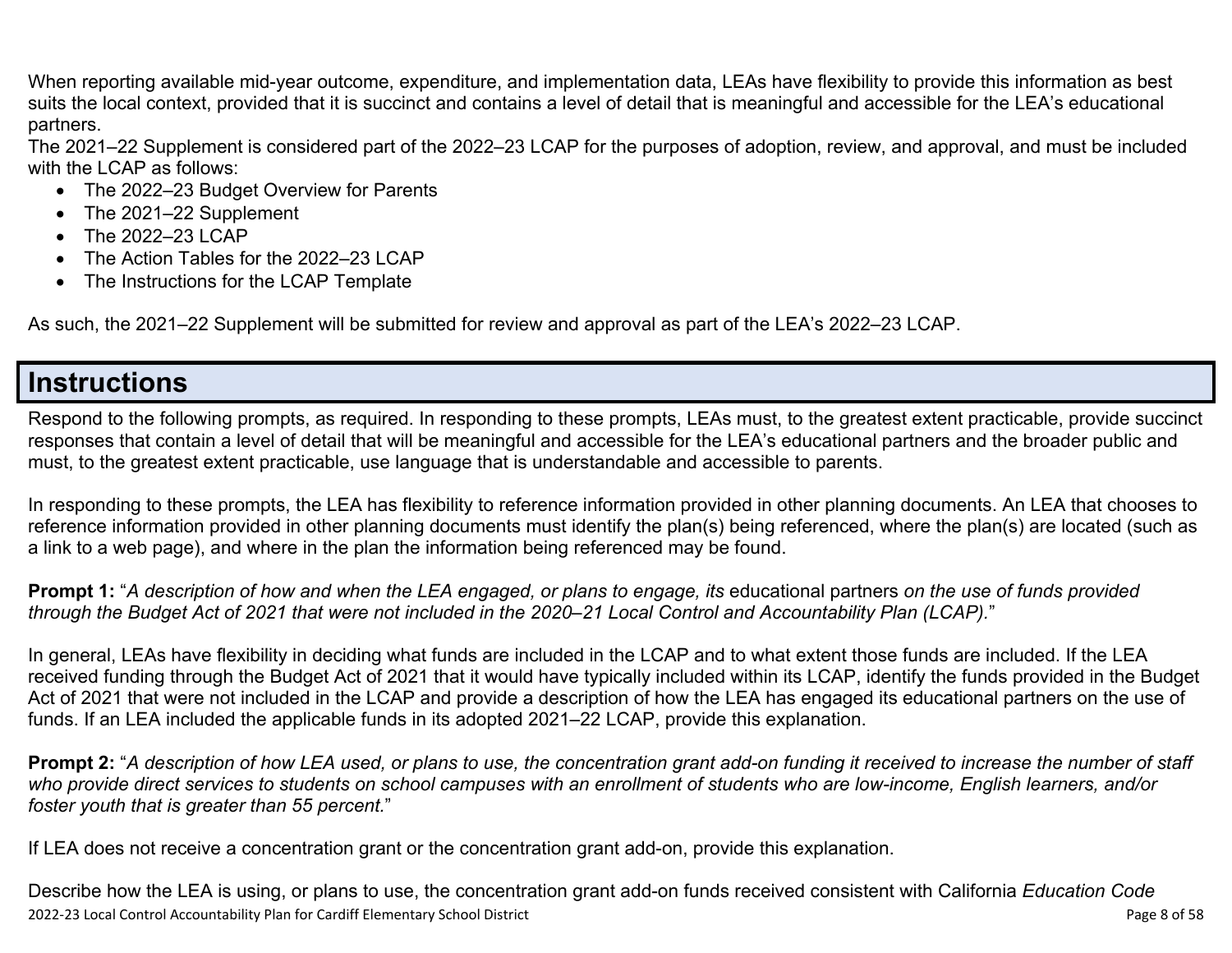When reporting available mid-year outcome, expenditure, and implementation data, LEAs have flexibility to provide this information as best suits the local context, provided that it is succinct and contains a level of detail that is meaningful and accessible for the LEA's educational partners.

The 2021–22 Supplement is considered part of the 2022–23 LCAP for the purposes of adoption, review, and approval, and must be included with the LCAP as follows:

- The 2022–23 Budget Overview for Parents
- The 2021–22 Supplement
- The 2022–23 LCAP
- The Action Tables for the 2022–23 LCAP
- The Instructions for the LCAP Template

As such, the 2021–22 Supplement will be submitted for review and approval as part of the LEA's 2022–23 LCAP.

# Instructions

Respond to the following prompts, as required. In responding to these prompts, LEAs must, to the greatest extent practicable, provide succinct responses that contain a level of detail that will be meaningful and accessible for the LEA's educational partners and the broader public and must, to the greatest extent practicable, use language that is understandable and accessible to parents.

In responding to these prompts, the LEA has flexibility to reference information provided in other planning documents. An LEA that chooses to reference information provided in other planning documents must identify the plan(s) being referenced, where the plan(s) are located (such as a link to a web page), and where in the plan the information being referenced may be found.

**Prompt 1:** "*A description of how and when the LEA engaged, or plans to engage, its* educational partners *on the use of funds provided through the Budget Act of 2021 that were not included in the 2020–21 Local Control and Accountability Plan (LCAP).*"

In general, LEAs have flexibility in deciding what funds are included in the LCAP and to what extent those funds are included. If the LEA received funding through the Budget Act of 2021 that it would have typically included within its LCAP, identify the funds provided in the Budget Act of 2021 that were not included in the LCAP and provide a description of how the LEA has engaged its educational partners on the use of funds. If an LEA included the applicable funds in its adopted 2021–22 LCAP, provide this explanation.

**Prompt 2:** "*A description of how LEA used, or plans to use, the concentration grant add-on funding it received to increase the number of staff who provide direct services to students on school campuses with an enrollment of students who are low-income, English learners, and/or foster youth that is greater than 55 percent.*"

If LEA does not receive a concentration grant or the concentration grant add-on, provide this explanation.

Describe how the LEA is using, or plans to use, the concentration grant add-on funds received consistent with California *Education Code*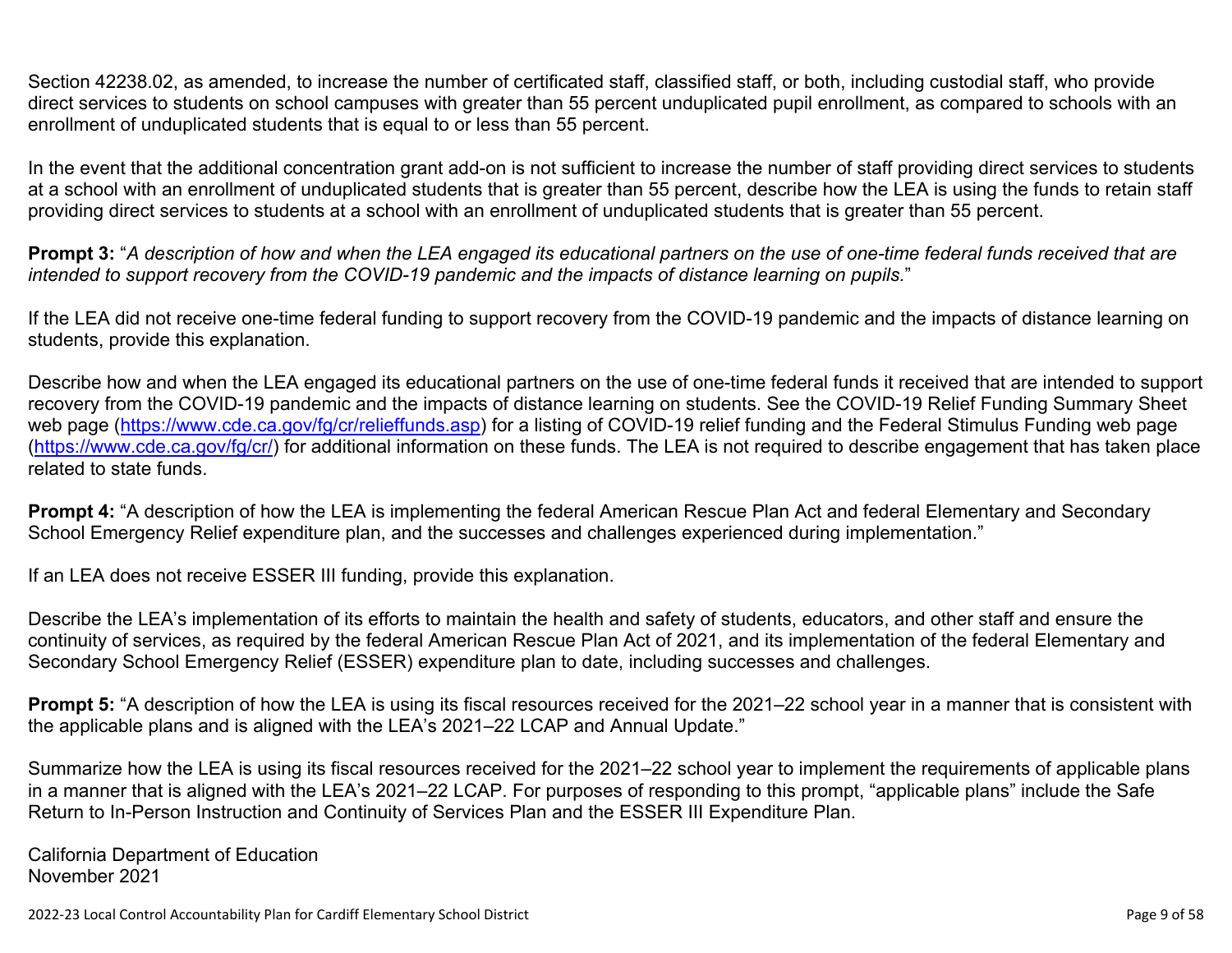Section 42238.02, as amended, to increase the number of certificated staff, classified staff, or both, including custodial staff, who provide direct services to students on school campuses with greater than 55 percent unduplicated pupil enrollment, as compared to schools with an enrollment of unduplicated students that is equal to or less than 55 percent.

In the event that the additional concentration grant add-on is not sufficient to increase the number of staff providing direct services to students at a school with an enrollment of unduplicated students that is greater than 55 percent, describe how the LEA is using the funds to retain staff providing direct services to students at a school with an enrollment of unduplicated students that is greater than 55 percent.

**Prompt 3:** "*A description of how and when the LEA engaged its educational partners on the use of one-time federal funds received that are intended to support recovery from the COVID-19 pandemic and the impacts of distance learning on pupils.*"

If the LEA did not receive one-time federal funding to support recovery from the COVID-19 pandemic and the impacts of distance learning on students, provide this explanation.

Describe how and when the LEA engaged its educational partners on the use of one-time federal funds it received that are intended to support recovery from the COVID-19 pandemic and the impacts of distance learning on students. See the COVID-19 Relief Funding Summary Sheet web page ([https://www.cde.ca.gov/fg/cr/relieffunds.asp](https://www.cde.ca.gov/fg/cr/relieffunds.asp)) for a listing of COVID-19 relief funding and the Federal Stimulus Funding web page ([https://www.cde.ca.gov/fg/cr/](https://www.cde.ca.gov/fg/cr/)) for additional information on these funds. The LEA is not required to describe engagement that has taken place related to state funds.

**Prompt 4:** "A description of how the LEA is implementing the federal American Rescue Plan Act and federal Elementary and Secondary School Emergency Relief expenditure plan, and the successes and challenges experienced during implementation."

If an LEA does not receive ESSER III funding, provide this explanation.

Describe the LEA's implementation of its efforts to maintain the health and safety of students, educators, and other staff and ensure the continuity of services, as required by the federal American Rescue Plan Act of 2021, and its implementation of the federal Elementary and Secondary School Emergency Relief (ESSER) expenditure plan to date, including successes and challenges.

**Prompt 5:** "A description of how the LEA is using its fiscal resources received for the 2021–22 school year in a manner that is consistent with the applicable plans and is aligned with the LEA's 2021–22 LCAP and Annual Update."

Summarize how the LEA is using its fiscal resources received for the 2021–22 school year to implement the requirements of applicable plans in a manner that is aligned with the LEA's 2021–22 LCAP. For purposes of responding to this prompt, "applicable plans" include the Safe Return to In-Person Instruction and Continuity of Services Plan and the ESSER III Expenditure Plan.

California Department of Education
November 2021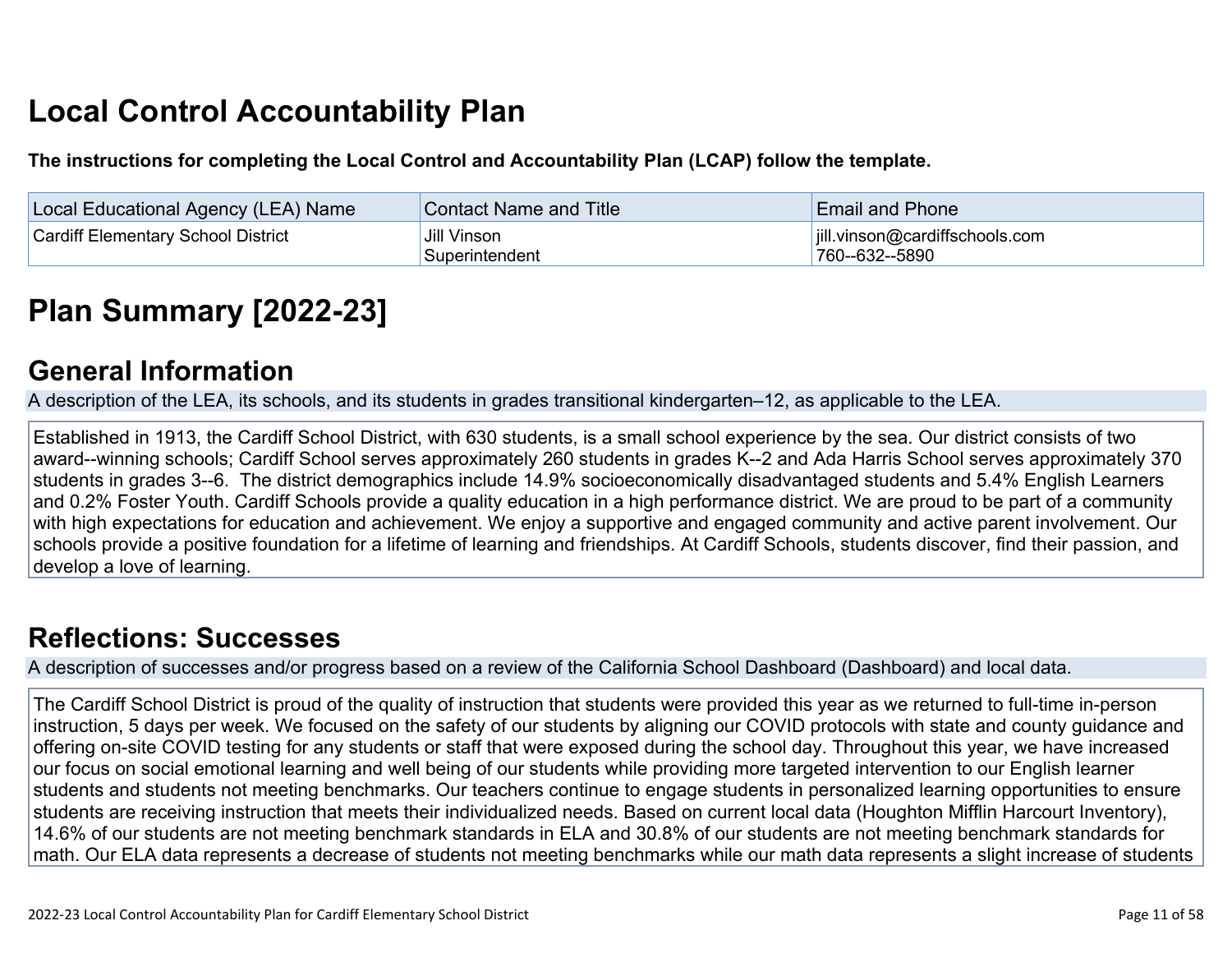# Local Control Accountability Plan

**The instructions for completing the Local Control and Accountability Plan (LCAP) follow the template.**

| Local Educational Agency (LEA) Name | Contact Name and Title | Email and Phone |
| --- | --- | --- |
| Cardiff Elementary School District | Jill Vinson<br>Superintendent | jill.vinson@cardiffschools.com<br>760--632--5890 |

# Plan Summary [2022-23]

## General Information

A description of the LEA, its schools, and its students in grades transitional kindergarten–12, as applicable to the LEA.

Established in 1913, the Cardiff School District, with 630 students, is a small school experience by the sea. Our district consists of two award--winning schools; Cardiff School serves approximately 260 students in grades K--2 and Ada Harris School serves approximately 370 students in grades 3--6. The district demographics include 14.9% socioeconomically disadvantaged students and 5.4% English Learners and 0.2% Foster Youth. Cardiff Schools provide a quality education in a high performance district. We are proud to be part of a community with high expectations for education and achievement. We enjoy a supportive and engaged community and active parent involvement. Our schools provide a positive foundation for a lifetime of learning and friendships. At Cardiff Schools, students discover, find their passion, and develop a love of learning.

## Reflections: Successes

A description of successes and/or progress based on a review of the California School Dashboard (Dashboard) and local data.

The Cardiff School District is proud of the quality of instruction that students were provided this year as we returned to full-time in-person instruction, 5 days per week. We focused on the safety of our students by aligning our COVID protocols with state and county guidance and offering on-site COVID testing for any students or staff that were exposed during the school day. Throughout this year, we have increased our focus on social emotional learning and well being of our students while providing more targeted intervention to our English learner students and students not meeting benchmarks. Our teachers continue to engage students in personalized learning opportunities to ensure students are receiving instruction that meets their individualized needs. Based on current local data (Houghton Mifflin Harcourt Inventory), 14.6% of our students are not meeting benchmark standards in ELA and 30.8% of our students are not meeting benchmark standards for math. Our ELA data represents a decrease of students not meeting benchmarks while our math data represents a slight increase of students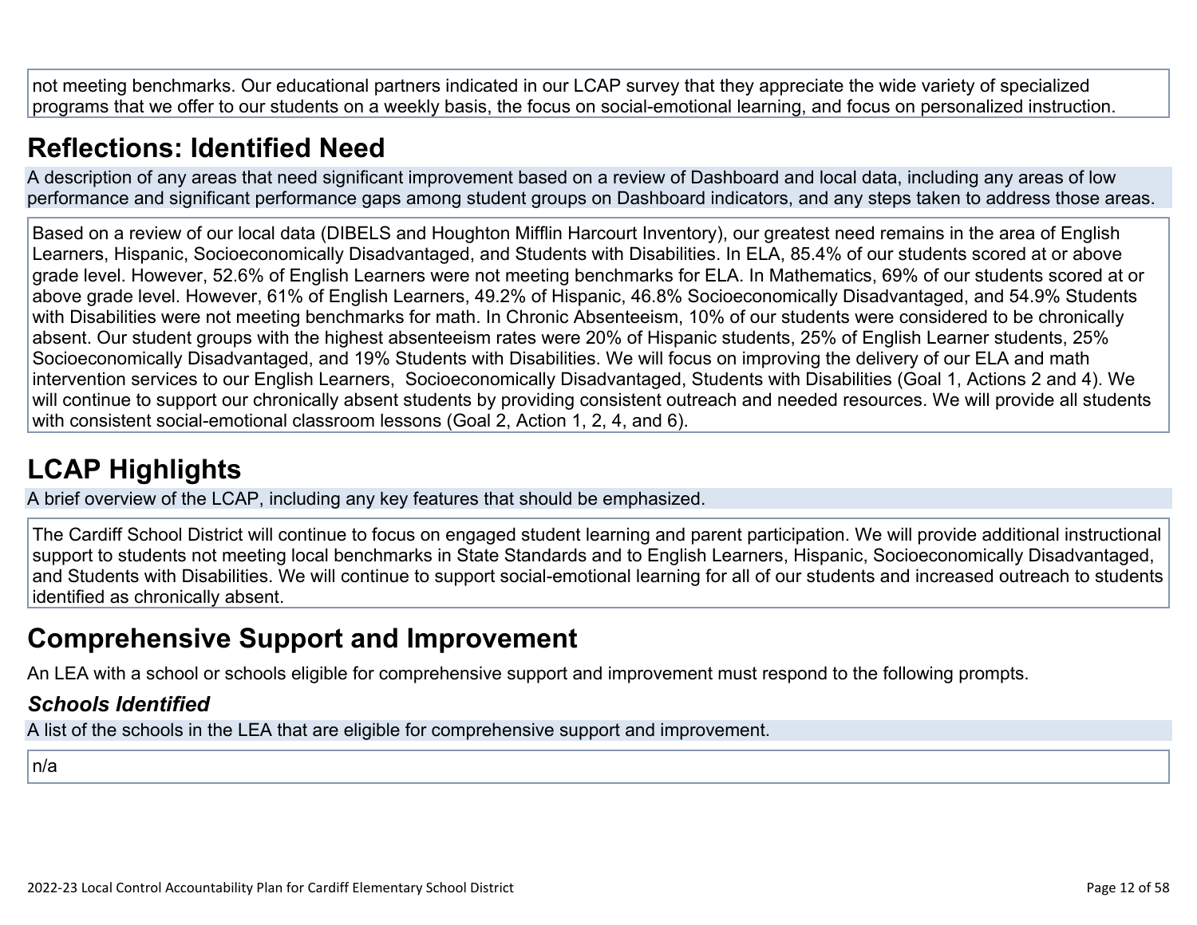not meeting benchmarks. Our educational partners indicated in our LCAP survey that they appreciate the wide variety of specialized programs that we offer to our students on a weekly basis, the focus on social-emotional learning, and focus on personalized instruction.

## Reflections: Identified Need

A description of any areas that need significant improvement based on a review of Dashboard and local data, including any areas of low performance and significant performance gaps among student groups on Dashboard indicators, and any steps taken to address those areas.

Based on a review of our local data (DIBELS and Houghton Mifflin Harcourt Inventory), our greatest need remains in the area of English Learners, Hispanic, Socioeconomically Disadvantaged, and Students with Disabilities. In ELA, 85.4% of our students scored at or above grade level. However, 52.6% of English Learners were not meeting benchmarks for ELA. In Mathematics, 69% of our students scored at or above grade level. However, 61% of English Learners, 49.2% of Hispanic, 46.8% Socioeconomically Disadvantaged, and 54.9% Students with Disabilities were not meeting benchmarks for math. In Chronic Absenteeism, 10% of our students were considered to be chronically absent. Our student groups with the highest absenteeism rates were 20% of Hispanic students, 25% of English Learner students, 25% Socioeconomically Disadvantaged, and 19% Students with Disabilities. We will focus on improving the delivery of our ELA and math intervention services to our English Learners, Socioeconomically Disadvantaged, Students with Disabilities (Goal 1, Actions 2 and 4). We will continue to support our chronically absent students by providing consistent outreach and needed resources. We will provide all students with consistent social-emotional classroom lessons (Goal 2, Action 1, 2, 4, and 6).

## LCAP Highlights

A brief overview of the LCAP, including any key features that should be emphasized.

The Cardiff School District will continue to focus on engaged student learning and parent participation. We will provide additional instructional support to students not meeting local benchmarks in State Standards and to English Learners, Hispanic, Socioeconomically Disadvantaged, and Students with Disabilities. We will continue to support social-emotional learning for all of our students and increased outreach to students identified as chronically absent.

## Comprehensive Support and Improvement

An LEA with a school or schools eligible for comprehensive support and improvement must respond to the following prompts.

### *Schools Identified*

A list of the schools in the LEA that are eligible for comprehensive support and improvement.

n/a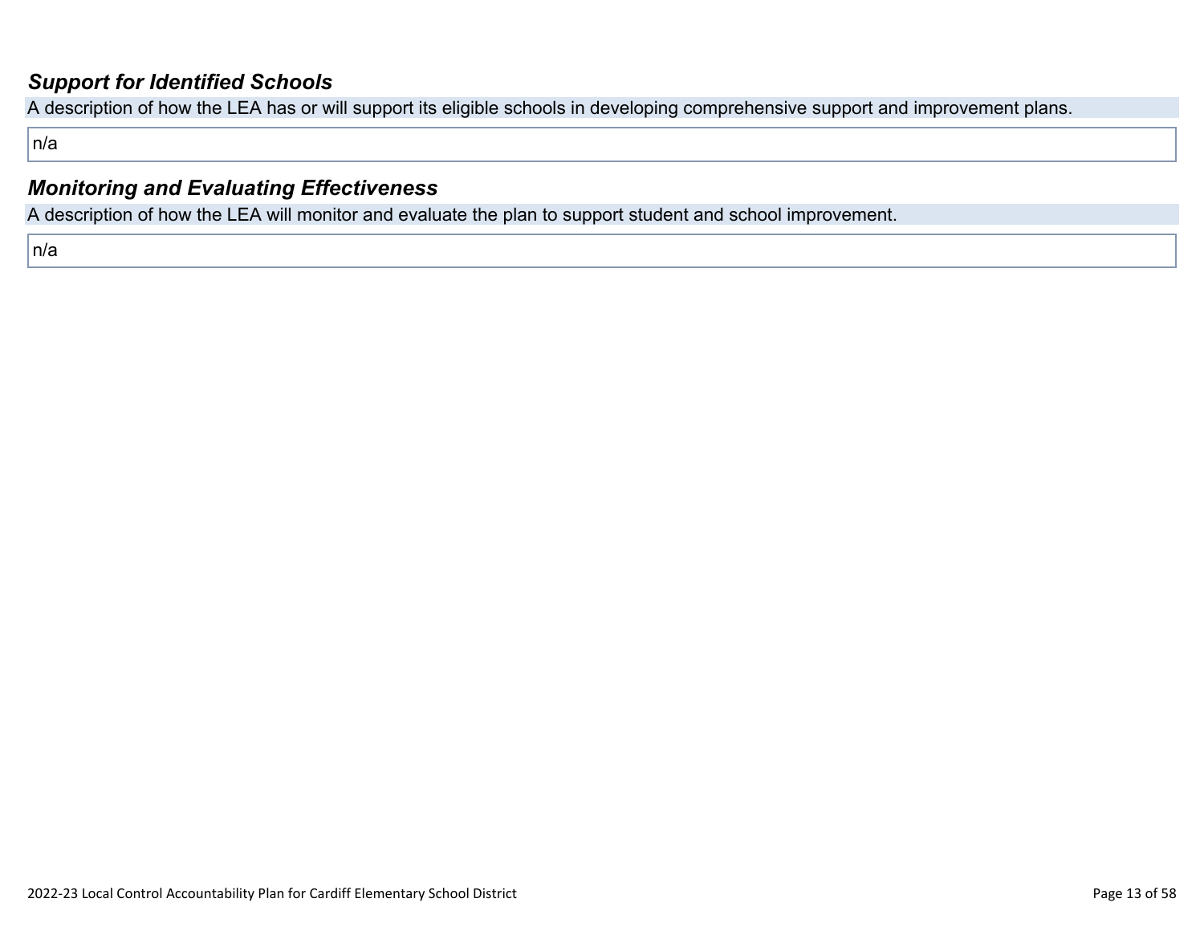### *Support for Identified Schools*

A description of how the LEA has or will support its eligible schools in developing comprehensive support and improvement plans.

n/a

### *Monitoring and Evaluating Effectiveness*

A description of how the LEA will monitor and evaluate the plan to support student and school improvement.

n/a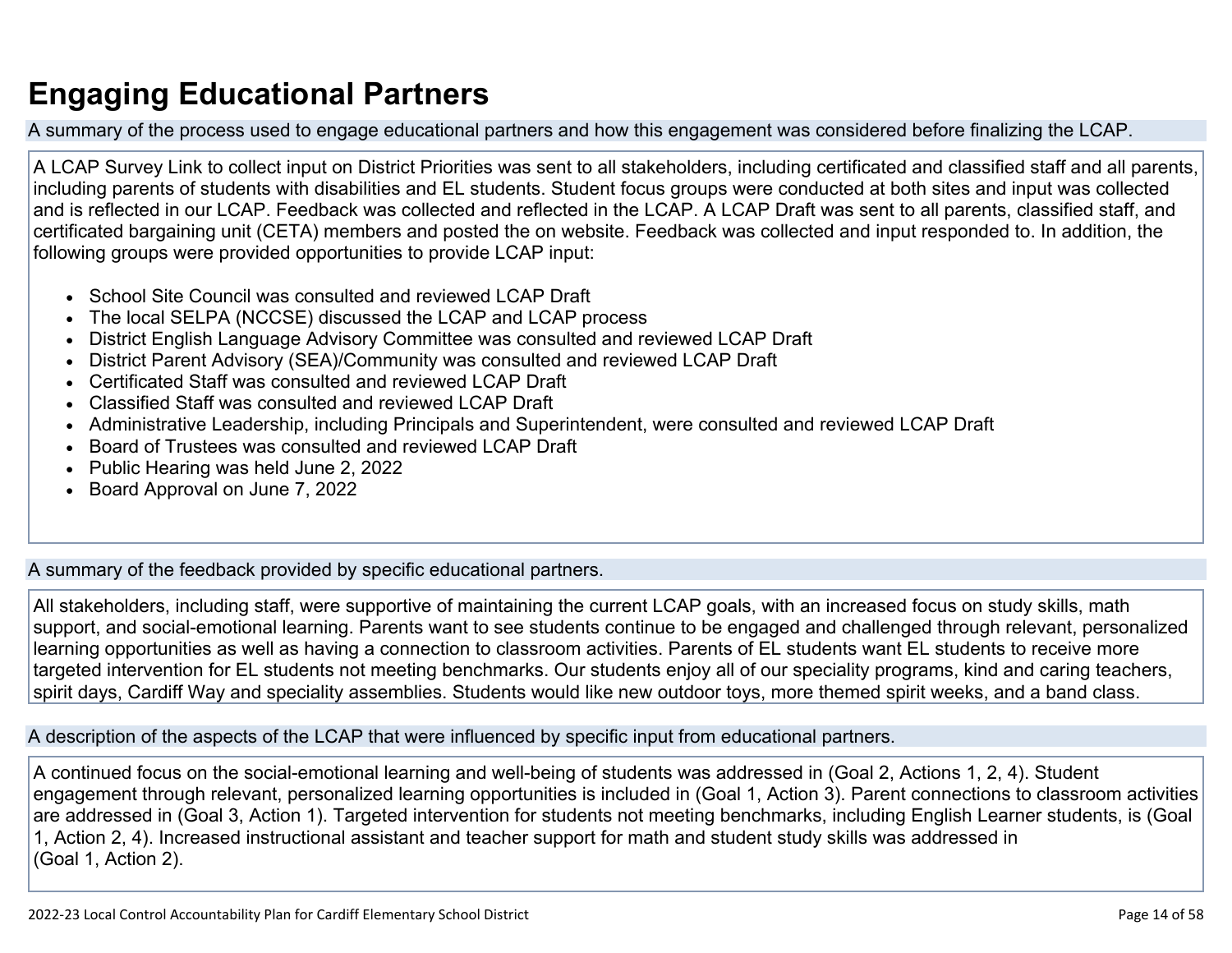# Engaging Educational Partners

A summary of the process used to engage educational partners and how this engagement was considered before finalizing the LCAP.

A LCAP Survey Link to collect input on District Priorities was sent to all stakeholders, including certificated and classified staff and all parents, including parents of students with disabilities and EL students. Student focus groups were conducted at both sites and input was collected and is reflected in our LCAP. Feedback was collected and reflected in the LCAP. A LCAP Draft was sent to all parents, classified staff, and certificated bargaining unit (CETA) members and posted the on website. Feedback was collected and input responded to. In addition, the following groups were provided opportunities to provide LCAP input:

- School Site Council was consulted and reviewed LCAP Draft
- The local SELPA (NCCSE) discussed the LCAP and LCAP process
- District English Language Advisory Committee was consulted and reviewed LCAP Draft
- District Parent Advisory (SEA)/Community was consulted and reviewed LCAP Draft
- Certificated Staff was consulted and reviewed LCAP Draft
- Classified Staff was consulted and reviewed LCAP Draft
- Administrative Leadership, including Principals and Superintendent, were consulted and reviewed LCAP Draft
- Board of Trustees was consulted and reviewed LCAP Draft
- Public Hearing was held June 2, 2022
- Board Approval on June 7, 2022

A summary of the feedback provided by specific educational partners.

All stakeholders, including staff, were supportive of maintaining the current LCAP goals, with an increased focus on study skills, math support, and social-emotional learning. Parents want to see students continue to be engaged and challenged through relevant, personalized learning opportunities as well as having a connection to classroom activities. Parents of EL students want EL students to receive more targeted intervention for EL students not meeting benchmarks. Our students enjoy all of our speciality programs, kind and caring teachers, spirit days, Cardiff Way and speciality assemblies. Students would like new outdoor toys, more themed spirit weeks, and a band class.

A description of the aspects of the LCAP that were influenced by specific input from educational partners.

A continued focus on the social-emotional learning and well-being of students was addressed in (Goal 2, Actions 1, 2, 4). Student engagement through relevant, personalized learning opportunities is included in (Goal 1, Action 3). Parent connections to classroom activities are addressed in (Goal 3, Action 1). Targeted intervention for students not meeting benchmarks, including English Learner students, is (Goal 1, Action 2, 4). Increased instructional assistant and teacher support for math and student study skills was addressed in (Goal 1, Action 2).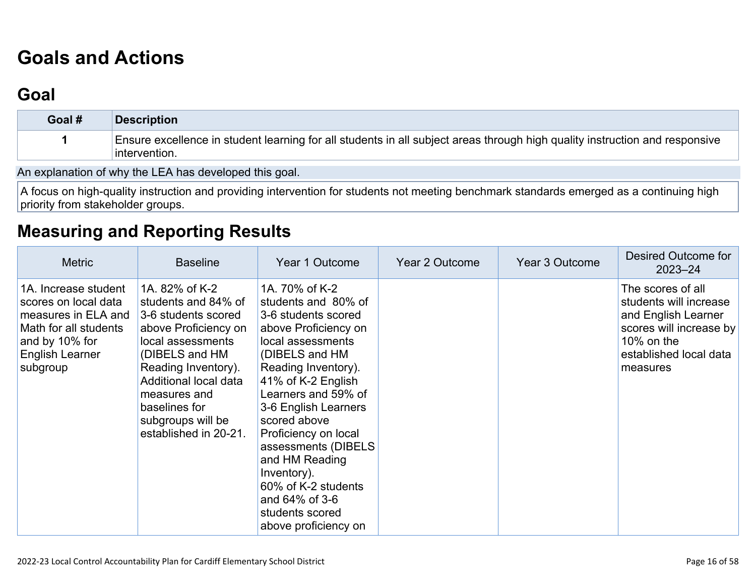# Goals and Actions

## Goal

| Goal # | Description |
| --- | --- |
| 1 | Ensure excellence in student learning for all students in all subject areas through high quality instruction and responsive intervention. |

An explanation of why the LEA has developed this goal.

A focus on high-quality instruction and providing intervention for students not meeting benchmark standards emerged as a continuing high priority from stakeholder groups.

## Measuring and Reporting Results

| Metric | Baseline | Year 1 Outcome | Year 2 Outcome | Year 3 Outcome | Desired Outcome for 2023–24 |
| --- | --- | --- | --- | --- | --- |
| 1A. Increase student scores on local data measures in ELA and Math for all students and by 10% for English Learner subgroup | 1A. 82% of K-2 students and 84% of 3-6 students scored above Proficiency on local assessments (DIBELS and HM Reading Inventory). Additional local data measures and baselines for subgroups will be established in 20-21. | 1A. 70% of K-2 students and 80% of 3-6 students scored above Proficiency on local assessments (DIBELS and HM Reading Inventory). 41% of K-2 English Learners and 59% of 3-6 English Learners scored above Proficiency on local assessments (DIBELS and HM Reading Inventory). 60% of K-2 students and 64% of 3-6 students scored above proficiency on | | | The scores of all students will increase and English Learner scores will increase by 10% on the established local data measures |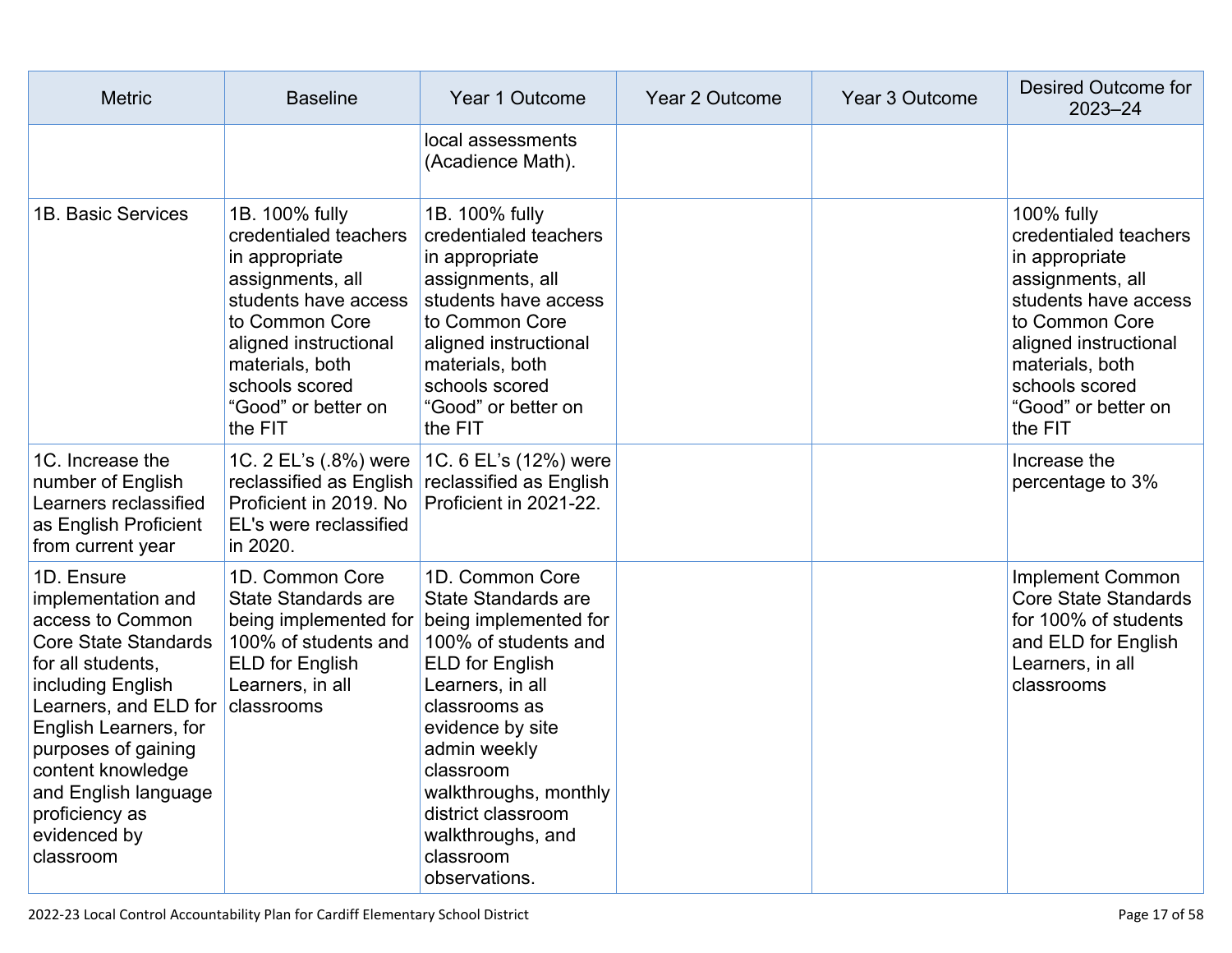| Metric | Baseline | Year 1 Outcome | Year 2 Outcome | Year 3 Outcome | Desired Outcome for 2023–24 |
|---|---|---|---|---|---|
| | | local assessments (Acadience Math). | | | |
| 1B. Basic Services | 1B. 100% fully credentialed teachers in appropriate assignments, all students have access to Common Core aligned instructional materials, both schools scored “Good” or better on the FIT | 1B. 100% fully credentialed teachers in appropriate assignments, all students have access to Common Core aligned instructional materials, both schools scored “Good” or better on the FIT | | | 100% fully credentialed teachers in appropriate assignments, all students have access to Common Core aligned instructional materials, both schools scored “Good” or better on the FIT |
| 1C. Increase the number of English Learners reclassified as English Proficient from current year | 1C. 2 EL’s (.8%) were reclassified as English Proficient in 2019. No EL's were reclassified in 2020. | 1C. 6 EL’s (12%) were reclassified as English Proficient in 2021-22. | | | Increase the percentage to 3% |
| 1D. Ensure implementation and access to Common Core State Standards for all students, including English Learners, and ELD for English Learners, for purposes of gaining content knowledge and English language proficiency as evidenced by classroom | 1D. Common Core State Standards are being implemented for 100% of students and ELD for English Learners, in all classrooms | 1D. Common Core State Standards are being implemented for 100% of students and ELD for English Learners, in all classrooms as evidence by site admin weekly classroom walkthroughs, monthly district classroom walkthroughs, and classroom observations. | | | Implement Common Core State Standards for 100% of students and ELD for English Learners, in all classrooms |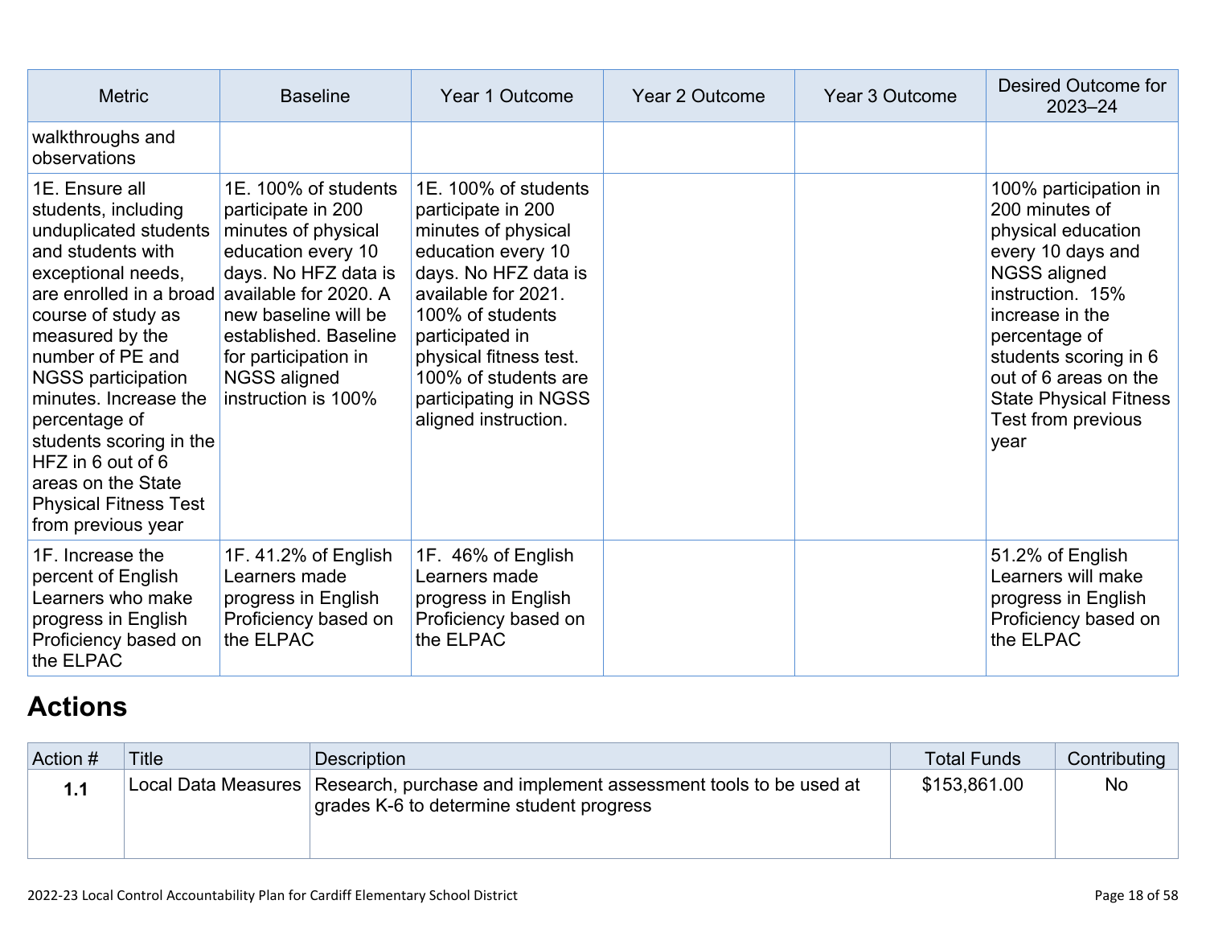| Metric | Baseline | Year 1 Outcome | Year 2 Outcome | Year 3 Outcome | Desired Outcome for 2023–24 |
| --- | --- | --- | --- | --- | --- |
| walkthroughs and observations | | | | | |
| 1E. Ensure all students, including unduplicated students and students with exceptional needs, are enrolled in a broad course of study as measured by the number of PE and NGSS participation minutes. Increase the percentage of students scoring in the HFZ in 6 out of 6 areas on the State Physical Fitness Test from previous year | 1E. 100% of students participate in 200 minutes of physical education every 10 days. No HFZ data is available for 2020. A new baseline will be established. Baseline for participation in NGSS aligned instruction is 100% | 1E. 100% of students participate in 200 minutes of physical education every 10 days. No HFZ data is available for 2021. 100% of students participated in physical fitness test. 100% of students are participating in NGSS aligned instruction. | | | 100% participation in 200 minutes of physical education every 10 days and NGSS aligned instruction. 15% increase in the percentage of students scoring in 6 out of 6 areas on the State Physical Fitness Test from previous year |
| 1F. Increase the percent of English Learners who make progress in English Proficiency based on the ELPAC | 1F. 41.2% of English Learners made progress in English Proficiency based on the ELPAC | 1F. 46% of English Learners made progress in English Proficiency based on the ELPAC | | | 51.2% of English Learners will make progress in English Proficiency based on the ELPAC |

## Actions

| Action # | Title | Description | Total Funds | Contributing |
| --- | --- | --- | --- | --- |
| **1.1** | Local Data Measures | Research, purchase and implement assessment tools to be used at grades K-6 to determine student progress | $153,861.00 | No |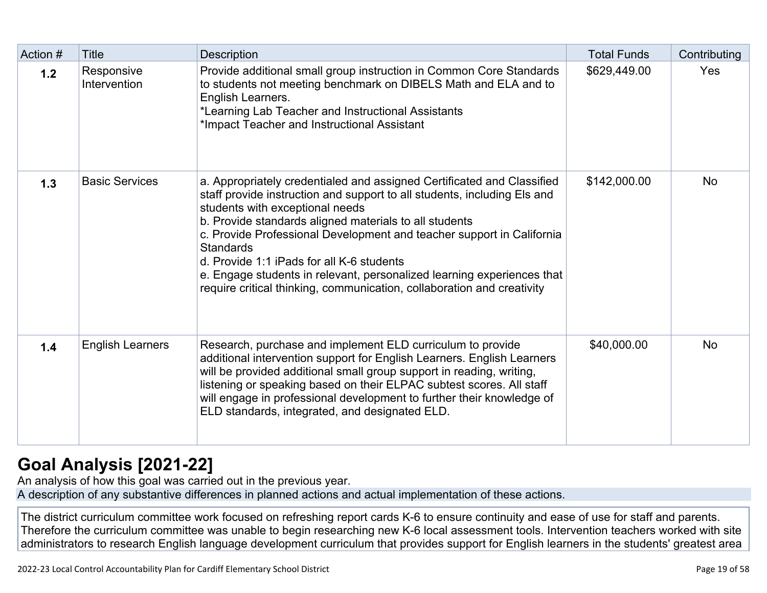| Action # | Title | Description | Total Funds | Contributing |
|---|---|---|---|---|
| **1.2** | Responsive Intervention | Provide additional small group instruction in Common Core Standards to students not meeting benchmark on DIBELS Math and ELA and to English Learners.<br>*Learning Lab Teacher and Instructional Assistants<br>*Impact Teacher and Instructional Assistant | $629,449.00 | Yes |
| **1.3** | Basic Services | a. Appropriately credentialed and assigned Certificated and Classified staff provide instruction and support to all students, including Els and students with exceptional needs<br>b. Provide standards aligned materials to all students<br>c. Provide Professional Development and teacher support in California Standards<br>d. Provide 1:1 iPads for all K-6 students<br>e. Engage students in relevant, personalized learning experiences that require critical thinking, communication, collaboration and creativity | $142,000.00 | No |
| **1.4** | English Learners | Research, purchase and implement ELD curriculum to provide additional intervention support for English Learners. English Learners will be provided additional small group support in reading, writing, listening or speaking based on their ELPAC subtest scores. All staff will engage in professional development to further their knowledge of ELD standards, integrated, and designated ELD. | $40,000.00 | No |

# Goal Analysis [2021-22]

An analysis of how this goal was carried out in the previous year.

A description of any substantive differences in planned actions and actual implementation of these actions.

The district curriculum committee work focused on refreshing report cards K-6 to ensure continuity and ease of use for staff and parents. Therefore the curriculum committee was unable to begin researching new K-6 local assessment tools. Intervention teachers worked with site administrators to research English language development curriculum that provides support for English learners in the students' greatest area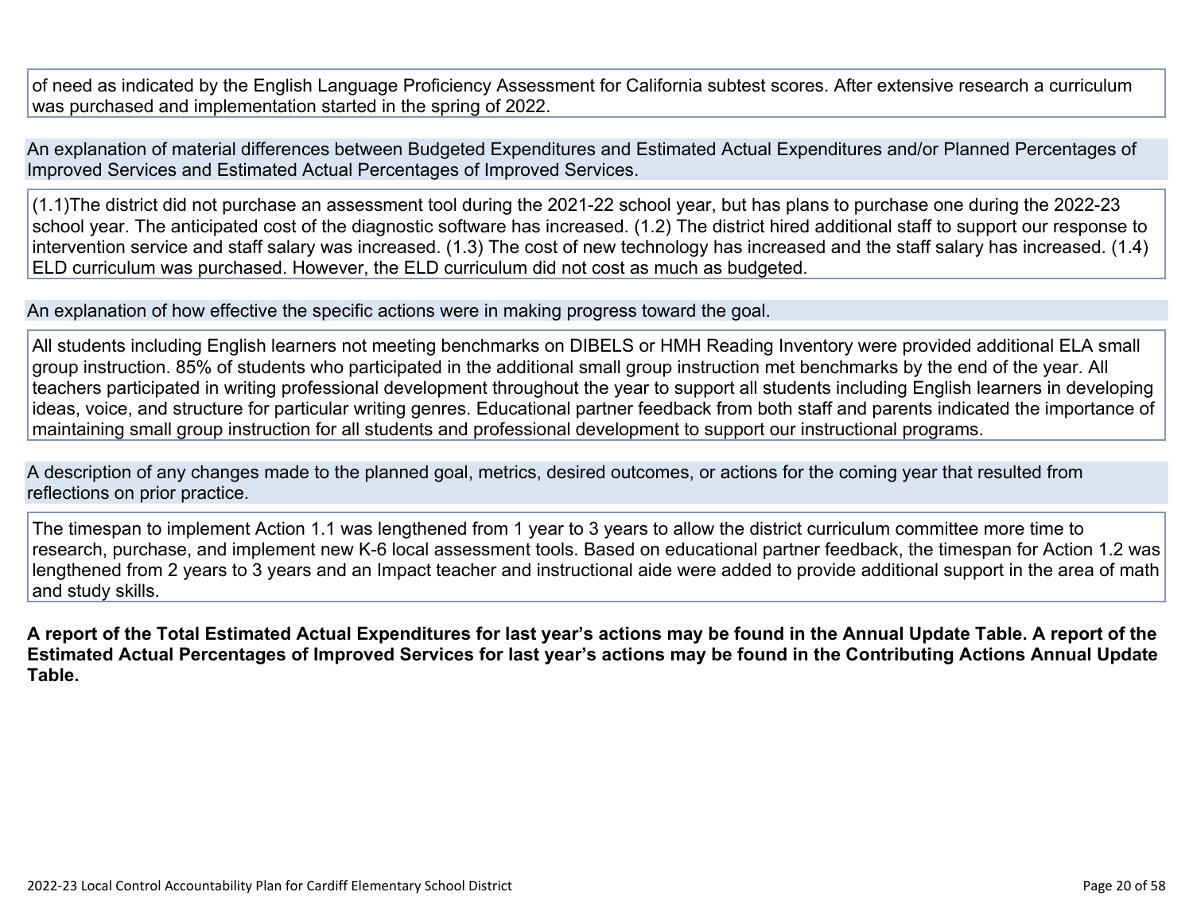of need as indicated by the English Language Proficiency Assessment for California subtest scores. After extensive research a curriculum was purchased and implementation started in the spring of 2022.

An explanation of material differences between Budgeted Expenditures and Estimated Actual Expenditures and/or Planned Percentages of Improved Services and Estimated Actual Percentages of Improved Services.

(1.1)The district did not purchase an assessment tool during the 2021-22 school year, but has plans to purchase one during the 2022-23 school year. The anticipated cost of the diagnostic software has increased. (1.2) The district hired additional staff to support our response to intervention service and staff salary was increased. (1.3) The cost of new technology has increased and the staff salary has increased. (1.4) ELD curriculum was purchased. However, the ELD curriculum did not cost as much as budgeted.

An explanation of how effective the specific actions were in making progress toward the goal.

All students including English learners not meeting benchmarks on DIBELS or HMH Reading Inventory were provided additional ELA small group instruction. 85% of students who participated in the additional small group instruction met benchmarks by the end of the year. All teachers participated in writing professional development throughout the year to support all students including English learners in developing ideas, voice, and structure for particular writing genres. Educational partner feedback from both staff and parents indicated the importance of maintaining small group instruction for all students and professional development to support our instructional programs.

A description of any changes made to the planned goal, metrics, desired outcomes, or actions for the coming year that resulted from reflections on prior practice.

The timespan to implement Action 1.1 was lengthened from 1 year to 3 years to allow the district curriculum committee more time to research, purchase, and implement new K-6 local assessment tools. Based on educational partner feedback, the timespan for Action 1.2 was lengthened from 2 years to 3 years and an Impact teacher and instructional aide were added to provide additional support in the area of math and study skills.

**A report of the Total Estimated Actual Expenditures for last year's actions may be found in the Annual Update Table. A report of the Estimated Actual Percentages of Improved Services for last year's actions may be found in the Contributing Actions Annual Update Table.**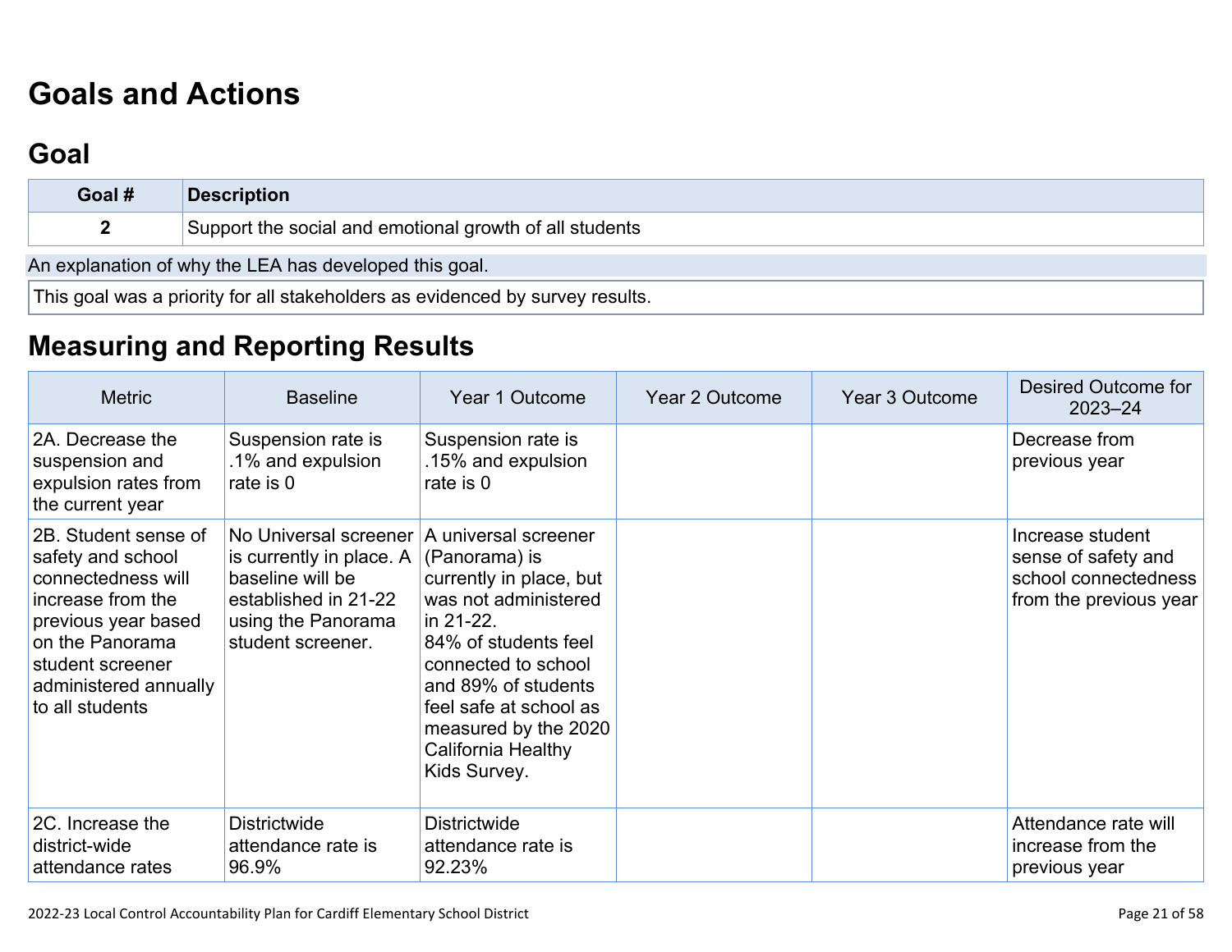# Goals and Actions

## Goal

| Goal # | Description |
|---|---|
| 2 | Support the social and emotional growth of all students |

An explanation of why the LEA has developed this goal.

This goal was a priority for all stakeholders as evidenced by survey results.

## Measuring and Reporting Results

| Metric | Baseline | Year 1 Outcome | Year 2 Outcome | Year 3 Outcome | Desired Outcome for 2023–24 |
|---|---|---|---|---|---|
| 2A. Decrease the suspension and expulsion rates from the current year | Suspension rate is .1% and expulsion rate is 0 | Suspension rate is .15% and expulsion rate is 0 | | | Decrease from previous year |
| 2B. Student sense of safety and school connectedness will increase from the previous year based on the Panorama student screener administered annually to all students | No Universal screener is currently in place. A baseline will be established in 21-22 using the Panorama student screener. | A universal screener (Panorama) is currently in place, but was not administered in 21-22. 84% of students feel connected to school and 89% of students feel safe at school as measured by the 2020 California Healthy Kids Survey. | | | Increase student sense of safety and school connectedness from the previous year |
| 2C. Increase the district-wide attendance rates | Districtwide attendance rate is 96.9% | Districtwide attendance rate is 92.23% | | | Attendance rate will increase from the previous year |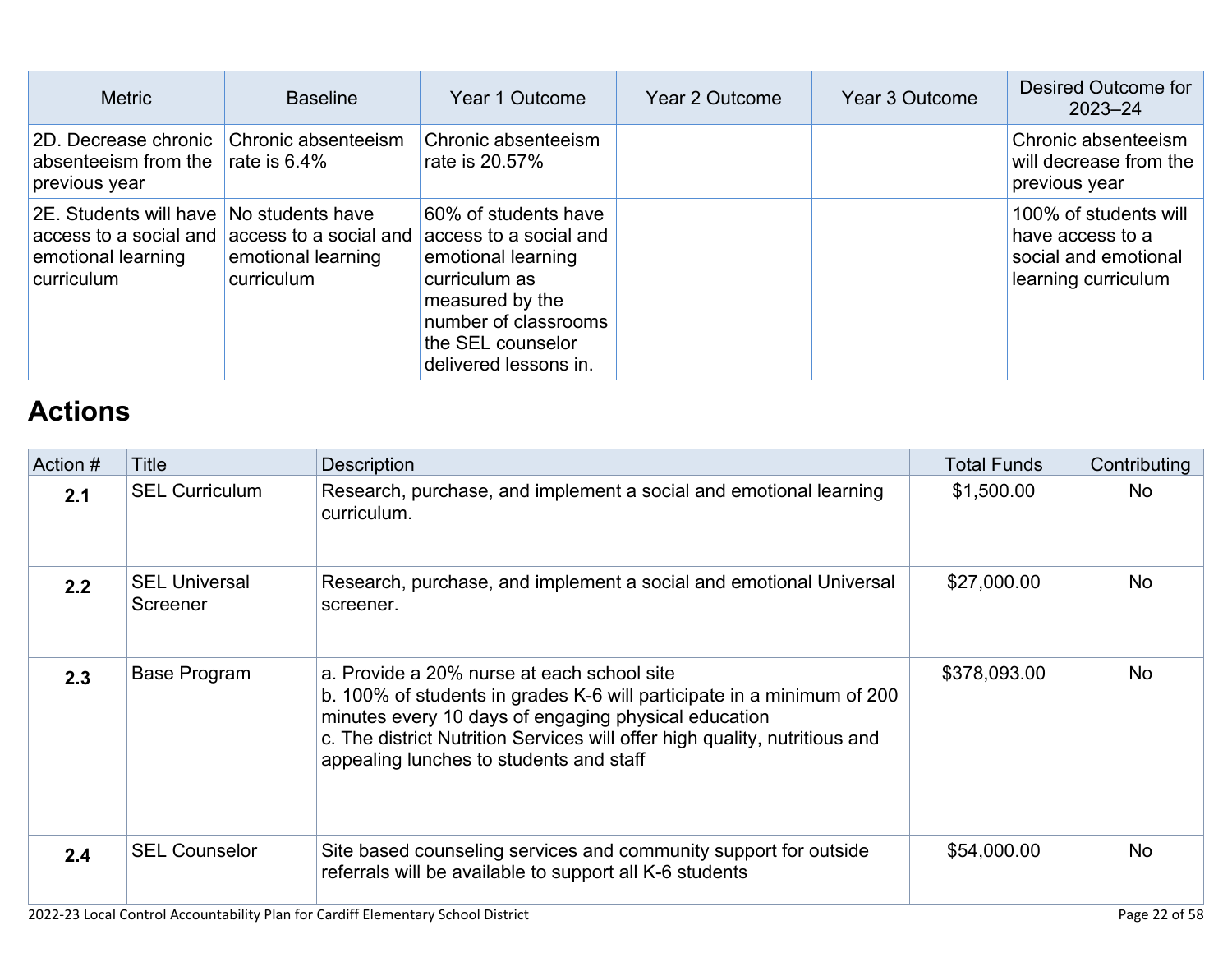| Metric | Baseline | Year 1 Outcome | Year 2 Outcome | Year 3 Outcome | Desired Outcome for 2023–24 |
|---|---|---|---|---|---|
| 2D. Decrease chronic absenteeism from the previous year | Chronic absenteeism rate is 6.4% | Chronic absenteeism rate is 20.57% | | | Chronic absenteeism will decrease from the previous year |
| 2E. Students will have access to a social and emotional learning curriculum | No students have access to a social and emotional learning curriculum | 60% of students have access to a social and emotional learning curriculum as measured by the number of classrooms the SEL counselor delivered lessons in. | | | 100% of students will have access to a social and emotional learning curriculum |

## Actions

| Action # | Title | Description | Total Funds | Contributing |
|---|---|---|---|---|
| **2.1** | SEL Curriculum | Research, purchase, and implement a social and emotional learning curriculum. | $1,500.00 | No |
| **2.2** | SEL Universal Screener | Research, purchase, and implement a social and emotional Universal screener. | $27,000.00 | No |
| **2.3** | Base Program | a. Provide a 20% nurse at each school site<br>b. 100% of students in grades K-6 will participate in a minimum of 200 minutes every 10 days of engaging physical education<br>c. The district Nutrition Services will offer high quality, nutritious and appealing lunches to students and staff | $378,093.00 | No |
| **2.4** | SEL Counselor | Site based counseling services and community support for outside referrals will be available to support all K-6 students | $54,000.00 | No |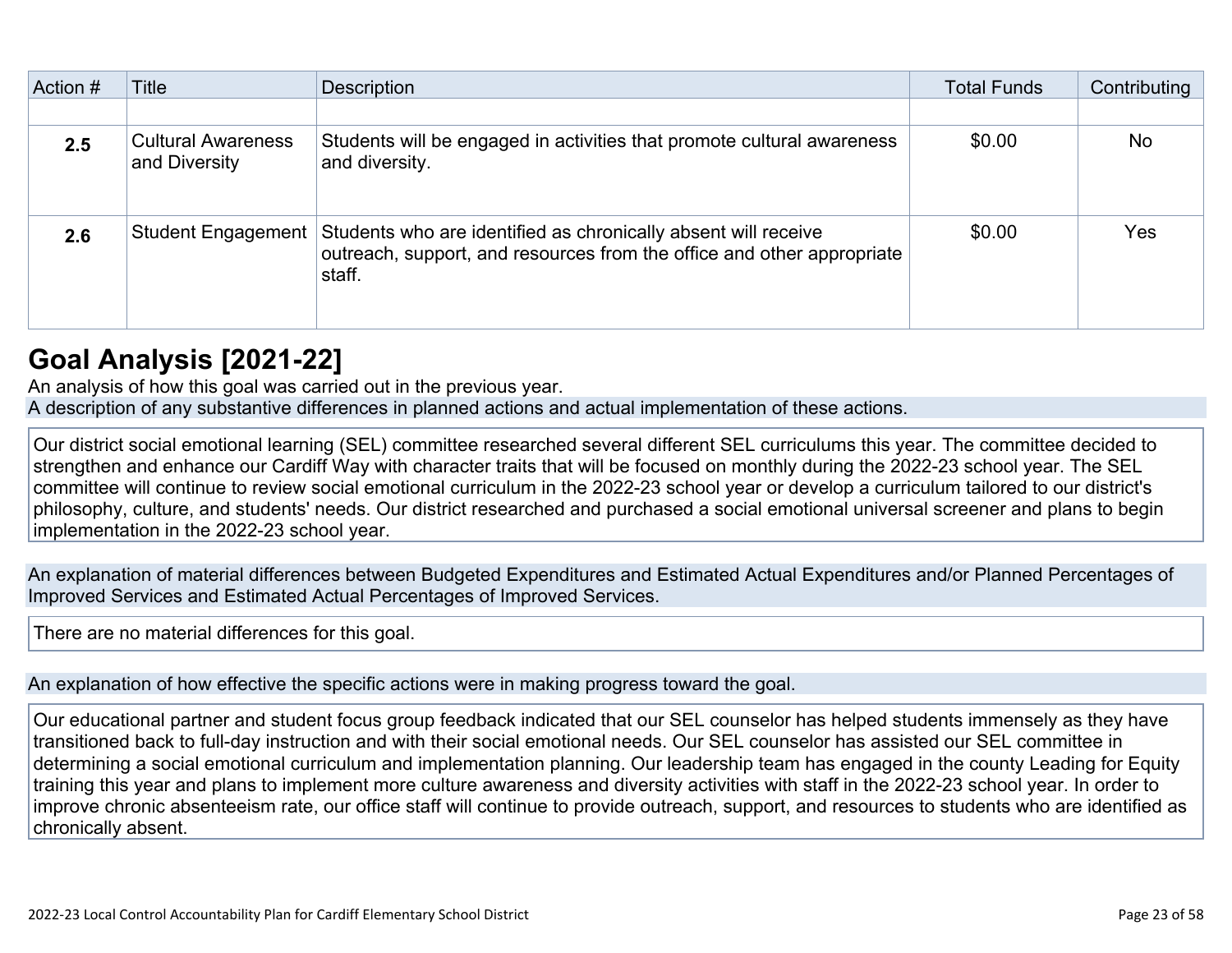| Action # | Title | Description | Total Funds | Contributing |
|---|---|---|---|---|
| | | | | |
| **2.5** | Cultural Awareness and Diversity | Students will be engaged in activities that promote cultural awareness and diversity. | $0.00 | No |
| **2.6** | Student Engagement | Students who are identified as chronically absent will receive outreach, support, and resources from the office and other appropriate staff. | $0.00 | Yes |

## Goal Analysis [2021-22]

An analysis of how this goal was carried out in the previous year.

A description of any substantive differences in planned actions and actual implementation of these actions.

Our district social emotional learning (SEL) committee researched several different SEL curriculums this year. The committee decided to strengthen and enhance our Cardiff Way with character traits that will be focused on monthly during the 2022-23 school year. The SEL committee will continue to review social emotional curriculum in the 2022-23 school year or develop a curriculum tailored to our district's philosophy, culture, and students' needs. Our district researched and purchased a social emotional universal screener and plans to begin implementation in the 2022-23 school year.

An explanation of material differences between Budgeted Expenditures and Estimated Actual Expenditures and/or Planned Percentages of Improved Services and Estimated Actual Percentages of Improved Services.

There are no material differences for this goal.

An explanation of how effective the specific actions were in making progress toward the goal.

Our educational partner and student focus group feedback indicated that our SEL counselor has helped students immensely as they have transitioned back to full-day instruction and with their social emotional needs. Our SEL counselor has assisted our SEL committee in determining a social emotional curriculum and implementation planning. Our leadership team has engaged in the county Leading for Equity training this year and plans to implement more culture awareness and diversity activities with staff in the 2022-23 school year. In order to improve chronic absenteeism rate, our office staff will continue to provide outreach, support, and resources to students who are identified as chronically absent.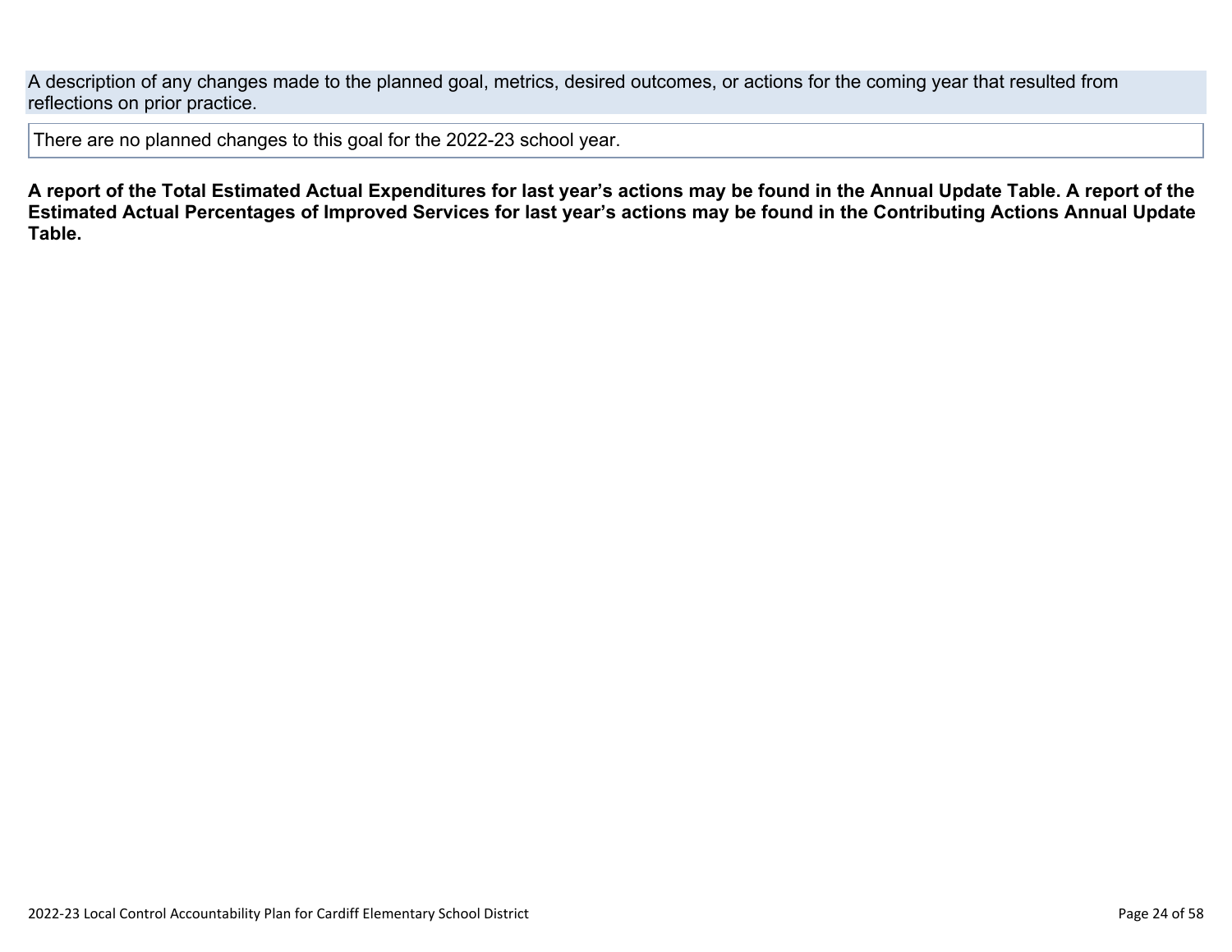A description of any changes made to the planned goal, metrics, desired outcomes, or actions for the coming year that resulted from reflections on prior practice.

There are no planned changes to this goal for the 2022-23 school year.

**A report of the Total Estimated Actual Expenditures for last year's actions may be found in the Annual Update Table. A report of the Estimated Actual Percentages of Improved Services for last year's actions may be found in the Contributing Actions Annual Update Table.**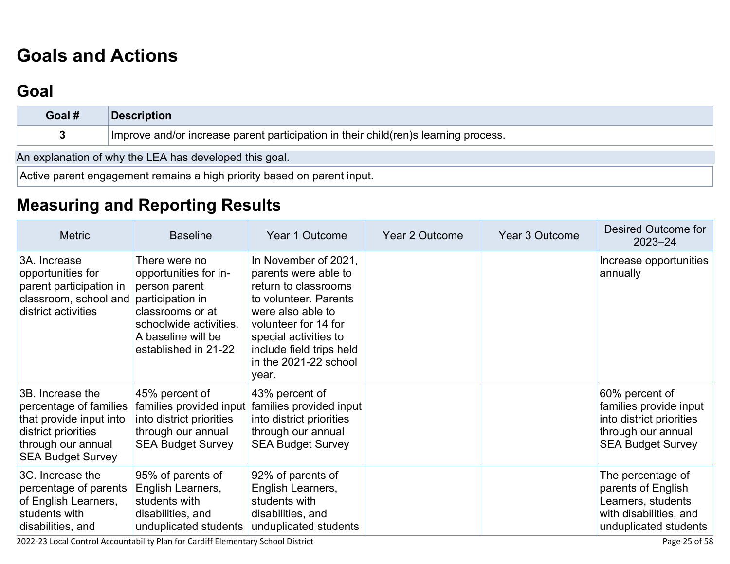# Goals and Actions

## Goal

| Goal # | Description |
| --- | --- |
| 3 | Improve and/or increase parent participation in their child(ren)s learning process. |

An explanation of why the LEA has developed this goal.

Active parent engagement remains a high priority based on parent input.

## Measuring and Reporting Results

| Metric | Baseline | Year 1 Outcome | Year 2 Outcome | Year 3 Outcome | Desired Outcome for 2023–24 |
| --- | --- | --- | --- | --- | --- |
| 3A. Increase opportunities for parent participation in classroom, school and district activities | There were no opportunities for in-person parent participation in classrooms or at schoolwide activities. A baseline will be established in 21-22 | In November of 2021, parents were able to return to classrooms to volunteer. Parents were also able to volunteer for 14 for special activities to include field trips held in the 2021-22 school year. | | | Increase opportunities annually |
| 3B. Increase the percentage of families that provide input into district priorities through our annual SEA Budget Survey | 45% percent of families provided input into district priorities through our annual SEA Budget Survey | 43% percent of families provided input into district priorities through our annual SEA Budget Survey | | | 60% percent of families provide input into district priorities through our annual SEA Budget Survey |
| 3C. Increase the percentage of parents of English Learners, students with disabilities, and | 95% of parents of English Learners, students with disabilities, and unduplicated students | 92% of parents of English Learners, students with disabilities, and unduplicated students | | | The percentage of parents of English Learners, students with disabilities, and unduplicated students |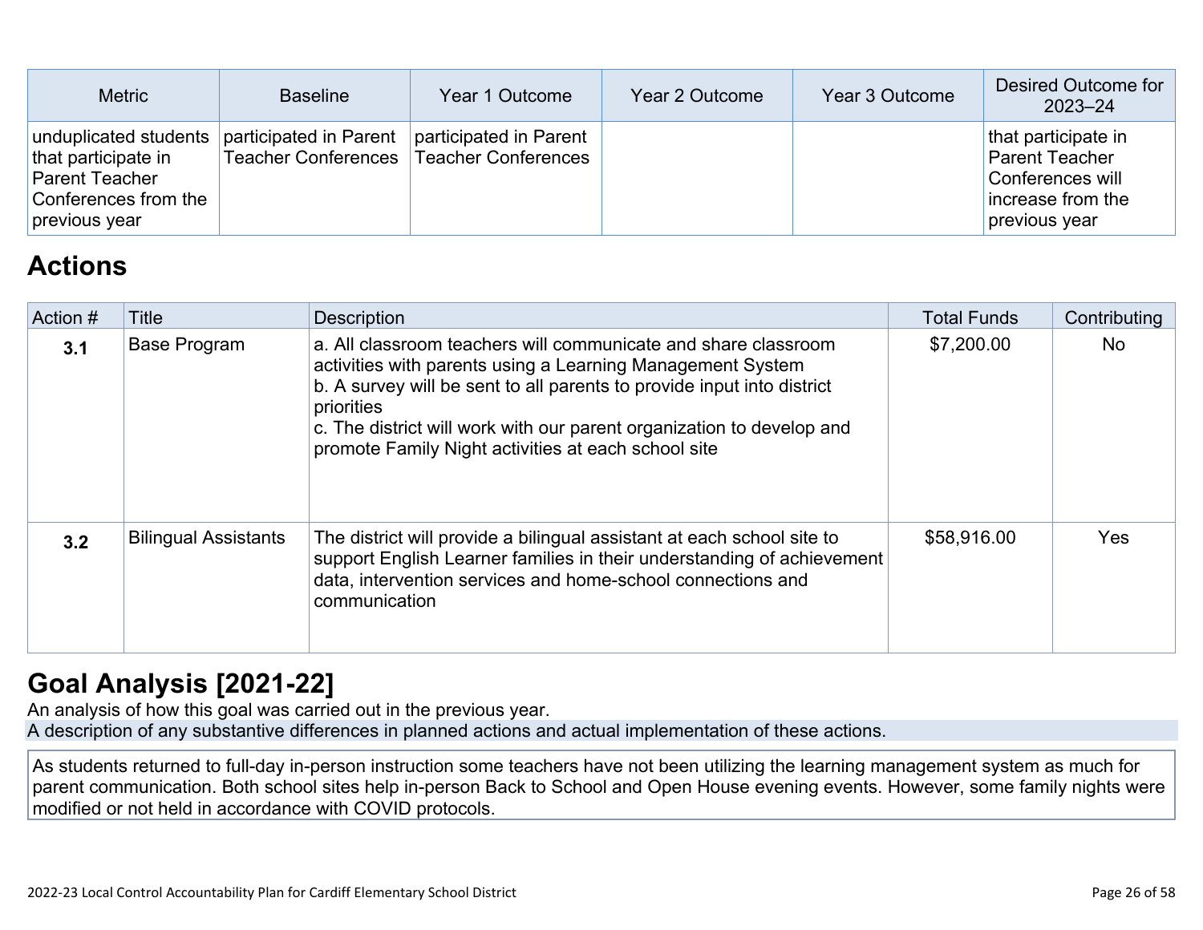| Metric | Baseline | Year 1 Outcome | Year 2 Outcome | Year 3 Outcome | Desired Outcome for 2023–24 |
|---|---|---|---|---|---|
| unduplicated students that participate in Parent Teacher Conferences from the previous year | participated in Parent Teacher Conferences | participated in Parent Teacher Conferences | | | that participate in Parent Teacher Conferences will increase from the previous year |

## Actions

| Action # | Title | Description | Total Funds | Contributing |
|---|---|---|---|---|
| **3.1** | Base Program | a. All classroom teachers will communicate and share classroom activities with parents using a Learning Management System<br>b. A survey will be sent to all parents to provide input into district priorities<br>c. The district will work with our parent organization to develop and promote Family Night activities at each school site | $7,200.00 | No |
| **3.2** | Bilingual Assistants | The district will provide a bilingual assistant at each school site to support English Learner families in their understanding of achievement data, intervention services and home-school connections and communication | $58,916.00 | Yes |

## Goal Analysis [2021-22]

An analysis of how this goal was carried out in the previous year.

A description of any substantive differences in planned actions and actual implementation of these actions.

As students returned to full-day in-person instruction some teachers have not been utilizing the learning management system as much for parent communication. Both school sites help in-person Back to School and Open House evening events. However, some family nights were modified or not held in accordance with COVID protocols.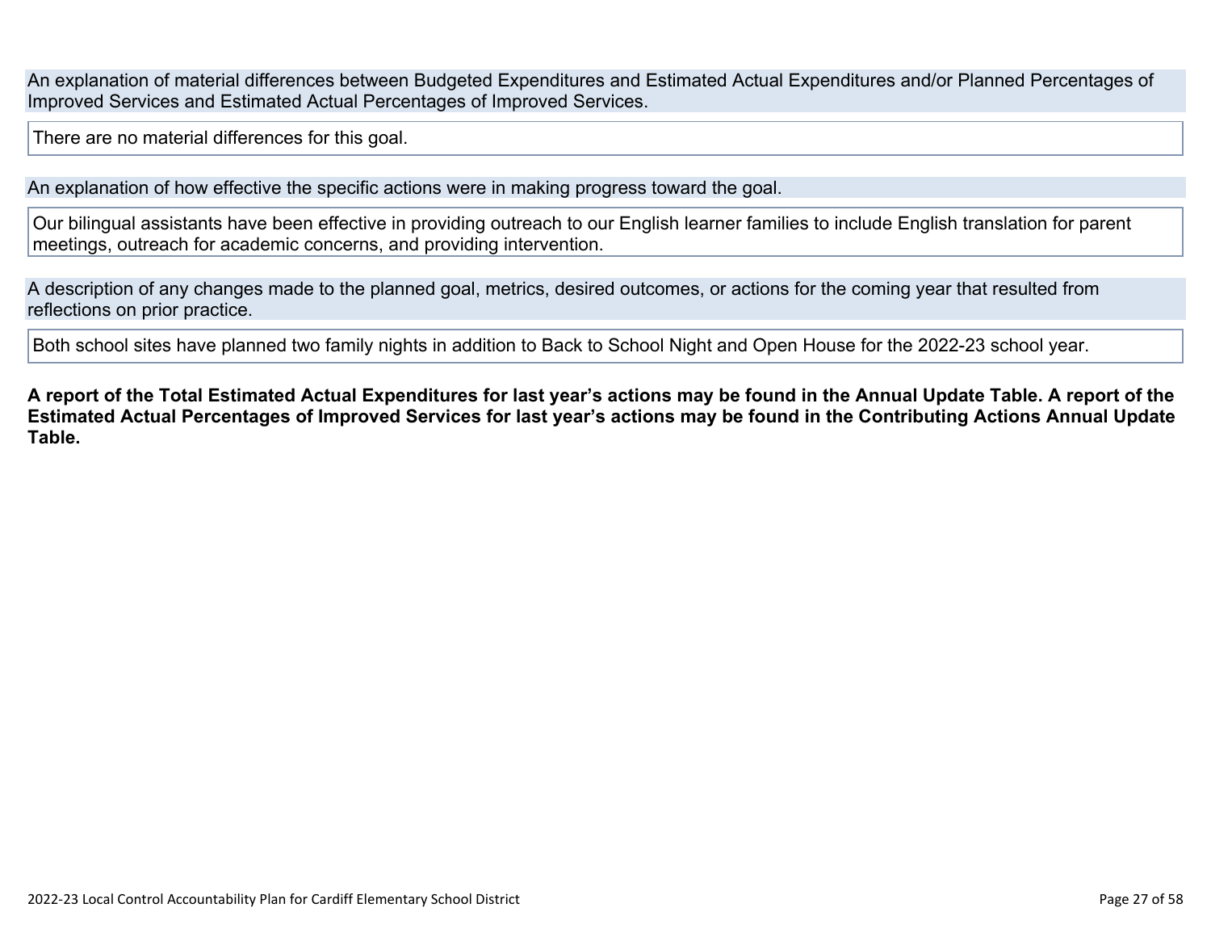An explanation of material differences between Budgeted Expenditures and Estimated Actual Expenditures and/or Planned Percentages of Improved Services and Estimated Actual Percentages of Improved Services.

There are no material differences for this goal.

An explanation of how effective the specific actions were in making progress toward the goal.

Our bilingual assistants have been effective in providing outreach to our English learner families to include English translation for parent meetings, outreach for academic concerns, and providing intervention.

A description of any changes made to the planned goal, metrics, desired outcomes, or actions for the coming year that resulted from reflections on prior practice.

Both school sites have planned two family nights in addition to Back to School Night and Open House for the 2022-23 school year.

**A report of the Total Estimated Actual Expenditures for last year's actions may be found in the Annual Update Table. A report of the Estimated Actual Percentages of Improved Services for last year's actions may be found in the Contributing Actions Annual Update Table.**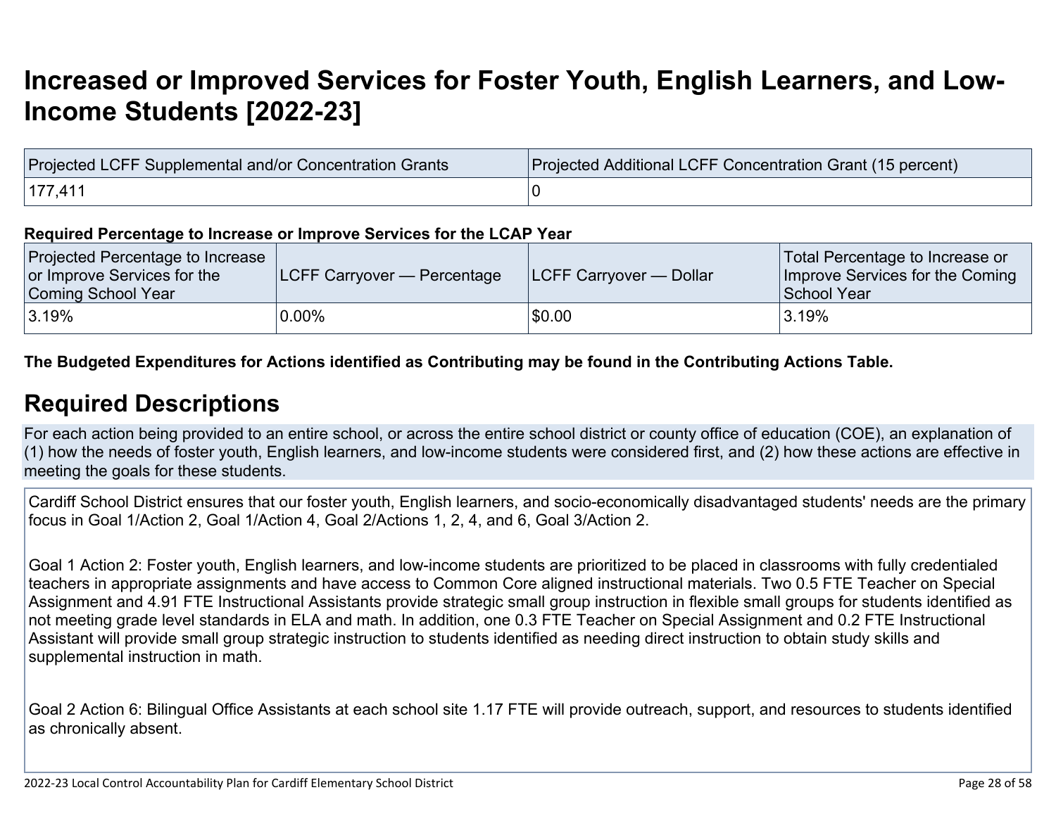# Increased or Improved Services for Foster Youth, English Learners, and Low-Income Students [2022-23]

| Projected LCFF Supplemental and/or Concentration Grants | Projected Additional LCFF Concentration Grant (15 percent) |
|---|---|
| 177,411 | 0 |

**Required Percentage to Increase or Improve Services for the LCAP Year**

| Projected Percentage to Increase or Improve Services for the Coming School Year | LCFF Carryover — Percentage | LCFF Carryover — Dollar | Total Percentage to Increase or Improve Services for the Coming School Year |
|---|---|---|---|
| 3.19% | 0.00% | $0.00 | 3.19% |

**The Budgeted Expenditures for Actions identified as Contributing may be found in the Contributing Actions Table.**

## Required Descriptions

For each action being provided to an entire school, or across the entire school district or county office of education (COE), an explanation of (1) how the needs of foster youth, English learners, and low-income students were considered first, and (2) how these actions are effective in meeting the goals for these students.

Cardiff School District ensures that our foster youth, English learners, and socio-economically disadvantaged students' needs are the primary focus in Goal 1/Action 2, Goal 1/Action 4, Goal 2/Actions 1, 2, 4, and 6, Goal 3/Action 2.

Goal 1 Action 2: Foster youth, English learners, and low-income students are prioritized to be placed in classrooms with fully credentialed teachers in appropriate assignments and have access to Common Core aligned instructional materials. Two 0.5 FTE Teacher on Special Assignment and 4.91 FTE Instructional Assistants provide strategic small group instruction in flexible small groups for students identified as not meeting grade level standards in ELA and math. In addition, one 0.3 FTE Teacher on Special Assignment and 0.2 FTE Instructional Assistant will provide small group strategic instruction to students identified as needing direct instruction to obtain study skills and supplemental instruction in math.

Goal 2 Action 6: Bilingual Office Assistants at each school site 1.17 FTE will provide outreach, support, and resources to students identified as chronically absent.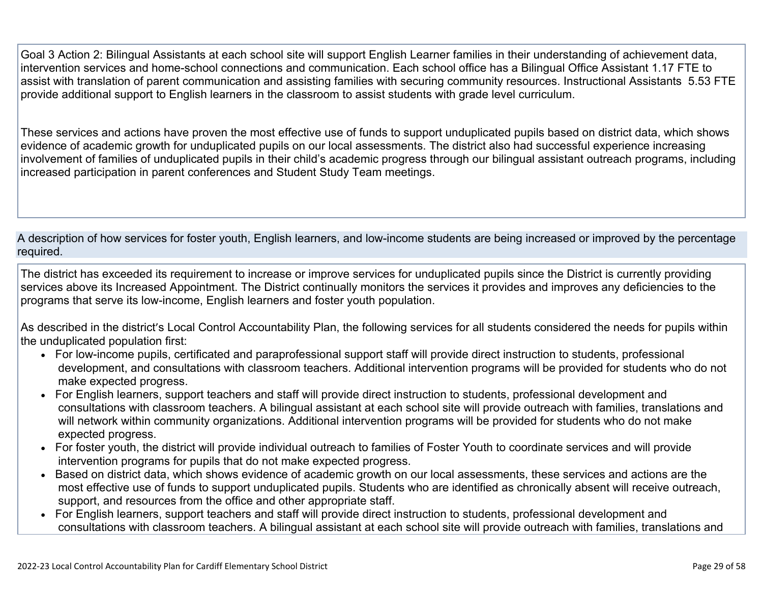Goal 3 Action 2: Bilingual Assistants at each school site will support English Learner families in their understanding of achievement data, intervention services and home-school connections and communication. Each school office has a Bilingual Office Assistant 1.17 FTE to assist with translation of parent communication and assisting families with securing community resources. Instructional Assistants 5.53 FTE provide additional support to English learners in the classroom to assist students with grade level curriculum.

These services and actions have proven the most effective use of funds to support unduplicated pupils based on district data, which shows evidence of academic growth for unduplicated pupils on our local assessments. The district also had successful experience increasing involvement of families of unduplicated pupils in their child's academic progress through our bilingual assistant outreach programs, including increased participation in parent conferences and Student Study Team meetings.

A description of how services for foster youth, English learners, and low-income students are being increased or improved by the percentage required.

The district has exceeded its requirement to increase or improve services for unduplicated pupils since the District is currently providing services above its Increased Appointment. The District continually monitors the services it provides and improves any deficiencies to the programs that serve its low-income, English learners and foster youth population.

As described in the district's Local Control Accountability Plan, the following services for all students considered the needs for pupils within the unduplicated population first:

- For low-income pupils, certificated and paraprofessional support staff will provide direct instruction to students, professional development, and consultations with classroom teachers. Additional intervention programs will be provided for students who do not make expected progress.
- For English learners, support teachers and staff will provide direct instruction to students, professional development and consultations with classroom teachers. A bilingual assistant at each school site will provide outreach with families, translations and will network within community organizations. Additional intervention programs will be provided for students who do not make expected progress.
- For foster youth, the district will provide individual outreach to families of Foster Youth to coordinate services and will provide intervention programs for pupils that do not make expected progress.
- Based on district data, which shows evidence of academic growth on our local assessments, these services and actions are the most effective use of funds to support unduplicated pupils. Students who are identified as chronically absent will receive outreach, support, and resources from the office and other appropriate staff.
- For English learners, support teachers and staff will provide direct instruction to students, professional development and consultations with classroom teachers. A bilingual assistant at each school site will provide outreach with families, translations and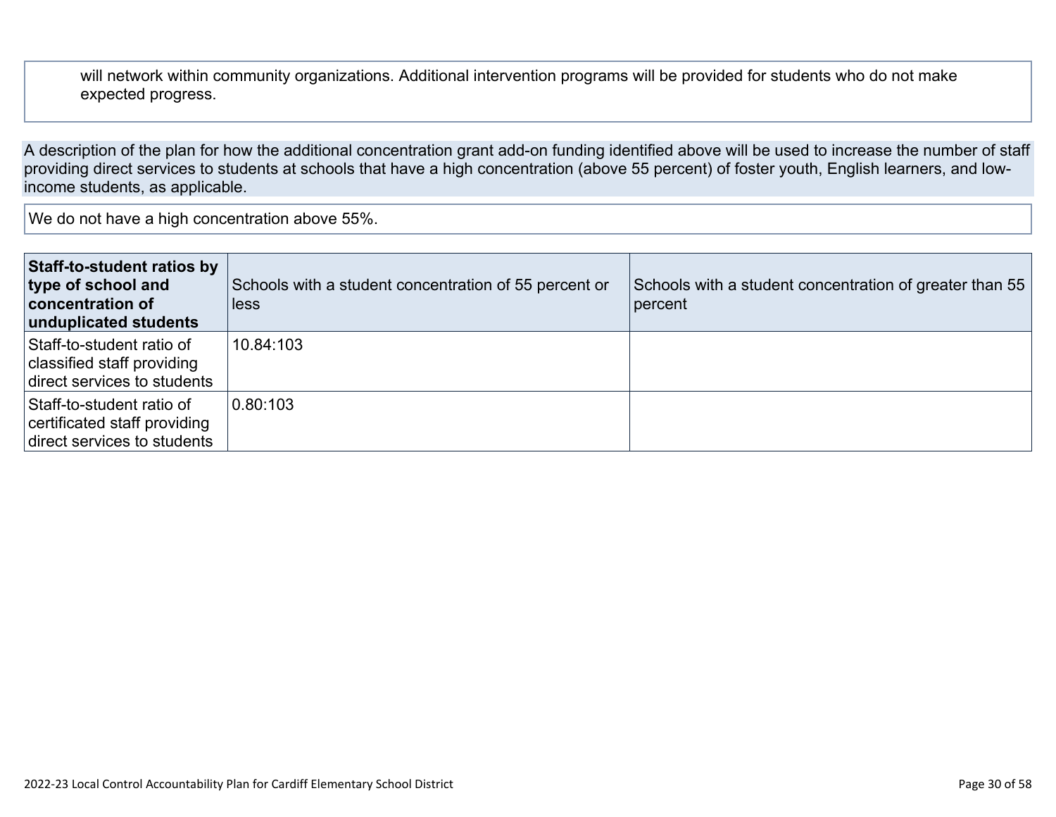will network within community organizations. Additional intervention programs will be provided for students who do not make expected progress.

A description of the plan for how the additional concentration grant add-on funding identified above will be used to increase the number of staff providing direct services to students at schools that have a high concentration (above 55 percent) of foster youth, English learners, and low-income students, as applicable.

We do not have a high concentration above 55%.

| **Staff-to-student ratios by type of school and concentration of unduplicated students** | Schools with a student concentration of 55 percent or less | Schools with a student concentration of greater than 55 percent |
|---|---|---|
| Staff-to-student ratio of classified staff providing direct services to students | 10.84:103 | |
| Staff-to-student ratio of certificated staff providing direct services to students | 0.80:103 | |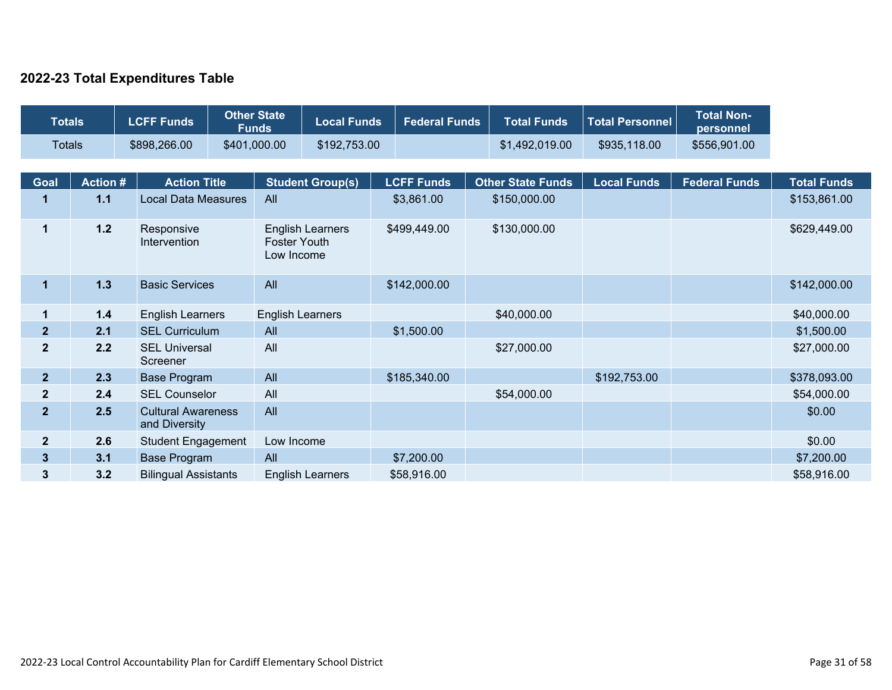## 2022-23 Total Expenditures Table

| Totals | LCFF Funds | Other State Funds | Local Funds | Federal Funds | Total Funds | Total Personnel | Total Non-personnel |
|---|---|---|---|---|---|---|---|
| Totals | $898,266.00 | $401,000.00 | $192,753.00 | | $1,492,019.00 | $935,118.00 | $556,901.00 |

| Goal | Action # | Action Title | Student Group(s) | LCFF Funds | Other State Funds | Local Funds | Federal Funds | Total Funds |
|---|---|---|---|---|---|---|---|---|
| 1 | 1.1 | Local Data Measures | All | $3,861.00 | $150,000.00 | | | $153,861.00 |
| 1 | 1.2 | Responsive Intervention | English Learners<br>Foster Youth<br>Low Income | $499,449.00 | $130,000.00 | | | $629,449.00 |
| 1 | 1.3 | Basic Services | All | $142,000.00 | | | | $142,000.00 |
| 1 | 1.4 | English Learners | English Learners | | $40,000.00 | | | $40,000.00 |
| 2 | 2.1 | SEL Curriculum | All | $1,500.00 | | | | $1,500.00 |
| 2 | 2.2 | SEL Universal Screener | All | | $27,000.00 | | | $27,000.00 |
| 2 | 2.3 | Base Program | All | $185,340.00 | | $192,753.00 | | $378,093.00 |
| 2 | 2.4 | SEL Counselor | All | | $54,000.00 | | | $54,000.00 |
| 2 | 2.5 | Cultural Awareness and Diversity | All | | | | | $0.00 |
| 2 | 2.6 | Student Engagement | Low Income | | | | | $0.00 |
| 3 | 3.1 | Base Program | All | $7,200.00 | | | | $7,200.00 |
| 3 | 3.2 | Bilingual Assistants | English Learners | $58,916.00 | | | | $58,916.00 |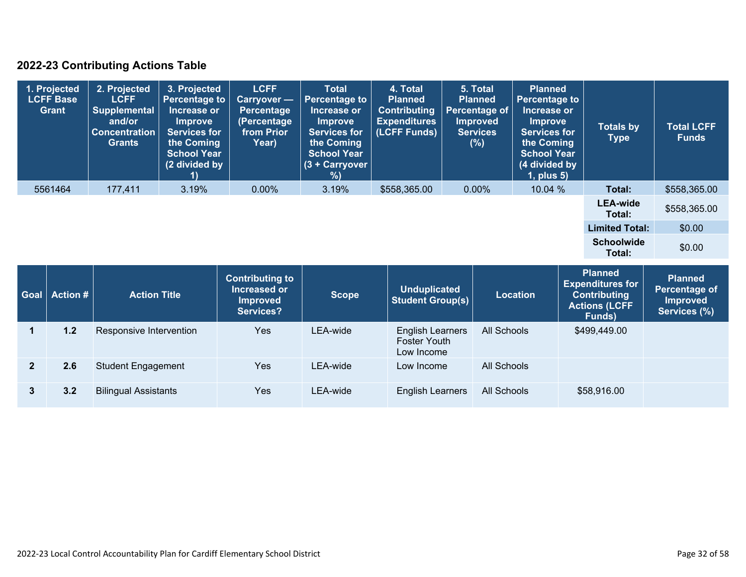## 2022-23 Contributing Actions Table

| 1. Projected LCFF Base Grant | 2. Projected LCFF Supplemental and/or Concentration Grants | 3. Projected Percentage to Increase or Improve Services for the Coming School Year (2 divided by 1) | LCFF Carryover — Percentage (Percentage from Prior Year) | Total Percentage to Increase or Improve Services for the Coming School Year (3 + Carryover %) | 4. Total Planned Contributing Expenditures (LCFF Funds) | 5. Total Planned Percentage of Improved Services (%) | Planned Percentage to Increase or Improve Services for the Coming School Year (4 divided by 1, plus 5) | Totals by Type | Total LCFF Funds |
|---|---|---|---|---|---|---|---|---|---|
| 5561464 | 177,411 | 3.19% | 0.00% | 3.19% | $558,365.00 | 0.00% | 10.04 % | **Total:** | $558,365.00 |
| | | | | | | | | **LEA-wide Total:** | $558,365.00 |
| | | | | | | | | **Limited Total:** | $0.00 |
| | | | | | | | | **Schoolwide Total:** | $0.00 |

| Goal | Action # | Action Title | Contributing to Increased or Improved Services? | Scope | Unduplicated Student Group(s) | Location | Planned Expenditures for Contributing Actions (LCFF Funds) | Planned Percentage of Improved Services (%) |
|---|---|---|---|---|---|---|---|---|
| **1** | **1.2** | Responsive Intervention | Yes | LEA-wide | English Learners<br>Foster Youth<br>Low Income | All Schools | $499,449.00 | |
| **2** | **2.6** | Student Engagement | Yes | LEA-wide | Low Income | All Schools | | |
| **3** | **3.2** | Bilingual Assistants | Yes | LEA-wide | English Learners | All Schools | $58,916.00 | |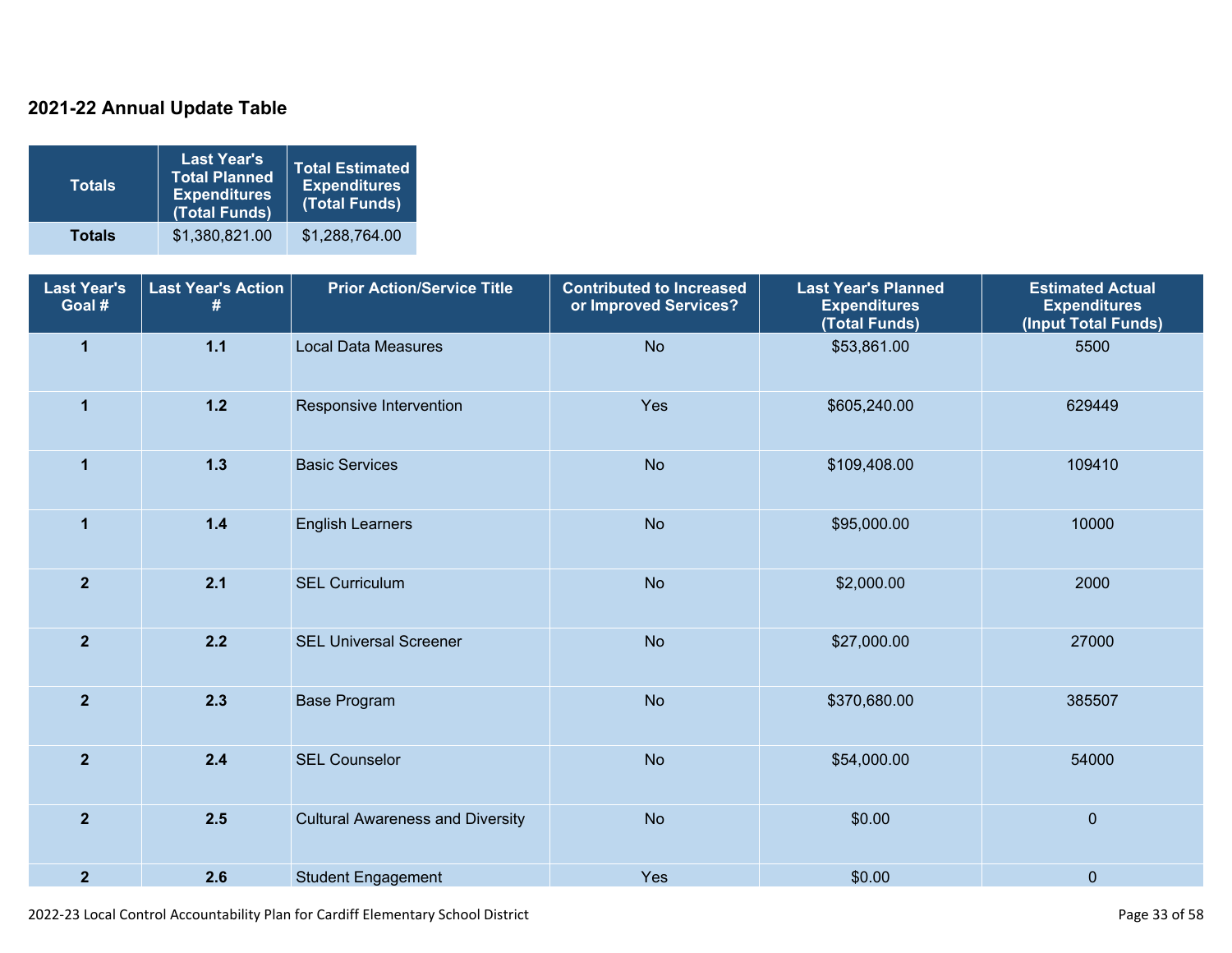## 2021-22 Annual Update Table

| Totals | Last Year's Total Planned Expenditures (Total Funds) | Total Estimated Expenditures (Total Funds) |
|---|---|---|
| **Totals** | $1,380,821.00 | $1,288,764.00 |

| Last Year's Goal # | Last Year's Action # | Prior Action/Service Title | Contributed to Increased or Improved Services? | Last Year's Planned Expenditures (Total Funds) | Estimated Actual Expenditures (Input Total Funds) |
|---|---|---|---|---|---|
| 1 | 1.1 | Local Data Measures | No | $53,861.00 | 5500 |
| 1 | 1.2 | Responsive Intervention | Yes | $605,240.00 | 629449 |
| 1 | 1.3 | Basic Services | No | $109,408.00 | 109410 |
| 1 | 1.4 | English Learners | No | $95,000.00 | 10000 |
| 2 | 2.1 | SEL Curriculum | No | $2,000.00 | 2000 |
| 2 | 2.2 | SEL Universal Screener | No | $27,000.00 | 27000 |
| 2 | 2.3 | Base Program | No | $370,680.00 | 385507 |
| 2 | 2.4 | SEL Counselor | No | $54,000.00 | 54000 |
| 2 | 2.5 | Cultural Awareness and Diversity | No | $0.00 | 0 |
| 2 | 2.6 | Student Engagement | Yes | $0.00 | 0 |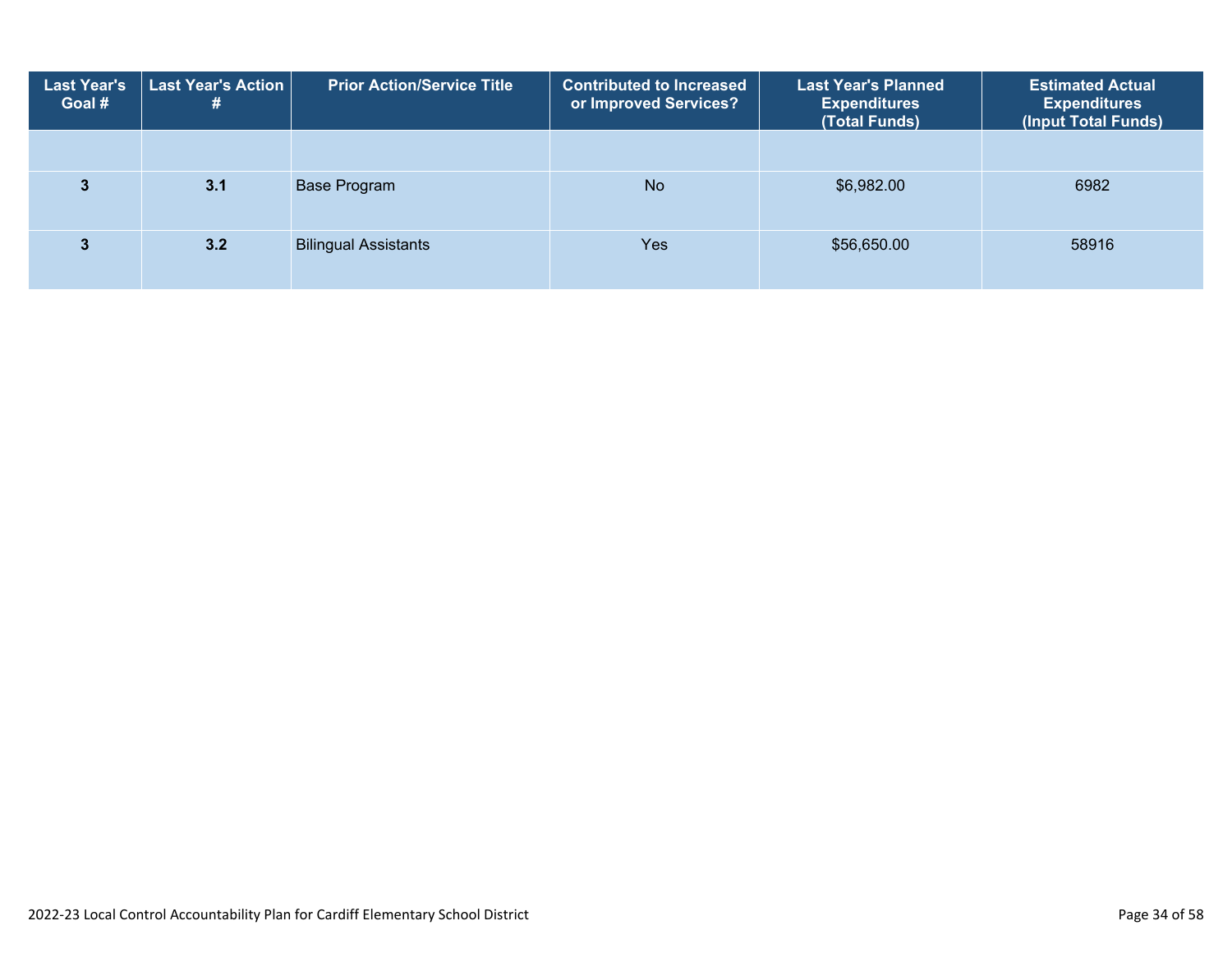| Last Year's Goal # | Last Year's Action # | Prior Action/Service Title | Contributed to Increased or Improved Services? | Last Year's Planned Expenditures (Total Funds) | Estimated Actual Expenditures (Input Total Funds) |
|---|---|---|---|---|---|
| | | | | | |
| 3 | 3.1 | Base Program | No | $6,982.00 | 6982 |
| 3 | 3.2 | Bilingual Assistants | Yes | $56,650.00 | 58916 |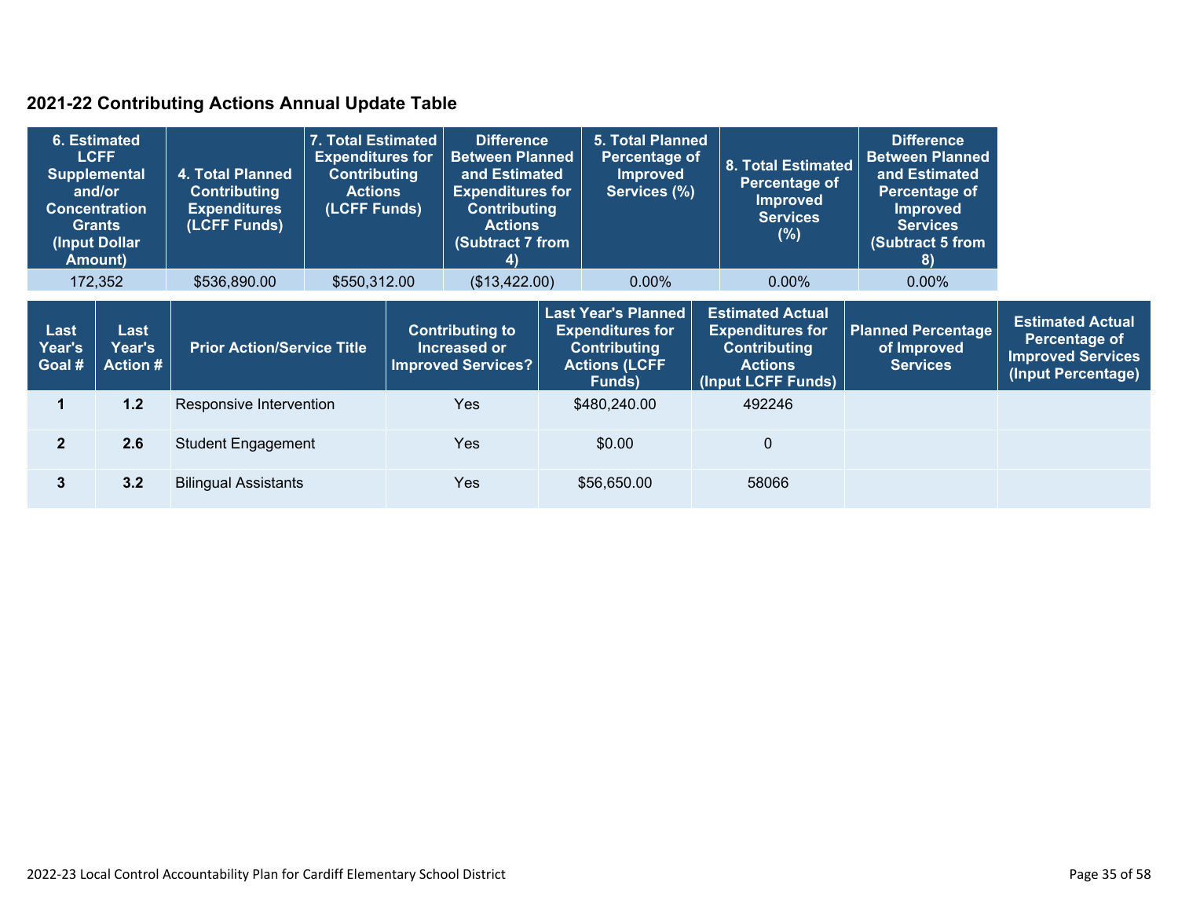## 2021-22 Contributing Actions Annual Update Table

| 6. Estimated LCFF Supplemental and/or Concentration Grants (Input Dollar Amount) | 4. Total Planned Contributing Expenditures (LCFF Funds) | 7. Total Estimated Expenditures for Contributing Actions (LCFF Funds) | Difference Between Planned and Estimated Expenditures for Contributing Actions (Subtract 7 from 4) | 5. Total Planned Percentage of Improved Services (%) | 8. Total Estimated Percentage of Improved Services (%) | Difference Between Planned and Estimated Percentage of Improved Services (Subtract 5 from 8) |
|---|---|---|---|---|---|---|
| 172,352 | $536,890.00 | $550,312.00 | ($13,422.00) | 0.00% | 0.00% | 0.00% |

| Last Year's Goal # | Last Year's Action # | Prior Action/Service Title | Contributing to Increased or Improved Services? | Last Year's Planned Expenditures for Contributing Actions (LCFF Funds) | Estimated Actual Expenditures for Contributing Actions (Input LCFF Funds) | Planned Percentage of Improved Services | Estimated Actual Percentage of Improved Services (Input Percentage) |
|---|---|---|---|---|---|---|---|
| 1 | 1.2 | Responsive Intervention | Yes | $480,240.00 | 492246 | | |
| 2 | 2.6 | Student Engagement | Yes | $0.00 | 0 | | |
| 3 | 3.2 | Bilingual Assistants | Yes | $56,650.00 | 58066 | | |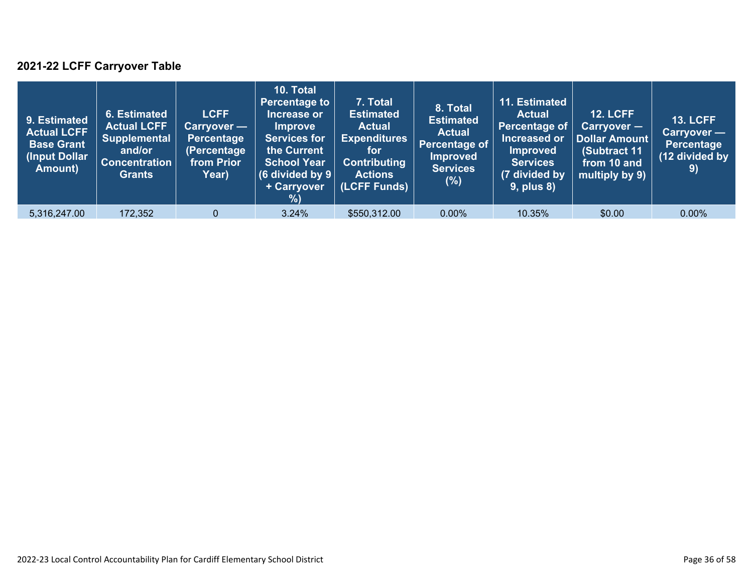### 2021-22 LCFF Carryover Table

| 9. Estimated Actual LCFF Base Grant (Input Dollar Amount) | 6. Estimated Actual LCFF Supplemental and/or Concentration Grants | LCFF Carryover — Percentage (Percentage from Prior Year) | 10. Total Percentage to Increase or Improve Services for the Current School Year (6 divided by 9 + Carryover %) | 7. Total Estimated Actual Expenditures for Contributing Actions (LCFF Funds) | 8. Total Estimated Actual Percentage of Improved Services (%) | 11. Estimated Actual Percentage of Increased or Improved Services (7 divided by 9, plus 8) | 12. LCFF Carryover — Dollar Amount (Subtract 11 from 10 and multiply by 9) | 13. LCFF Carryover — Percentage (12 divided by 9) |
|---|---|---|---|---|---|---|---|---|
| 5,316,247.00 | 172,352 | 0 | 3.24% | $550,312.00 | 0.00% | 10.35% | $0.00 | 0.00% |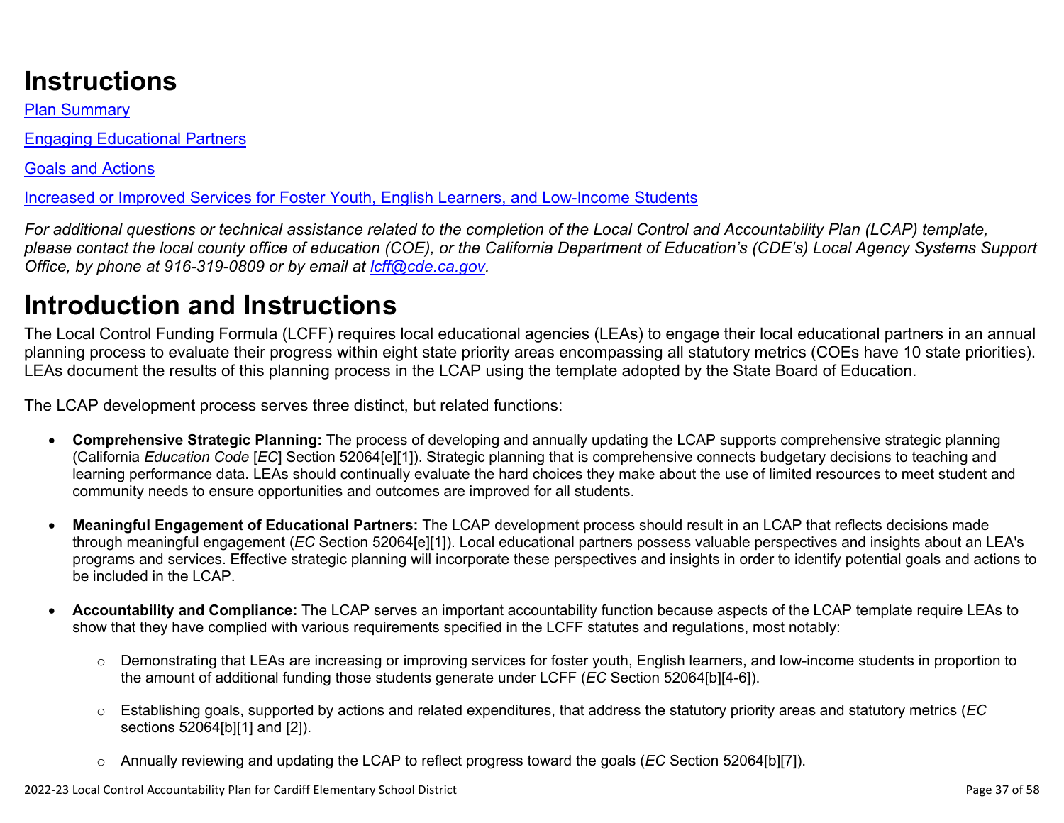# Instructions

[Plan Summary]

[Engaging Educational Partners]

[Goals and Actions]

[Increased or Improved Services for Foster Youth, English Learners, and Low-Income Students]

*For additional questions or technical assistance related to the completion of the Local Control and Accountability Plan (LCAP) template, please contact the local county office of education (COE), or the California Department of Education's (CDE's) Local Agency Systems Support Office, by phone at 916-319-0809 or by email at lcff@cde.ca.gov.*

# Introduction and Instructions

The Local Control Funding Formula (LCFF) requires local educational agencies (LEAs) to engage their local educational partners in an annual planning process to evaluate their progress within eight state priority areas encompassing all statutory metrics (COEs have 10 state priorities). LEAs document the results of this planning process in the LCAP using the template adopted by the State Board of Education.

The LCAP development process serves three distinct, but related functions:

- **Comprehensive Strategic Planning:** The process of developing and annually updating the LCAP supports comprehensive strategic planning (California *Education Code* [*EC*] Section 52064[e][1]). Strategic planning that is comprehensive connects budgetary decisions to teaching and learning performance data. LEAs should continually evaluate the hard choices they make about the use of limited resources to meet student and community needs to ensure opportunities and outcomes are improved for all students.

- **Meaningful Engagement of Educational Partners:** The LCAP development process should result in an LCAP that reflects decisions made through meaningful engagement (*EC* Section 52064[e][1]). Local educational partners possess valuable perspectives and insights about an LEA's programs and services. Effective strategic planning will incorporate these perspectives and insights in order to identify potential goals and actions to be included in the LCAP.

- **Accountability and Compliance:** The LCAP serves an important accountability function because aspects of the LCAP template require LEAs to show that they have complied with various requirements specified in the LCFF statutes and regulations, most notably:

  - Demonstrating that LEAs are increasing or improving services for foster youth, English learners, and low-income students in proportion to the amount of additional funding those students generate under LCFF (*EC* Section 52064[b][4-6]).

  - Establishing goals, supported by actions and related expenditures, that address the statutory priority areas and statutory metrics (*EC* sections 52064[b][1] and [2]).

  - Annually reviewing and updating the LCAP to reflect progress toward the goals (*EC* Section 52064[b][7]).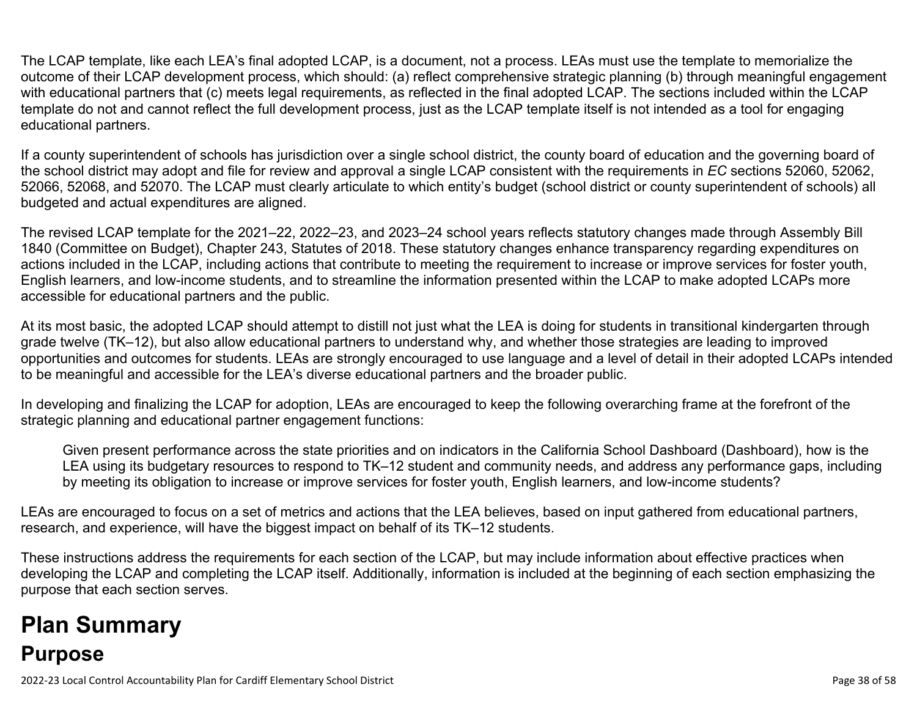The LCAP template, like each LEA's final adopted LCAP, is a document, not a process. LEAs must use the template to memorialize the outcome of their LCAP development process, which should: (a) reflect comprehensive strategic planning (b) through meaningful engagement with educational partners that (c) meets legal requirements, as reflected in the final adopted LCAP. The sections included within the LCAP template do not and cannot reflect the full development process, just as the LCAP template itself is not intended as a tool for engaging educational partners.

If a county superintendent of schools has jurisdiction over a single school district, the county board of education and the governing board of the school district may adopt and file for review and approval a single LCAP consistent with the requirements in *EC* sections 52060, 52062, 52066, 52068, and 52070. The LCAP must clearly articulate to which entity's budget (school district or county superintendent of schools) all budgeted and actual expenditures are aligned.

The revised LCAP template for the 2021–22, 2022–23, and 2023–24 school years reflects statutory changes made through Assembly Bill 1840 (Committee on Budget), Chapter 243, Statutes of 2018. These statutory changes enhance transparency regarding expenditures on actions included in the LCAP, including actions that contribute to meeting the requirement to increase or improve services for foster youth, English learners, and low-income students, and to streamline the information presented within the LCAP to make adopted LCAPs more accessible for educational partners and the public.

At its most basic, the adopted LCAP should attempt to distill not just what the LEA is doing for students in transitional kindergarten through grade twelve (TK–12), but also allow educational partners to understand why, and whether those strategies are leading to improved opportunities and outcomes for students. LEAs are strongly encouraged to use language and a level of detail in their adopted LCAPs intended to be meaningful and accessible for the LEA's diverse educational partners and the broader public.

In developing and finalizing the LCAP for adoption, LEAs are encouraged to keep the following overarching frame at the forefront of the strategic planning and educational partner engagement functions:

> Given present performance across the state priorities and on indicators in the California School Dashboard (Dashboard), how is the LEA using its budgetary resources to respond to TK–12 student and community needs, and address any performance gaps, including by meeting its obligation to increase or improve services for foster youth, English learners, and low-income students?

LEAs are encouraged to focus on a set of metrics and actions that the LEA believes, based on input gathered from educational partners, research, and experience, will have the biggest impact on behalf of its TK–12 students.

These instructions address the requirements for each section of the LCAP, but may include information about effective practices when developing the LCAP and completing the LCAP itself. Additionally, information is included at the beginning of each section emphasizing the purpose that each section serves.

# Plan Summary

## Purpose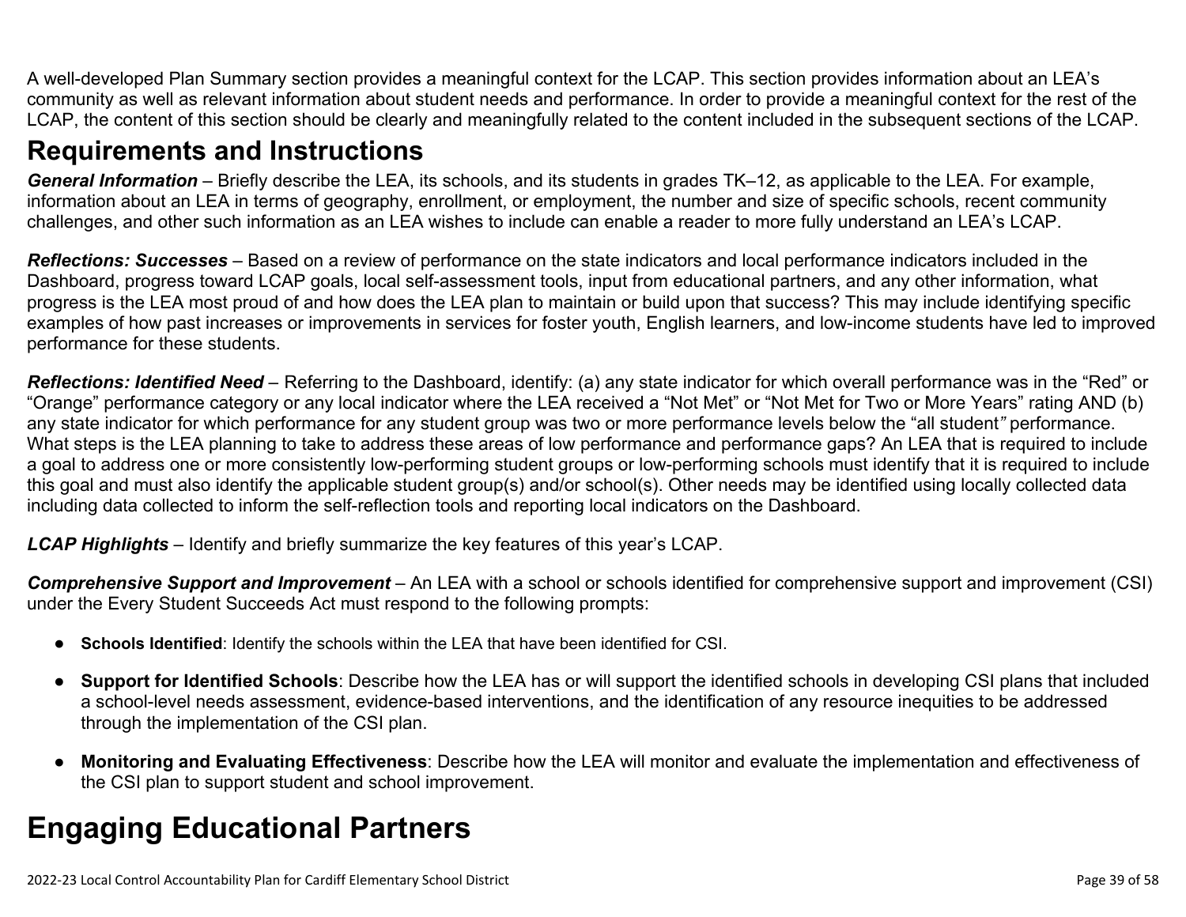A well-developed Plan Summary section provides a meaningful context for the LCAP. This section provides information about an LEA's community as well as relevant information about student needs and performance. In order to provide a meaningful context for the rest of the LCAP, the content of this section should be clearly and meaningfully related to the content included in the subsequent sections of the LCAP.

## Requirements and Instructions

***General Information*** – Briefly describe the LEA, its schools, and its students in grades TK–12, as applicable to the LEA. For example, information about an LEA in terms of geography, enrollment, or employment, the number and size of specific schools, recent community challenges, and other such information as an LEA wishes to include can enable a reader to more fully understand an LEA's LCAP.

***Reflections: Successes*** – Based on a review of performance on the state indicators and local performance indicators included in the Dashboard, progress toward LCAP goals, local self-assessment tools, input from educational partners, and any other information, what progress is the LEA most proud of and how does the LEA plan to maintain or build upon that success? This may include identifying specific examples of how past increases or improvements in services for foster youth, English learners, and low-income students have led to improved performance for these students.

***Reflections: Identified Need*** – Referring to the Dashboard, identify: (a) any state indicator for which overall performance was in the "Red" or "Orange" performance category or any local indicator where the LEA received a "Not Met" or "Not Met for Two or More Years" rating AND (b) any state indicator for which performance for any student group was two or more performance levels below the "all student*"* performance. What steps is the LEA planning to take to address these areas of low performance and performance gaps? An LEA that is required to include a goal to address one or more consistently low-performing student groups or low-performing schools must identify that it is required to include this goal and must also identify the applicable student group(s) and/or school(s). Other needs may be identified using locally collected data including data collected to inform the self-reflection tools and reporting local indicators on the Dashboard.

***LCAP Highlights*** – Identify and briefly summarize the key features of this year's LCAP.

***Comprehensive Support and Improvement*** – An LEA with a school or schools identified for comprehensive support and improvement (CSI) under the Every Student Succeeds Act must respond to the following prompts:

- **Schools Identified**: Identify the schools within the LEA that have been identified for CSI.
- **Support for Identified Schools**: Describe how the LEA has or will support the identified schools in developing CSI plans that included a school-level needs assessment, evidence-based interventions, and the identification of any resource inequities to be addressed through the implementation of the CSI plan.
- **Monitoring and Evaluating Effectiveness**: Describe how the LEA will monitor and evaluate the implementation and effectiveness of the CSI plan to support student and school improvement.

# Engaging Educational Partners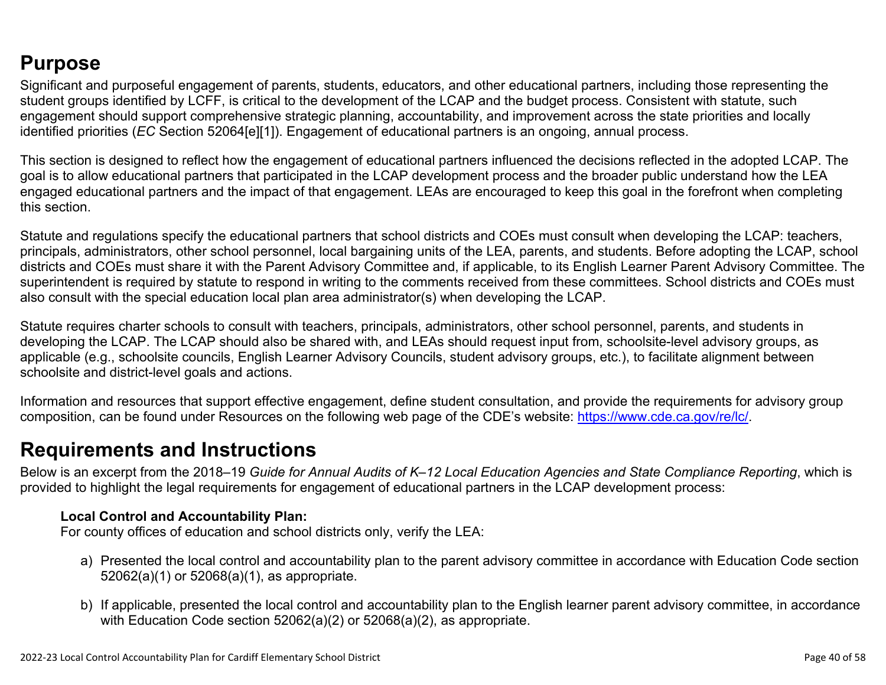## Purpose

Significant and purposeful engagement of parents, students, educators, and other educational partners, including those representing the student groups identified by LCFF, is critical to the development of the LCAP and the budget process. Consistent with statute, such engagement should support comprehensive strategic planning, accountability, and improvement across the state priorities and locally identified priorities (*EC* Section 52064[e][1]). Engagement of educational partners is an ongoing, annual process.

This section is designed to reflect how the engagement of educational partners influenced the decisions reflected in the adopted LCAP. The goal is to allow educational partners that participated in the LCAP development process and the broader public understand how the LEA engaged educational partners and the impact of that engagement. LEAs are encouraged to keep this goal in the forefront when completing this section.

Statute and regulations specify the educational partners that school districts and COEs must consult when developing the LCAP: teachers, principals, administrators, other school personnel, local bargaining units of the LEA, parents, and students. Before adopting the LCAP, school districts and COEs must share it with the Parent Advisory Committee and, if applicable, to its English Learner Parent Advisory Committee. The superintendent is required by statute to respond in writing to the comments received from these committees. School districts and COEs must also consult with the special education local plan area administrator(s) when developing the LCAP.

Statute requires charter schools to consult with teachers, principals, administrators, other school personnel, parents, and students in developing the LCAP. The LCAP should also be shared with, and LEAs should request input from, schoolsite-level advisory groups, as applicable (e.g., schoolsite councils, English Learner Advisory Councils, student advisory groups, etc.), to facilitate alignment between schoolsite and district-level goals and actions.

Information and resources that support effective engagement, define student consultation, and provide the requirements for advisory group composition, can be found under Resources on the following web page of the CDE's website: https://www.cde.ca.gov/re/lc/.

## Requirements and Instructions

Below is an excerpt from the 2018–19 *Guide for Annual Audits of K–12 Local Education Agencies and State Compliance Reporting*, which is provided to highlight the legal requirements for engagement of educational partners in the LCAP development process:

**Local Control and Accountability Plan:**
For county offices of education and school districts only, verify the LEA:

a) Presented the local control and accountability plan to the parent advisory committee in accordance with Education Code section 52062(a)(1) or 52068(a)(1), as appropriate.

b) If applicable, presented the local control and accountability plan to the English learner parent advisory committee, in accordance with Education Code section 52062(a)(2) or 52068(a)(2), as appropriate.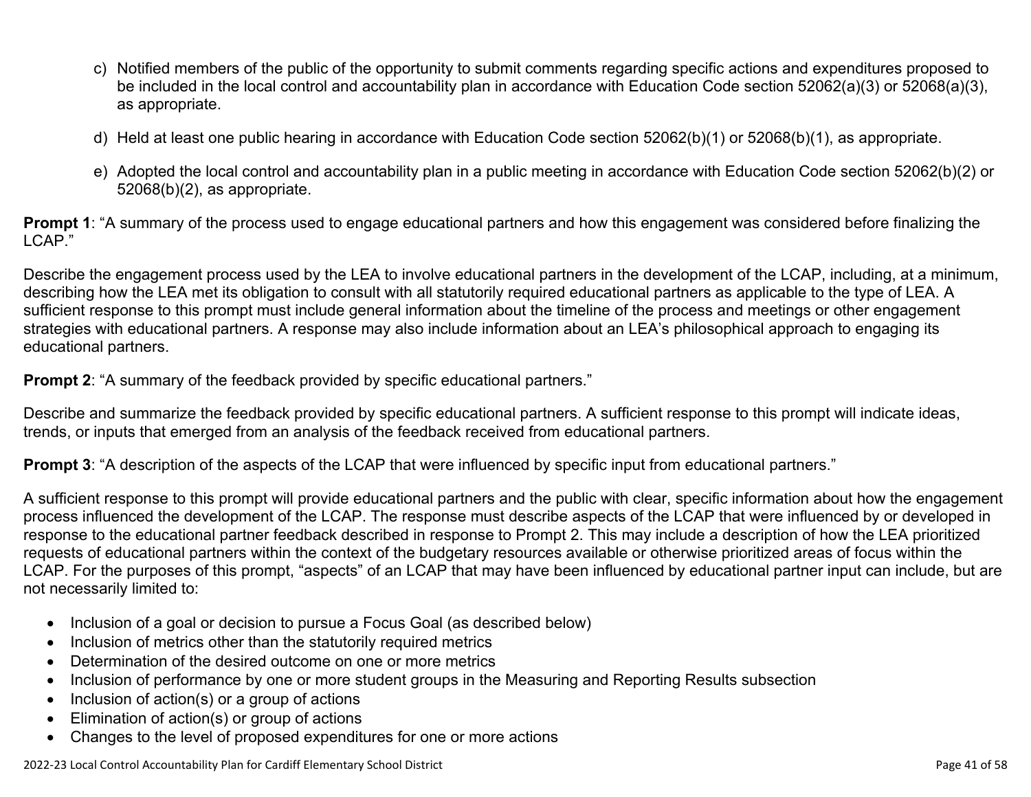c) Notified members of the public of the opportunity to submit comments regarding specific actions and expenditures proposed to be included in the local control and accountability plan in accordance with Education Code section 52062(a)(3) or 52068(a)(3), as appropriate.

d) Held at least one public hearing in accordance with Education Code section 52062(b)(1) or 52068(b)(1), as appropriate.

e) Adopted the local control and accountability plan in a public meeting in accordance with Education Code section 52062(b)(2) or 52068(b)(2), as appropriate.

**Prompt 1**: "A summary of the process used to engage educational partners and how this engagement was considered before finalizing the LCAP."

Describe the engagement process used by the LEA to involve educational partners in the development of the LCAP, including, at a minimum, describing how the LEA met its obligation to consult with all statutorily required educational partners as applicable to the type of LEA. A sufficient response to this prompt must include general information about the timeline of the process and meetings or other engagement strategies with educational partners. A response may also include information about an LEA's philosophical approach to engaging its educational partners.

**Prompt 2**: "A summary of the feedback provided by specific educational partners."

Describe and summarize the feedback provided by specific educational partners. A sufficient response to this prompt will indicate ideas, trends, or inputs that emerged from an analysis of the feedback received from educational partners.

**Prompt 3**: "A description of the aspects of the LCAP that were influenced by specific input from educational partners."

A sufficient response to this prompt will provide educational partners and the public with clear, specific information about how the engagement process influenced the development of the LCAP. The response must describe aspects of the LCAP that were influenced by or developed in response to the educational partner feedback described in response to Prompt 2. This may include a description of how the LEA prioritized requests of educational partners within the context of the budgetary resources available or otherwise prioritized areas of focus within the LCAP. For the purposes of this prompt, "aspects" of an LCAP that may have been influenced by educational partner input can include, but are not necessarily limited to:

- Inclusion of a goal or decision to pursue a Focus Goal (as described below)
- Inclusion of metrics other than the statutorily required metrics
- Determination of the desired outcome on one or more metrics
- Inclusion of performance by one or more student groups in the Measuring and Reporting Results subsection
- Inclusion of action(s) or a group of actions
- Elimination of action(s) or group of actions
- Changes to the level of proposed expenditures for one or more actions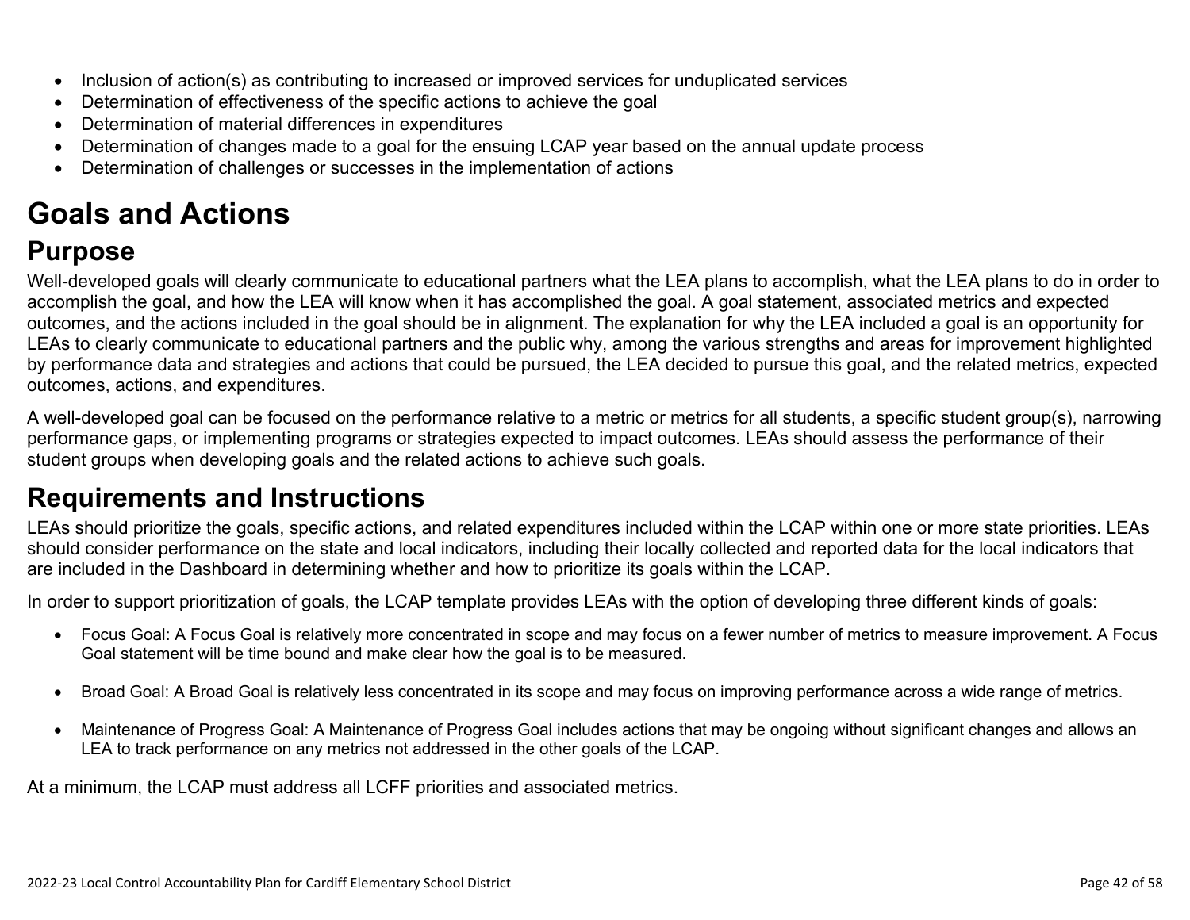- Inclusion of action(s) as contributing to increased or improved services for unduplicated services
- Determination of effectiveness of the specific actions to achieve the goal
- Determination of material differences in expenditures
- Determination of changes made to a goal for the ensuing LCAP year based on the annual update process
- Determination of challenges or successes in the implementation of actions

# Goals and Actions

## Purpose

Well-developed goals will clearly communicate to educational partners what the LEA plans to accomplish, what the LEA plans to do in order to accomplish the goal, and how the LEA will know when it has accomplished the goal. A goal statement, associated metrics and expected outcomes, and the actions included in the goal should be in alignment. The explanation for why the LEA included a goal is an opportunity for LEAs to clearly communicate to educational partners and the public why, among the various strengths and areas for improvement highlighted by performance data and strategies and actions that could be pursued, the LEA decided to pursue this goal, and the related metrics, expected outcomes, actions, and expenditures.

A well-developed goal can be focused on the performance relative to a metric or metrics for all students, a specific student group(s), narrowing performance gaps, or implementing programs or strategies expected to impact outcomes. LEAs should assess the performance of their student groups when developing goals and the related actions to achieve such goals.

## Requirements and Instructions

LEAs should prioritize the goals, specific actions, and related expenditures included within the LCAP within one or more state priorities. LEAs should consider performance on the state and local indicators, including their locally collected and reported data for the local indicators that are included in the Dashboard in determining whether and how to prioritize its goals within the LCAP.

In order to support prioritization of goals, the LCAP template provides LEAs with the option of developing three different kinds of goals:

- Focus Goal: A Focus Goal is relatively more concentrated in scope and may focus on a fewer number of metrics to measure improvement. A Focus Goal statement will be time bound and make clear how the goal is to be measured.

- Broad Goal: A Broad Goal is relatively less concentrated in its scope and may focus on improving performance across a wide range of metrics.

- Maintenance of Progress Goal: A Maintenance of Progress Goal includes actions that may be ongoing without significant changes and allows an LEA to track performance on any metrics not addressed in the other goals of the LCAP.

At a minimum, the LCAP must address all LCFF priorities and associated metrics.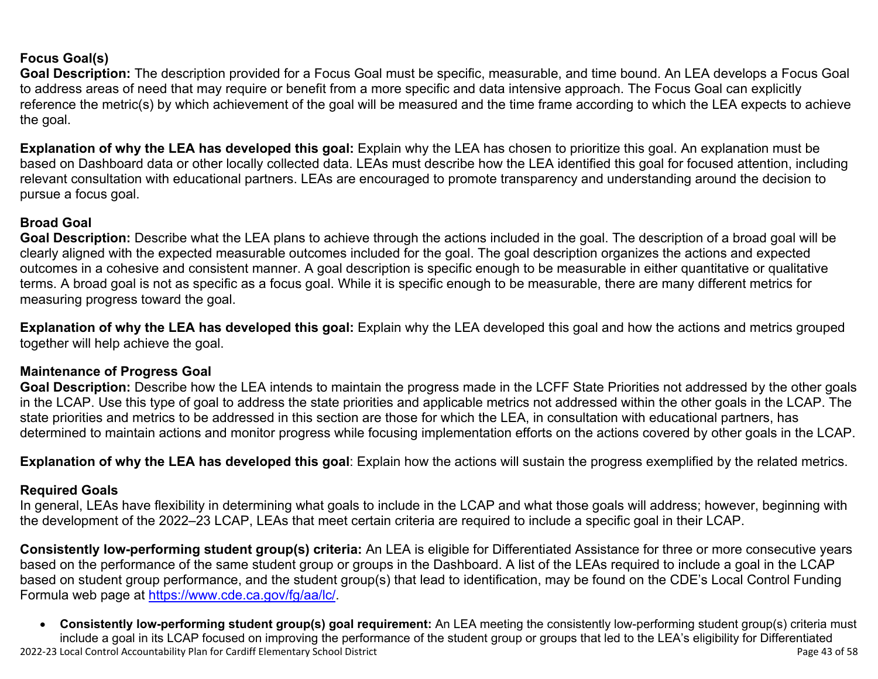### Focus Goal(s)

**Goal Description:** The description provided for a Focus Goal must be specific, measurable, and time bound. An LEA develops a Focus Goal to address areas of need that may require or benefit from a more specific and data intensive approach. The Focus Goal can explicitly reference the metric(s) by which achievement of the goal will be measured and the time frame according to which the LEA expects to achieve the goal.

**Explanation of why the LEA has developed this goal:** Explain why the LEA has chosen to prioritize this goal. An explanation must be based on Dashboard data or other locally collected data. LEAs must describe how the LEA identified this goal for focused attention, including relevant consultation with educational partners. LEAs are encouraged to promote transparency and understanding around the decision to pursue a focus goal.

### Broad Goal

**Goal Description:** Describe what the LEA plans to achieve through the actions included in the goal. The description of a broad goal will be clearly aligned with the expected measurable outcomes included for the goal. The goal description organizes the actions and expected outcomes in a cohesive and consistent manner. A goal description is specific enough to be measurable in either quantitative or qualitative terms. A broad goal is not as specific as a focus goal. While it is specific enough to be measurable, there are many different metrics for measuring progress toward the goal.

**Explanation of why the LEA has developed this goal:** Explain why the LEA developed this goal and how the actions and metrics grouped together will help achieve the goal.

### Maintenance of Progress Goal

**Goal Description:** Describe how the LEA intends to maintain the progress made in the LCFF State Priorities not addressed by the other goals in the LCAP. Use this type of goal to address the state priorities and applicable metrics not addressed within the other goals in the LCAP. The state priorities and metrics to be addressed in this section are those for which the LEA, in consultation with educational partners, has determined to maintain actions and monitor progress while focusing implementation efforts on the actions covered by other goals in the LCAP.

**Explanation of why the LEA has developed this goal**: Explain how the actions will sustain the progress exemplified by the related metrics.

### Required Goals

In general, LEAs have flexibility in determining what goals to include in the LCAP and what those goals will address; however, beginning with the development of the 2022–23 LCAP, LEAs that meet certain criteria are required to include a specific goal in their LCAP.

**Consistently low-performing student group(s) criteria:** An LEA is eligible for Differentiated Assistance for three or more consecutive years based on the performance of the same student group or groups in the Dashboard. A list of the LEAs required to include a goal in the LCAP based on student group performance, and the student group(s) that lead to identification, may be found on the CDE's Local Control Funding Formula web page at https://www.cde.ca.gov/fg/aa/lc/.

- **Consistently low-performing student group(s) goal requirement:** An LEA meeting the consistently low-performing student group(s) criteria must include a goal in its LCAP focused on improving the performance of the student group or groups that led to the LEA's eligibility for Differentiated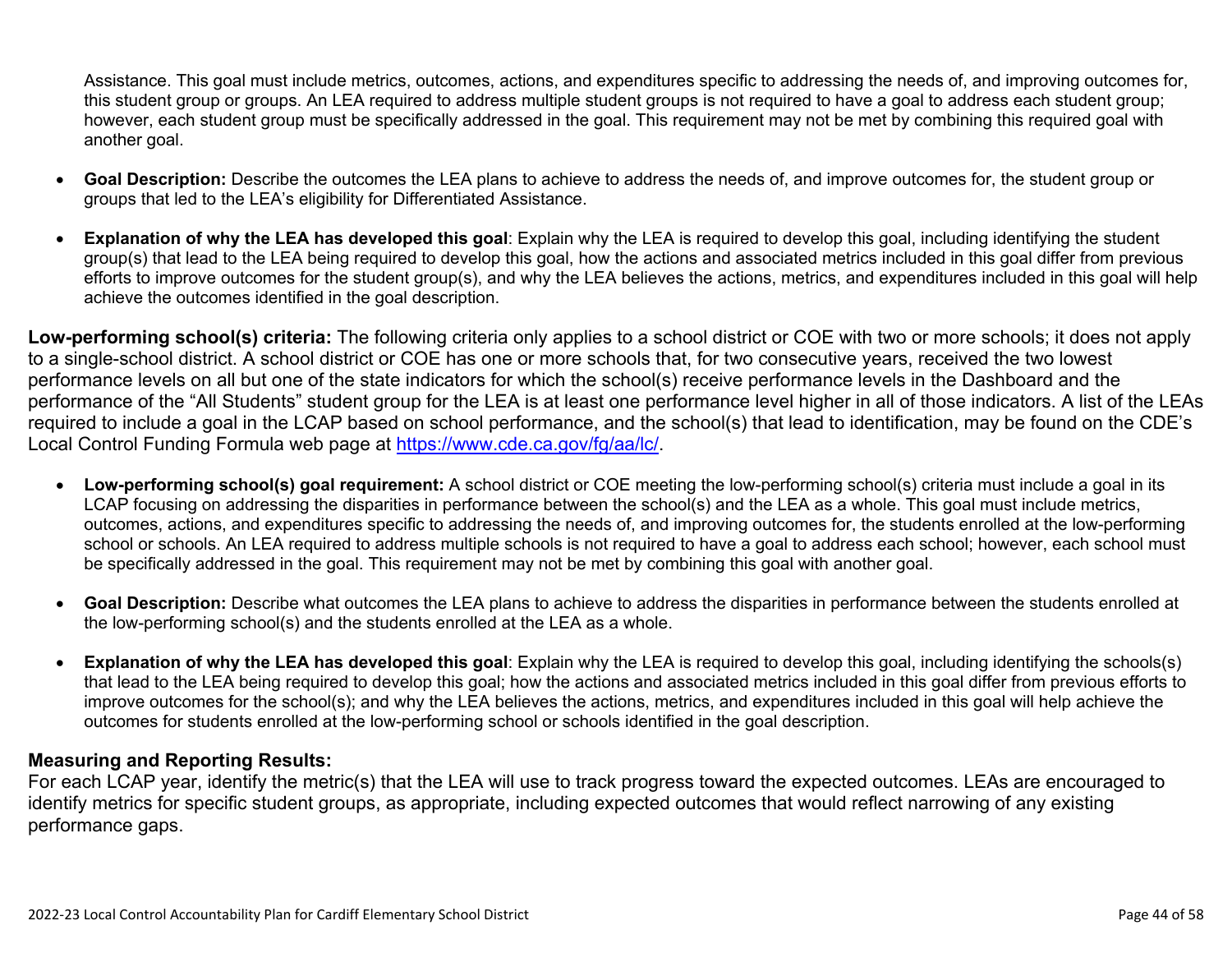Assistance. This goal must include metrics, outcomes, actions, and expenditures specific to addressing the needs of, and improving outcomes for, this student group or groups. An LEA required to address multiple student groups is not required to have a goal to address each student group; however, each student group must be specifically addressed in the goal. This requirement may not be met by combining this required goal with another goal.

- **Goal Description:** Describe the outcomes the LEA plans to achieve to address the needs of, and improve outcomes for, the student group or groups that led to the LEA's eligibility for Differentiated Assistance.
- **Explanation of why the LEA has developed this goal**: Explain why the LEA is required to develop this goal, including identifying the student group(s) that lead to the LEA being required to develop this goal, how the actions and associated metrics included in this goal differ from previous efforts to improve outcomes for the student group(s), and why the LEA believes the actions, metrics, and expenditures included in this goal will help achieve the outcomes identified in the goal description.

**Low-performing school(s) criteria:** The following criteria only applies to a school district or COE with two or more schools; it does not apply to a single-school district. A school district or COE has one or more schools that, for two consecutive years, received the two lowest performance levels on all but one of the state indicators for which the school(s) receive performance levels in the Dashboard and the performance of the "All Students" student group for the LEA is at least one performance level higher in all of those indicators. A list of the LEAs required to include a goal in the LCAP based on school performance, and the school(s) that lead to identification, may be found on the CDE's Local Control Funding Formula web page at https://www.cde.ca.gov/fg/aa/lc/.

- **Low-performing school(s) goal requirement:** A school district or COE meeting the low-performing school(s) criteria must include a goal in its LCAP focusing on addressing the disparities in performance between the school(s) and the LEA as a whole. This goal must include metrics, outcomes, actions, and expenditures specific to addressing the needs of, and improving outcomes for, the students enrolled at the low-performing school or schools. An LEA required to address multiple schools is not required to have a goal to address each school; however, each school must be specifically addressed in the goal. This requirement may not be met by combining this goal with another goal.
- **Goal Description:** Describe what outcomes the LEA plans to achieve to address the disparities in performance between the students enrolled at the low-performing school(s) and the students enrolled at the LEA as a whole.
- **Explanation of why the LEA has developed this goal**: Explain why the LEA is required to develop this goal, including identifying the schools(s) that lead to the LEA being required to develop this goal; how the actions and associated metrics included in this goal differ from previous efforts to improve outcomes for the school(s); and why the LEA believes the actions, metrics, and expenditures included in this goal will help achieve the outcomes for students enrolled at the low-performing school or schools identified in the goal description.

**Measuring and Reporting Results:**
For each LCAP year, identify the metric(s) that the LEA will use to track progress toward the expected outcomes. LEAs are encouraged to identify metrics for specific student groups, as appropriate, including expected outcomes that would reflect narrowing of any existing performance gaps.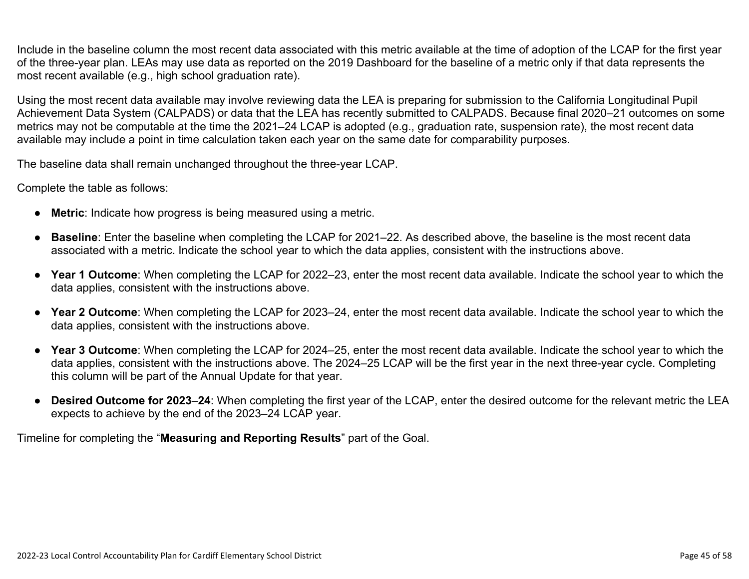Include in the baseline column the most recent data associated with this metric available at the time of adoption of the LCAP for the first year of the three-year plan. LEAs may use data as reported on the 2019 Dashboard for the baseline of a metric only if that data represents the most recent available (e.g., high school graduation rate).

Using the most recent data available may involve reviewing data the LEA is preparing for submission to the California Longitudinal Pupil Achievement Data System (CALPADS) or data that the LEA has recently submitted to CALPADS. Because final 2020–21 outcomes on some metrics may not be computable at the time the 2021–24 LCAP is adopted (e.g., graduation rate, suspension rate), the most recent data available may include a point in time calculation taken each year on the same date for comparability purposes.

The baseline data shall remain unchanged throughout the three-year LCAP.

Complete the table as follows:

- **Metric**: Indicate how progress is being measured using a metric.
- **Baseline**: Enter the baseline when completing the LCAP for 2021–22. As described above, the baseline is the most recent data associated with a metric. Indicate the school year to which the data applies, consistent with the instructions above.
- **Year 1 Outcome**: When completing the LCAP for 2022–23, enter the most recent data available. Indicate the school year to which the data applies, consistent with the instructions above.
- **Year 2 Outcome**: When completing the LCAP for 2023–24, enter the most recent data available. Indicate the school year to which the data applies, consistent with the instructions above.
- **Year 3 Outcome**: When completing the LCAP for 2024–25, enter the most recent data available. Indicate the school year to which the data applies, consistent with the instructions above. The 2024–25 LCAP will be the first year in the next three-year cycle. Completing this column will be part of the Annual Update for that year.
- **Desired Outcome for 2023–24**: When completing the first year of the LCAP, enter the desired outcome for the relevant metric the LEA expects to achieve by the end of the 2023–24 LCAP year.

Timeline for completing the "**Measuring and Reporting Results**" part of the Goal.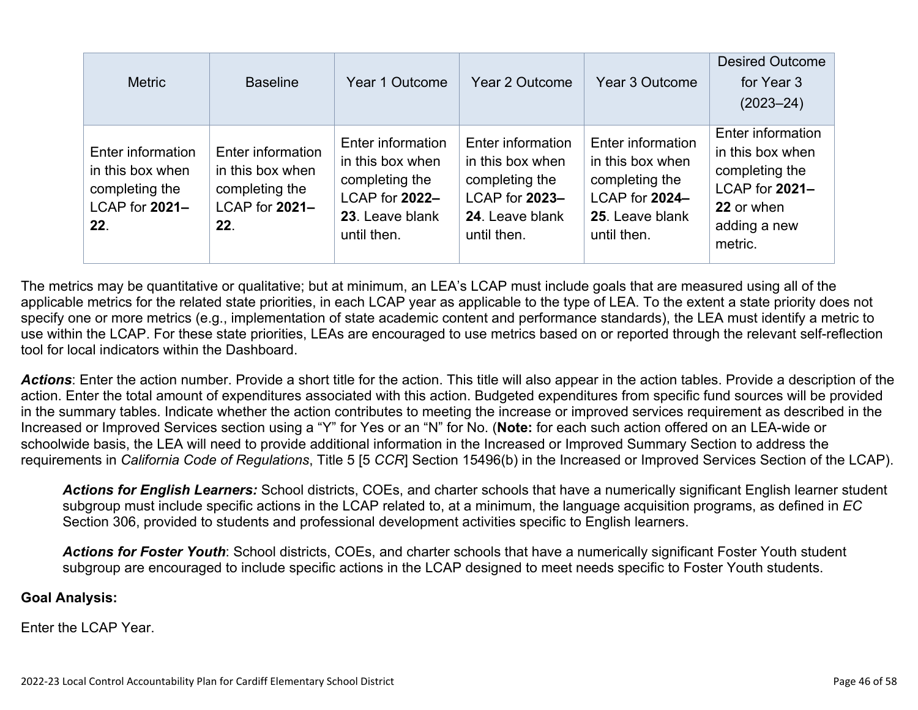| Metric | Baseline | Year 1 Outcome | Year 2 Outcome | Year 3 Outcome | Desired Outcome for Year 3 (2023–24) |
|---|---|---|---|---|---|
| Enter information in this box when completing the LCAP for **2021–22**. | Enter information in this box when completing the LCAP for **2021–22**. | Enter information in this box when completing the LCAP for **2022–23**. Leave blank until then. | Enter information in this box when completing the LCAP for **2023–24**. Leave blank until then. | Enter information in this box when completing the LCAP for **2024–25**. Leave blank until then. | Enter information in this box when completing the LCAP for **2021–22** or when adding a new metric. |

The metrics may be quantitative or qualitative; but at minimum, an LEA's LCAP must include goals that are measured using all of the applicable metrics for the related state priorities, in each LCAP year as applicable to the type of LEA. To the extent a state priority does not specify one or more metrics (e.g., implementation of state academic content and performance standards), the LEA must identify a metric to use within the LCAP. For these state priorities, LEAs are encouraged to use metrics based on or reported through the relevant self-reflection tool for local indicators within the Dashboard.

***Actions***: Enter the action number. Provide a short title for the action. This title will also appear in the action tables. Provide a description of the action. Enter the total amount of expenditures associated with this action. Budgeted expenditures from specific fund sources will be provided in the summary tables. Indicate whether the action contributes to meeting the increase or improved services requirement as described in the Increased or Improved Services section using a "Y" for Yes or an "N" for No. (**Note:** for each such action offered on an LEA-wide or schoolwide basis, the LEA will need to provide additional information in the Increased or Improved Summary Section to address the requirements in *California Code of Regulations*, Title 5 [5 *CCR*] Section 15496(b) in the Increased or Improved Services Section of the LCAP).

> ***Actions for English Learners:*** School districts, COEs, and charter schools that have a numerically significant English learner student subgroup must include specific actions in the LCAP related to, at a minimum, the language acquisition programs, as defined in *EC* Section 306, provided to students and professional development activities specific to English learners.
>
> ***Actions for Foster Youth***: School districts, COEs, and charter schools that have a numerically significant Foster Youth student subgroup are encouraged to include specific actions in the LCAP designed to meet needs specific to Foster Youth students.

**Goal Analysis:**

Enter the LCAP Year.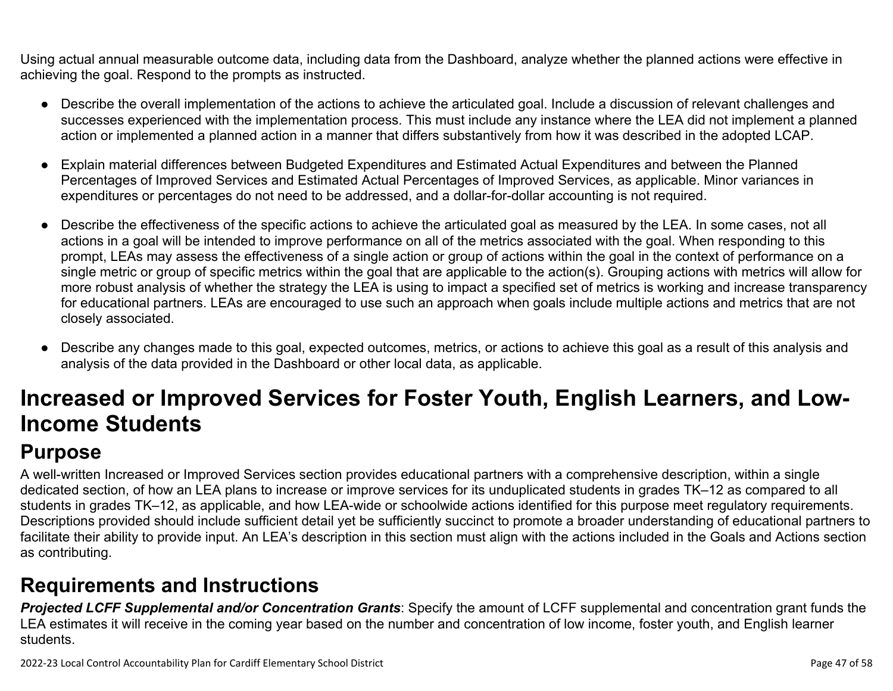Using actual annual measurable outcome data, including data from the Dashboard, analyze whether the planned actions were effective in achieving the goal. Respond to the prompts as instructed.

- Describe the overall implementation of the actions to achieve the articulated goal. Include a discussion of relevant challenges and successes experienced with the implementation process. This must include any instance where the LEA did not implement a planned action or implemented a planned action in a manner that differs substantively from how it was described in the adopted LCAP.

- Explain material differences between Budgeted Expenditures and Estimated Actual Expenditures and between the Planned Percentages of Improved Services and Estimated Actual Percentages of Improved Services, as applicable. Minor variances in expenditures or percentages do not need to be addressed, and a dollar-for-dollar accounting is not required.

- Describe the effectiveness of the specific actions to achieve the articulated goal as measured by the LEA. In some cases, not all actions in a goal will be intended to improve performance on all of the metrics associated with the goal. When responding to this prompt, LEAs may assess the effectiveness of a single action or group of actions within the goal in the context of performance on a single metric or group of specific metrics within the goal that are applicable to the action(s). Grouping actions with metrics will allow for more robust analysis of whether the strategy the LEA is using to impact a specified set of metrics is working and increase transparency for educational partners. LEAs are encouraged to use such an approach when goals include multiple actions and metrics that are not closely associated.

- Describe any changes made to this goal, expected outcomes, metrics, or actions to achieve this goal as a result of this analysis and analysis of the data provided in the Dashboard or other local data, as applicable.

# Increased or Improved Services for Foster Youth, English Learners, and Low-Income Students

## Purpose

A well-written Increased or Improved Services section provides educational partners with a comprehensive description, within a single dedicated section, of how an LEA plans to increase or improve services for its unduplicated students in grades TK–12 as compared to all students in grades TK–12, as applicable, and how LEA-wide or schoolwide actions identified for this purpose meet regulatory requirements. Descriptions provided should include sufficient detail yet be sufficiently succinct to promote a broader understanding of educational partners to facilitate their ability to provide input. An LEA's description in this section must align with the actions included in the Goals and Actions section as contributing.

## Requirements and Instructions

***Projected LCFF Supplemental and/or Concentration Grants***: Specify the amount of LCFF supplemental and concentration grant funds the LEA estimates it will receive in the coming year based on the number and concentration of low income, foster youth, and English learner students.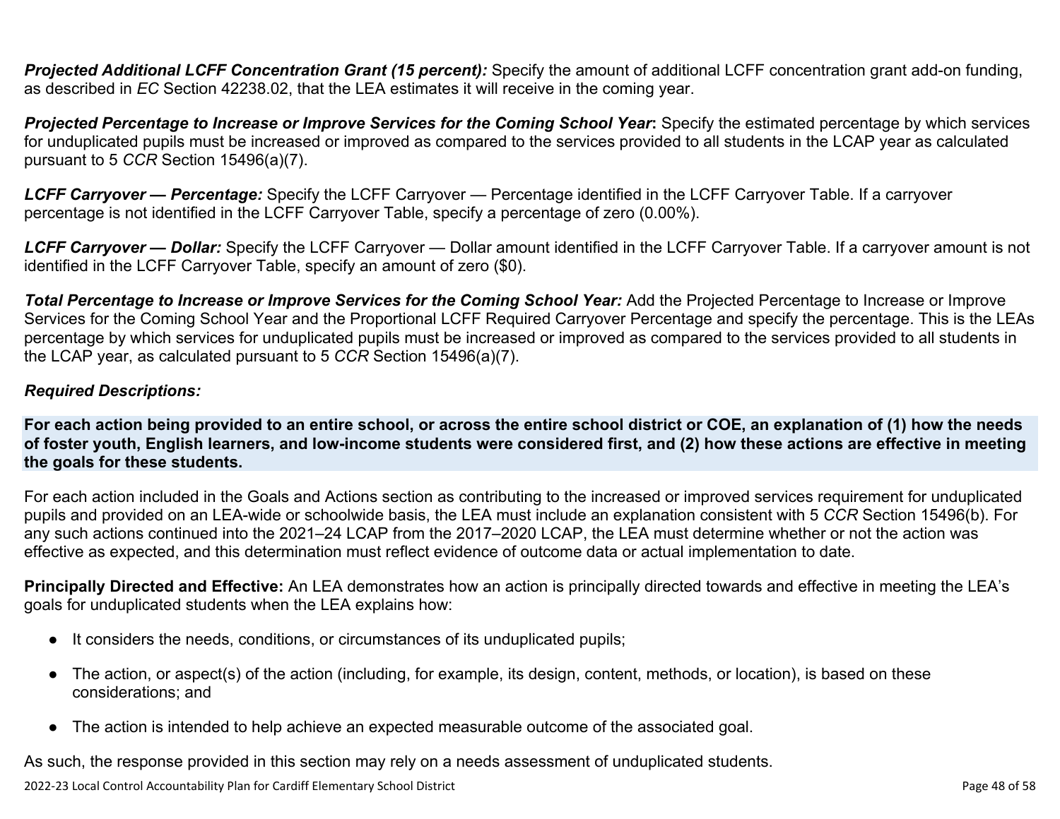***Projected Additional LCFF Concentration Grant (15 percent):*** Specify the amount of additional LCFF concentration grant add-on funding, as described in *EC* Section 42238.02, that the LEA estimates it will receive in the coming year.

***Projected Percentage to Increase or Improve Services for the Coming School Year*:** Specify the estimated percentage by which services for unduplicated pupils must be increased or improved as compared to the services provided to all students in the LCAP year as calculated pursuant to 5 *CCR* Section 15496(a)(7).

***LCFF Carryover — Percentage:*** Specify the LCFF Carryover — Percentage identified in the LCFF Carryover Table. If a carryover percentage is not identified in the LCFF Carryover Table, specify a percentage of zero (0.00%).

***LCFF Carryover — Dollar:*** Specify the LCFF Carryover — Dollar amount identified in the LCFF Carryover Table. If a carryover amount is not identified in the LCFF Carryover Table, specify an amount of zero ($0).

***Total Percentage to Increase or Improve Services for the Coming School Year:*** Add the Projected Percentage to Increase or Improve Services for the Coming School Year and the Proportional LCFF Required Carryover Percentage and specify the percentage. This is the LEAs percentage by which services for unduplicated pupils must be increased or improved as compared to the services provided to all students in the LCAP year, as calculated pursuant to 5 *CCR* Section 15496(a)(7).

***Required Descriptions:***

**For each action being provided to an entire school, or across the entire school district or COE, an explanation of (1) how the needs of foster youth, English learners, and low-income students were considered first, and (2) how these actions are effective in meeting the goals for these students.**

For each action included in the Goals and Actions section as contributing to the increased or improved services requirement for unduplicated pupils and provided on an LEA-wide or schoolwide basis, the LEA must include an explanation consistent with 5 *CCR* Section 15496(b). For any such actions continued into the 2021–24 LCAP from the 2017–2020 LCAP, the LEA must determine whether or not the action was effective as expected, and this determination must reflect evidence of outcome data or actual implementation to date.

**Principally Directed and Effective:** An LEA demonstrates how an action is principally directed towards and effective in meeting the LEA's goals for unduplicated students when the LEA explains how:

- It considers the needs, conditions, or circumstances of its unduplicated pupils;
- The action, or aspect(s) of the action (including, for example, its design, content, methods, or location), is based on these considerations; and
- The action is intended to help achieve an expected measurable outcome of the associated goal.

As such, the response provided in this section may rely on a needs assessment of unduplicated students.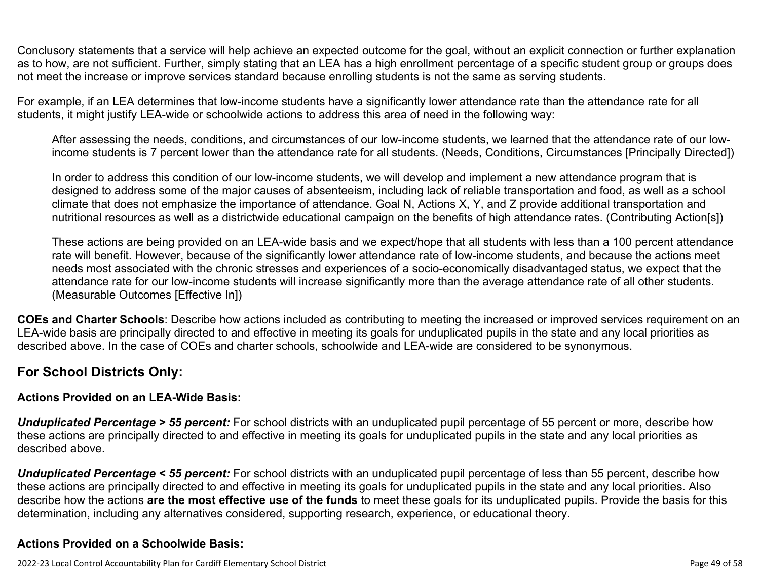Conclusory statements that a service will help achieve an expected outcome for the goal, without an explicit connection or further explanation as to how, are not sufficient. Further, simply stating that an LEA has a high enrollment percentage of a specific student group or groups does not meet the increase or improve services standard because enrolling students is not the same as serving students.

For example, if an LEA determines that low-income students have a significantly lower attendance rate than the attendance rate for all students, it might justify LEA-wide or schoolwide actions to address this area of need in the following way:

> After assessing the needs, conditions, and circumstances of our low-income students, we learned that the attendance rate of our low-income students is 7 percent lower than the attendance rate for all students. (Needs, Conditions, Circumstances [Principally Directed])
>
> In order to address this condition of our low-income students, we will develop and implement a new attendance program that is designed to address some of the major causes of absenteeism, including lack of reliable transportation and food, as well as a school climate that does not emphasize the importance of attendance. Goal N, Actions X, Y, and Z provide additional transportation and nutritional resources as well as a districtwide educational campaign on the benefits of high attendance rates. (Contributing Action[s])
>
> These actions are being provided on an LEA-wide basis and we expect/hope that all students with less than a 100 percent attendance rate will benefit. However, because of the significantly lower attendance rate of low-income students, and because the actions meet needs most associated with the chronic stresses and experiences of a socio-economically disadvantaged status, we expect that the attendance rate for our low-income students will increase significantly more than the average attendance rate of all other students. (Measurable Outcomes [Effective In])

**COEs and Charter Schools**: Describe how actions included as contributing to meeting the increased or improved services requirement on an LEA-wide basis are principally directed to and effective in meeting its goals for unduplicated pupils in the state and any local priorities as described above. In the case of COEs and charter schools, schoolwide and LEA-wide are considered to be synonymous.

## For School Districts Only:

### Actions Provided on an LEA-Wide Basis:

***Unduplicated Percentage > 55 percent:*** For school districts with an unduplicated pupil percentage of 55 percent or more, describe how these actions are principally directed to and effective in meeting its goals for unduplicated pupils in the state and any local priorities as described above.

***Unduplicated Percentage < 55 percent:*** For school districts with an unduplicated pupil percentage of less than 55 percent, describe how these actions are principally directed to and effective in meeting its goals for unduplicated pupils in the state and any local priorities. Also describe how the actions **are the most effective use of the funds** to meet these goals for its unduplicated pupils. Provide the basis for this determination, including any alternatives considered, supporting research, experience, or educational theory.

### Actions Provided on a Schoolwide Basis: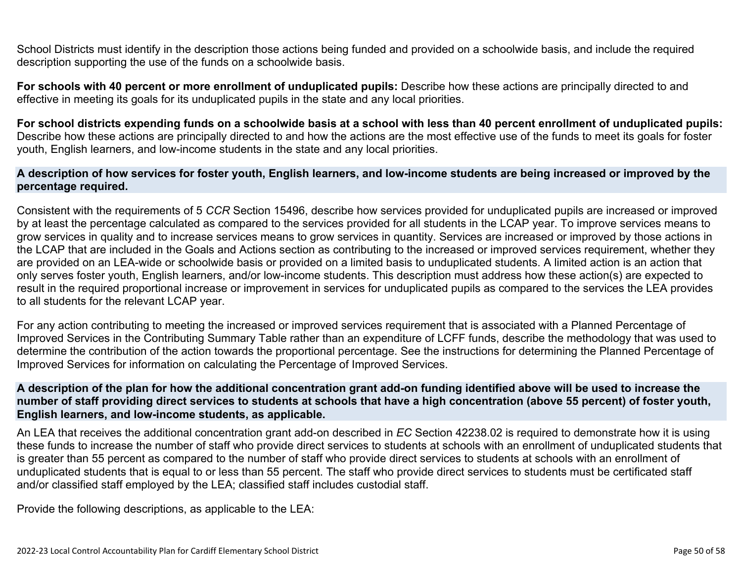School Districts must identify in the description those actions being funded and provided on a schoolwide basis, and include the required description supporting the use of the funds on a schoolwide basis.

**For schools with 40 percent or more enrollment of unduplicated pupils:** Describe how these actions are principally directed to and effective in meeting its goals for its unduplicated pupils in the state and any local priorities.

**For school districts expending funds on a schoolwide basis at a school with less than 40 percent enrollment of unduplicated pupils:** Describe how these actions are principally directed to and how the actions are the most effective use of the funds to meet its goals for foster youth, English learners, and low-income students in the state and any local priorities.

### A description of how services for foster youth, English learners, and low-income students are being increased or improved by the percentage required.

Consistent with the requirements of 5 *CCR* Section 15496, describe how services provided for unduplicated pupils are increased or improved by at least the percentage calculated as compared to the services provided for all students in the LCAP year. To improve services means to grow services in quality and to increase services means to grow services in quantity. Services are increased or improved by those actions in the LCAP that are included in the Goals and Actions section as contributing to the increased or improved services requirement, whether they are provided on an LEA-wide or schoolwide basis or provided on a limited basis to unduplicated students. A limited action is an action that only serves foster youth, English learners, and/or low-income students. This description must address how these action(s) are expected to result in the required proportional increase or improvement in services for unduplicated pupils as compared to the services the LEA provides to all students for the relevant LCAP year.

For any action contributing to meeting the increased or improved services requirement that is associated with a Planned Percentage of Improved Services in the Contributing Summary Table rather than an expenditure of LCFF funds, describe the methodology that was used to determine the contribution of the action towards the proportional percentage. See the instructions for determining the Planned Percentage of Improved Services for information on calculating the Percentage of Improved Services.

### A description of the plan for how the additional concentration grant add-on funding identified above will be used to increase the number of staff providing direct services to students at schools that have a high concentration (above 55 percent) of foster youth, English learners, and low-income students, as applicable.

An LEA that receives the additional concentration grant add-on described in *EC* Section 42238.02 is required to demonstrate how it is using these funds to increase the number of staff who provide direct services to students at schools with an enrollment of unduplicated students that is greater than 55 percent as compared to the number of staff who provide direct services to students at schools with an enrollment of unduplicated students that is equal to or less than 55 percent. The staff who provide direct services to students must be certificated staff and/or classified staff employed by the LEA; classified staff includes custodial staff.

Provide the following descriptions, as applicable to the LEA: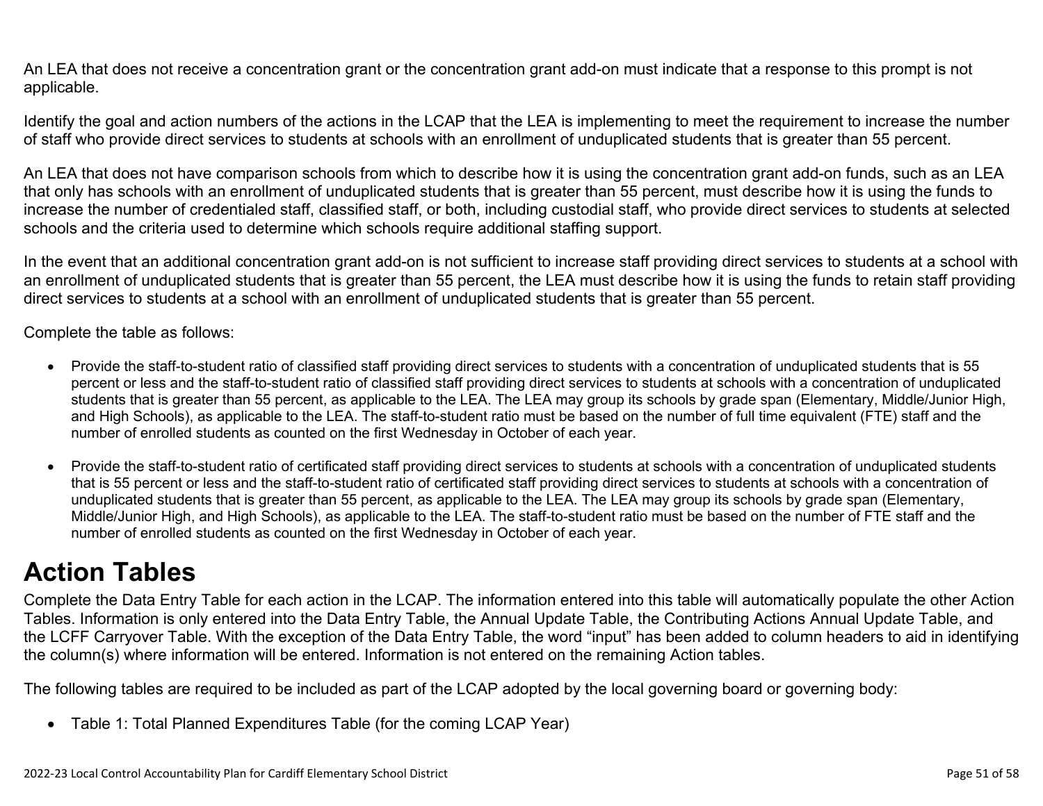An LEA that does not receive a concentration grant or the concentration grant add-on must indicate that a response to this prompt is not applicable.

Identify the goal and action numbers of the actions in the LCAP that the LEA is implementing to meet the requirement to increase the number of staff who provide direct services to students at schools with an enrollment of unduplicated students that is greater than 55 percent.

An LEA that does not have comparison schools from which to describe how it is using the concentration grant add-on funds, such as an LEA that only has schools with an enrollment of unduplicated students that is greater than 55 percent, must describe how it is using the funds to increase the number of credentialed staff, classified staff, or both, including custodial staff, who provide direct services to students at selected schools and the criteria used to determine which schools require additional staffing support.

In the event that an additional concentration grant add-on is not sufficient to increase staff providing direct services to students at a school with an enrollment of unduplicated students that is greater than 55 percent, the LEA must describe how it is using the funds to retain staff providing direct services to students at a school with an enrollment of unduplicated students that is greater than 55 percent.

Complete the table as follows:

- Provide the staff-to-student ratio of classified staff providing direct services to students with a concentration of unduplicated students that is 55 percent or less and the staff-to-student ratio of classified staff providing direct services to students at schools with a concentration of unduplicated students that is greater than 55 percent, as applicable to the LEA. The LEA may group its schools by grade span (Elementary, Middle/Junior High, and High Schools), as applicable to the LEA. The staff-to-student ratio must be based on the number of full time equivalent (FTE) staff and the number of enrolled students as counted on the first Wednesday in October of each year.
- Provide the staff-to-student ratio of certificated staff providing direct services to students at schools with a concentration of unduplicated students that is 55 percent or less and the staff-to-student ratio of certificated staff providing direct services to students at schools with a concentration of unduplicated students that is greater than 55 percent, as applicable to the LEA. The LEA may group its schools by grade span (Elementary, Middle/Junior High, and High Schools), as applicable to the LEA. The staff-to-student ratio must be based on the number of FTE staff and the number of enrolled students as counted on the first Wednesday in October of each year.

# Action Tables

Complete the Data Entry Table for each action in the LCAP. The information entered into this table will automatically populate the other Action Tables. Information is only entered into the Data Entry Table, the Annual Update Table, the Contributing Actions Annual Update Table, and the LCFF Carryover Table. With the exception of the Data Entry Table, the word "input" has been added to column headers to aid in identifying the column(s) where information will be entered. Information is not entered on the remaining Action tables.

The following tables are required to be included as part of the LCAP adopted by the local governing board or governing body:

- Table 1: Total Planned Expenditures Table (for the coming LCAP Year)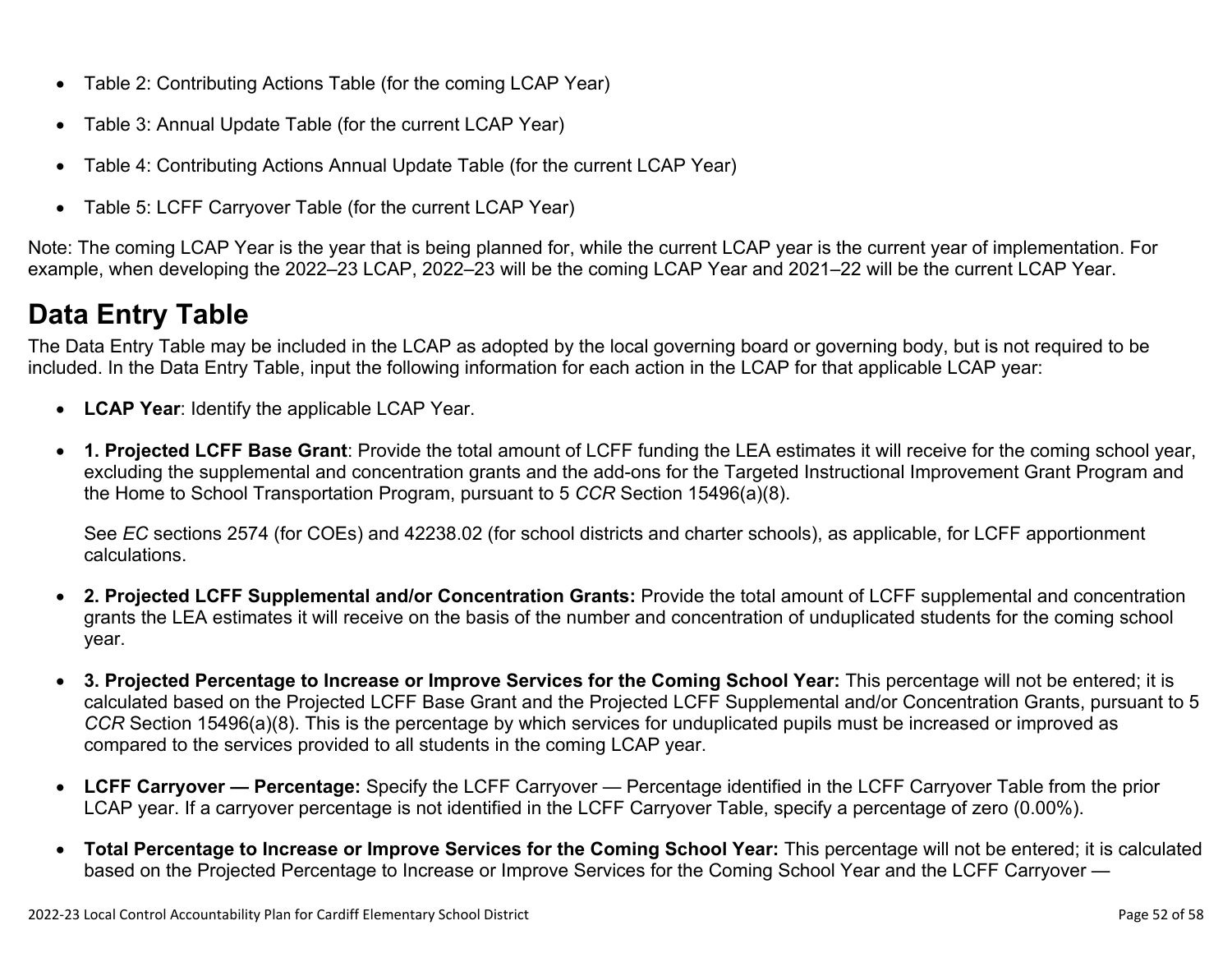- Table 2: Contributing Actions Table (for the coming LCAP Year)
- Table 3: Annual Update Table (for the current LCAP Year)
- Table 4: Contributing Actions Annual Update Table (for the current LCAP Year)
- Table 5: LCFF Carryover Table (for the current LCAP Year)

Note: The coming LCAP Year is the year that is being planned for, while the current LCAP year is the current year of implementation. For example, when developing the 2022–23 LCAP, 2022–23 will be the coming LCAP Year and 2021–22 will be the current LCAP Year.

# Data Entry Table

The Data Entry Table may be included in the LCAP as adopted by the local governing board or governing body, but is not required to be included. In the Data Entry Table, input the following information for each action in the LCAP for that applicable LCAP year:

- **LCAP Year**: Identify the applicable LCAP Year.
- **1. Projected LCFF Base Grant**: Provide the total amount of LCFF funding the LEA estimates it will receive for the coming school year, excluding the supplemental and concentration grants and the add-ons for the Targeted Instructional Improvement Grant Program and the Home to School Transportation Program, pursuant to 5 *CCR* Section 15496(a)(8).

  See *EC* sections 2574 (for COEs) and 42238.02 (for school districts and charter schools), as applicable, for LCFF apportionment calculations.

- **2. Projected LCFF Supplemental and/or Concentration Grants:** Provide the total amount of LCFF supplemental and concentration grants the LEA estimates it will receive on the basis of the number and concentration of unduplicated students for the coming school year.
- **3. Projected Percentage to Increase or Improve Services for the Coming School Year:** This percentage will not be entered; it is calculated based on the Projected LCFF Base Grant and the Projected LCFF Supplemental and/or Concentration Grants, pursuant to 5 *CCR* Section 15496(a)(8). This is the percentage by which services for unduplicated pupils must be increased or improved as compared to the services provided to all students in the coming LCAP year.
- **LCFF Carryover — Percentage:** Specify the LCFF Carryover — Percentage identified in the LCFF Carryover Table from the prior LCAP year. If a carryover percentage is not identified in the LCFF Carryover Table, specify a percentage of zero (0.00%).
- **Total Percentage to Increase or Improve Services for the Coming School Year:** This percentage will not be entered; it is calculated based on the Projected Percentage to Increase or Improve Services for the Coming School Year and the LCFF Carryover —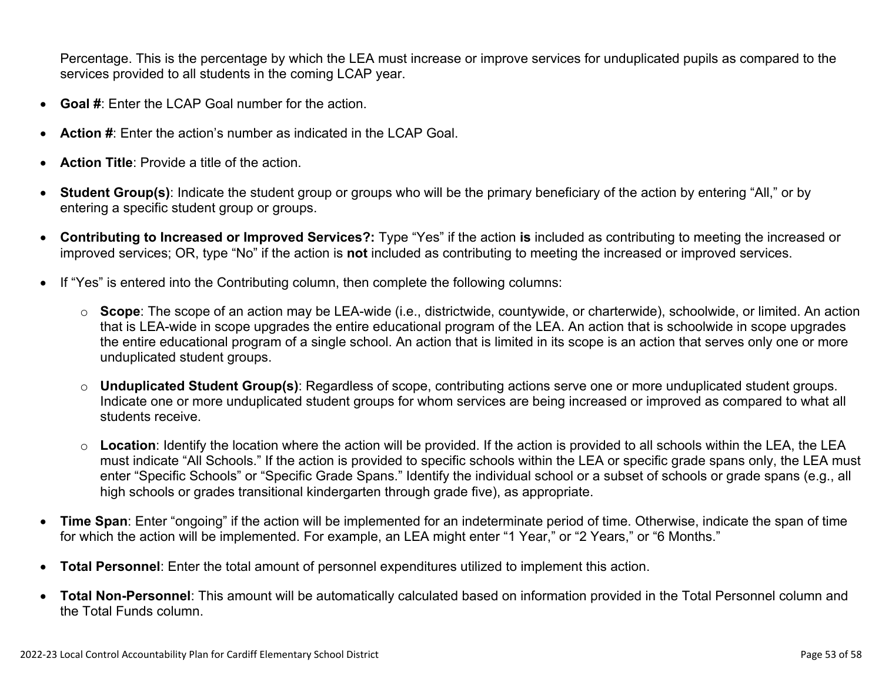Percentage. This is the percentage by which the LEA must increase or improve services for unduplicated pupils as compared to the services provided to all students in the coming LCAP year.

- **Goal #**: Enter the LCAP Goal number for the action.
- **Action #**: Enter the action's number as indicated in the LCAP Goal.
- **Action Title**: Provide a title of the action.
- **Student Group(s)**: Indicate the student group or groups who will be the primary beneficiary of the action by entering "All," or by entering a specific student group or groups.
- **Contributing to Increased or Improved Services?:** Type "Yes" if the action **is** included as contributing to meeting the increased or improved services; OR, type "No" if the action is **not** included as contributing to meeting the increased or improved services.
- If "Yes" is entered into the Contributing column, then complete the following columns:
  - **Scope**: The scope of an action may be LEA-wide (i.e., districtwide, countywide, or charterwide), schoolwide, or limited. An action that is LEA-wide in scope upgrades the entire educational program of the LEA. An action that is schoolwide in scope upgrades the entire educational program of a single school. An action that is limited in its scope is an action that serves only one or more unduplicated student groups.
  - **Unduplicated Student Group(s)**: Regardless of scope, contributing actions serve one or more unduplicated student groups. Indicate one or more unduplicated student groups for whom services are being increased or improved as compared to what all students receive.
  - **Location**: Identify the location where the action will be provided. If the action is provided to all schools within the LEA, the LEA must indicate "All Schools." If the action is provided to specific schools within the LEA or specific grade spans only, the LEA must enter "Specific Schools" or "Specific Grade Spans." Identify the individual school or a subset of schools or grade spans (e.g., all high schools or grades transitional kindergarten through grade five), as appropriate.
- **Time Span**: Enter "ongoing" if the action will be implemented for an indeterminate period of time. Otherwise, indicate the span of time for which the action will be implemented. For example, an LEA might enter "1 Year," or "2 Years," or "6 Months."
- **Total Personnel**: Enter the total amount of personnel expenditures utilized to implement this action.
- **Total Non-Personnel**: This amount will be automatically calculated based on information provided in the Total Personnel column and the Total Funds column.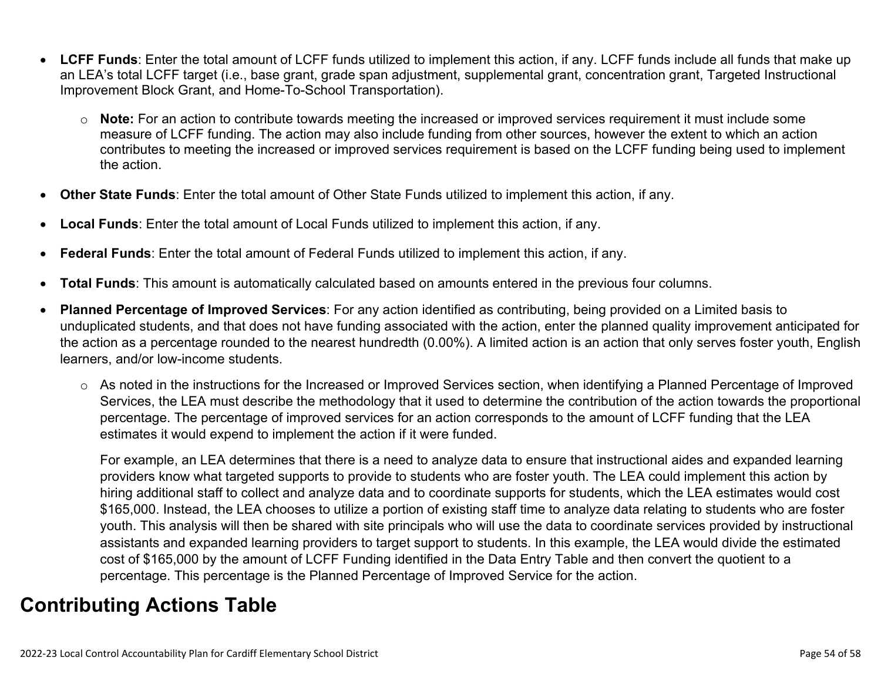- **LCFF Funds**: Enter the total amount of LCFF funds utilized to implement this action, if any. LCFF funds include all funds that make up an LEA's total LCFF target (i.e., base grant, grade span adjustment, supplemental grant, concentration grant, Targeted Instructional Improvement Block Grant, and Home-To-School Transportation).
  - **Note:** For an action to contribute towards meeting the increased or improved services requirement it must include some measure of LCFF funding. The action may also include funding from other sources, however the extent to which an action contributes to meeting the increased or improved services requirement is based on the LCFF funding being used to implement the action.
- **Other State Funds**: Enter the total amount of Other State Funds utilized to implement this action, if any.
- **Local Funds**: Enter the total amount of Local Funds utilized to implement this action, if any.
- **Federal Funds**: Enter the total amount of Federal Funds utilized to implement this action, if any.
- **Total Funds**: This amount is automatically calculated based on amounts entered in the previous four columns.
- **Planned Percentage of Improved Services**: For any action identified as contributing, being provided on a Limited basis to unduplicated students, and that does not have funding associated with the action, enter the planned quality improvement anticipated for the action as a percentage rounded to the nearest hundredth (0.00%). A limited action is an action that only serves foster youth, English learners, and/or low-income students.
  - As noted in the instructions for the Increased or Improved Services section, when identifying a Planned Percentage of Improved Services, the LEA must describe the methodology that it used to determine the contribution of the action towards the proportional percentage. The percentage of improved services for an action corresponds to the amount of LCFF funding that the LEA estimates it would expend to implement the action if it were funded.

    For example, an LEA determines that there is a need to analyze data to ensure that instructional aides and expanded learning providers know what targeted supports to provide to students who are foster youth. The LEA could implement this action by hiring additional staff to collect and analyze data and to coordinate supports for students, which the LEA estimates would cost $165,000. Instead, the LEA chooses to utilize a portion of existing staff time to analyze data relating to students who are foster youth. This analysis will then be shared with site principals who will use the data to coordinate services provided by instructional assistants and expanded learning providers to target support to students. In this example, the LEA would divide the estimated cost of $165,000 by the amount of LCFF Funding identified in the Data Entry Table and then convert the quotient to a percentage. This percentage is the Planned Percentage of Improved Service for the action.

## Contributing Actions Table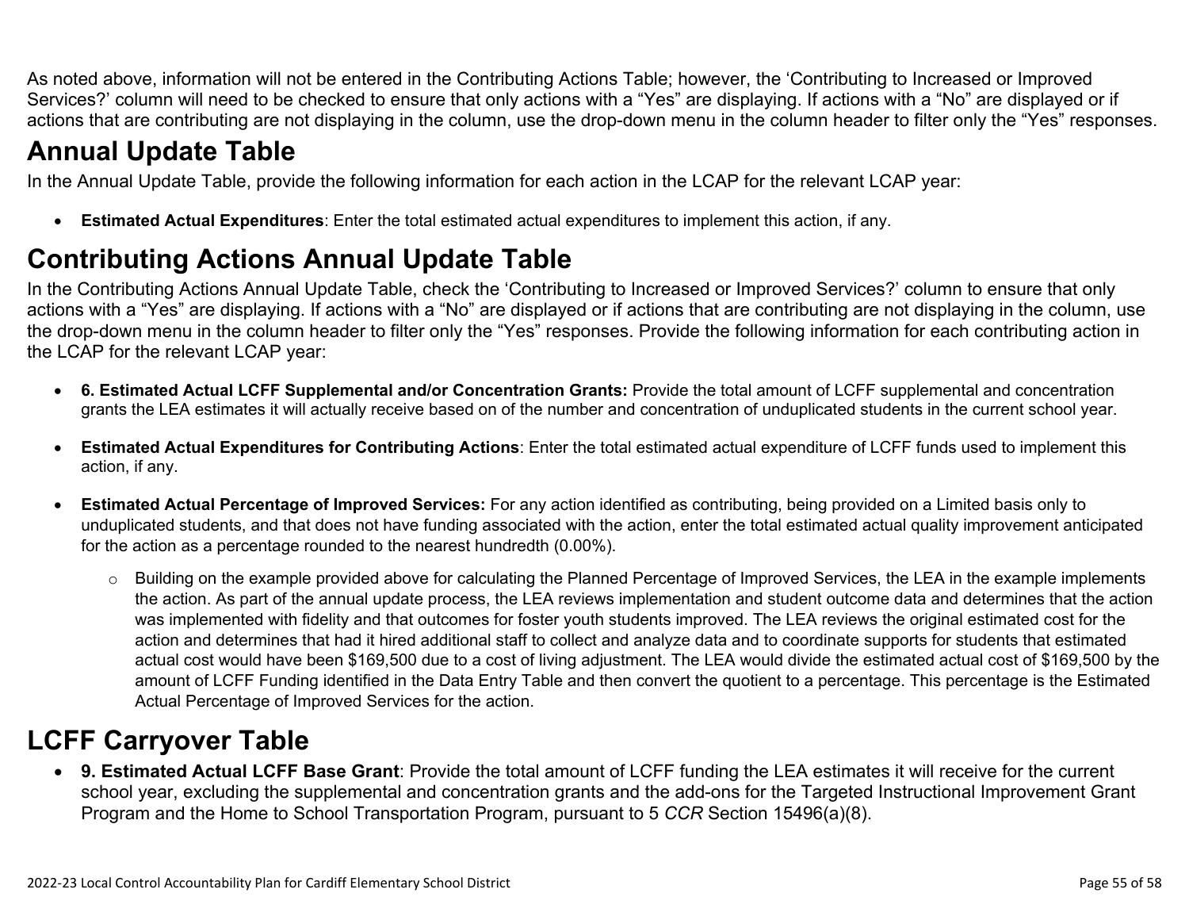As noted above, information will not be entered in the Contributing Actions Table; however, the 'Contributing to Increased or Improved Services?' column will need to be checked to ensure that only actions with a "Yes" are displaying. If actions with a "No" are displayed or if actions that are contributing are not displaying in the column, use the drop-down menu in the column header to filter only the "Yes" responses.

# Annual Update Table

In the Annual Update Table, provide the following information for each action in the LCAP for the relevant LCAP year:

- **Estimated Actual Expenditures**: Enter the total estimated actual expenditures to implement this action, if any.

# Contributing Actions Annual Update Table

In the Contributing Actions Annual Update Table, check the 'Contributing to Increased or Improved Services?' column to ensure that only actions with a "Yes" are displaying. If actions with a "No" are displayed or if actions that are contributing are not displaying in the column, use the drop-down menu in the column header to filter only the "Yes" responses. Provide the following information for each contributing action in the LCAP for the relevant LCAP year:

- **6. Estimated Actual LCFF Supplemental and/or Concentration Grants:** Provide the total amount of LCFF supplemental and concentration grants the LEA estimates it will actually receive based on of the number and concentration of unduplicated students in the current school year.

- **Estimated Actual Expenditures for Contributing Actions**: Enter the total estimated actual expenditure of LCFF funds used to implement this action, if any.

- **Estimated Actual Percentage of Improved Services:** For any action identified as contributing, being provided on a Limited basis only to unduplicated students, and that does not have funding associated with the action, enter the total estimated actual quality improvement anticipated for the action as a percentage rounded to the nearest hundredth (0.00%).

  - Building on the example provided above for calculating the Planned Percentage of Improved Services, the LEA in the example implements the action. As part of the annual update process, the LEA reviews implementation and student outcome data and determines that the action was implemented with fidelity and that outcomes for foster youth students improved. The LEA reviews the original estimated cost for the action and determines that had it hired additional staff to collect and analyze data and to coordinate supports for students that estimated actual cost would have been $169,500 due to a cost of living adjustment. The LEA would divide the estimated actual cost of $169,500 by the amount of LCFF Funding identified in the Data Entry Table and then convert the quotient to a percentage. This percentage is the Estimated Actual Percentage of Improved Services for the action.

# LCFF Carryover Table

- **9. Estimated Actual LCFF Base Grant**: Provide the total amount of LCFF funding the LEA estimates it will receive for the current school year, excluding the supplemental and concentration grants and the add-ons for the Targeted Instructional Improvement Grant Program and the Home to School Transportation Program, pursuant to 5 *CCR* Section 15496(a)(8).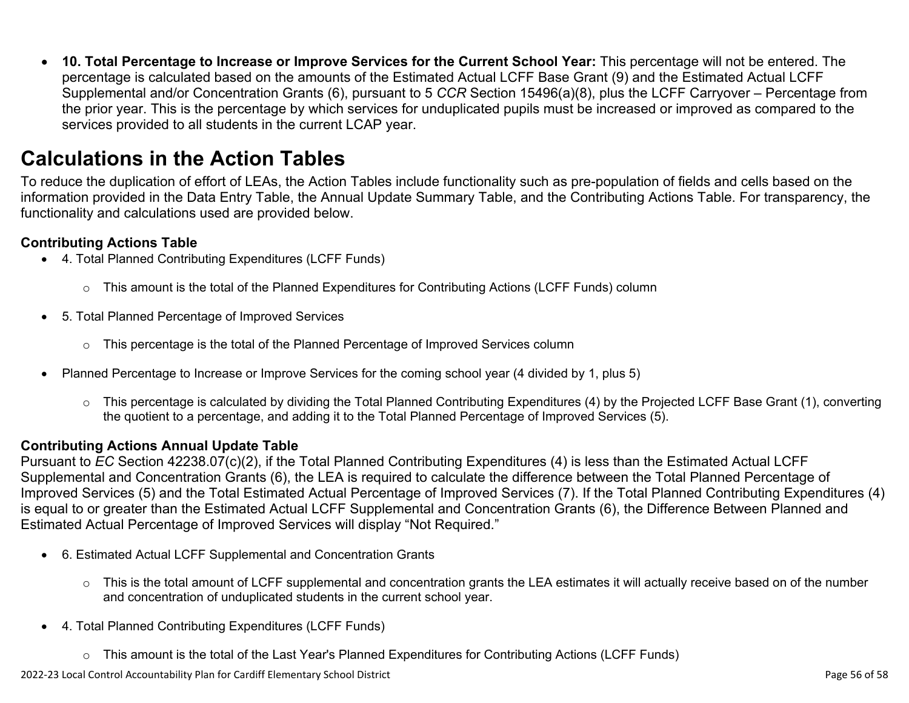- **10. Total Percentage to Increase or Improve Services for the Current School Year:** This percentage will not be entered. The percentage is calculated based on the amounts of the Estimated Actual LCFF Base Grant (9) and the Estimated Actual LCFF Supplemental and/or Concentration Grants (6), pursuant to 5 *CCR* Section 15496(a)(8), plus the LCFF Carryover – Percentage from the prior year. This is the percentage by which services for unduplicated pupils must be increased or improved as compared to the services provided to all students in the current LCAP year.

# Calculations in the Action Tables

To reduce the duplication of effort of LEAs, the Action Tables include functionality such as pre-population of fields and cells based on the information provided in the Data Entry Table, the Annual Update Summary Table, and the Contributing Actions Table. For transparency, the functionality and calculations used are provided below.

### Contributing Actions Table

- 4. Total Planned Contributing Expenditures (LCFF Funds)
  - This amount is the total of the Planned Expenditures for Contributing Actions (LCFF Funds) column
- 5. Total Planned Percentage of Improved Services
  - This percentage is the total of the Planned Percentage of Improved Services column
- Planned Percentage to Increase or Improve Services for the coming school year (4 divided by 1, plus 5)
  - This percentage is calculated by dividing the Total Planned Contributing Expenditures (4) by the Projected LCFF Base Grant (1), converting the quotient to a percentage, and adding it to the Total Planned Percentage of Improved Services (5).

### Contributing Actions Annual Update Table

Pursuant to *EC* Section 42238.07(c)(2), if the Total Planned Contributing Expenditures (4) is less than the Estimated Actual LCFF Supplemental and Concentration Grants (6), the LEA is required to calculate the difference between the Total Planned Percentage of Improved Services (5) and the Total Estimated Actual Percentage of Improved Services (7). If the Total Planned Contributing Expenditures (4) is equal to or greater than the Estimated Actual LCFF Supplemental and Concentration Grants (6), the Difference Between Planned and Estimated Actual Percentage of Improved Services will display "Not Required."

- 6. Estimated Actual LCFF Supplemental and Concentration Grants
  - This is the total amount of LCFF supplemental and concentration grants the LEA estimates it will actually receive based on of the number and concentration of unduplicated students in the current school year.
- 4. Total Planned Contributing Expenditures (LCFF Funds)
  - This amount is the total of the Last Year's Planned Expenditures for Contributing Actions (LCFF Funds)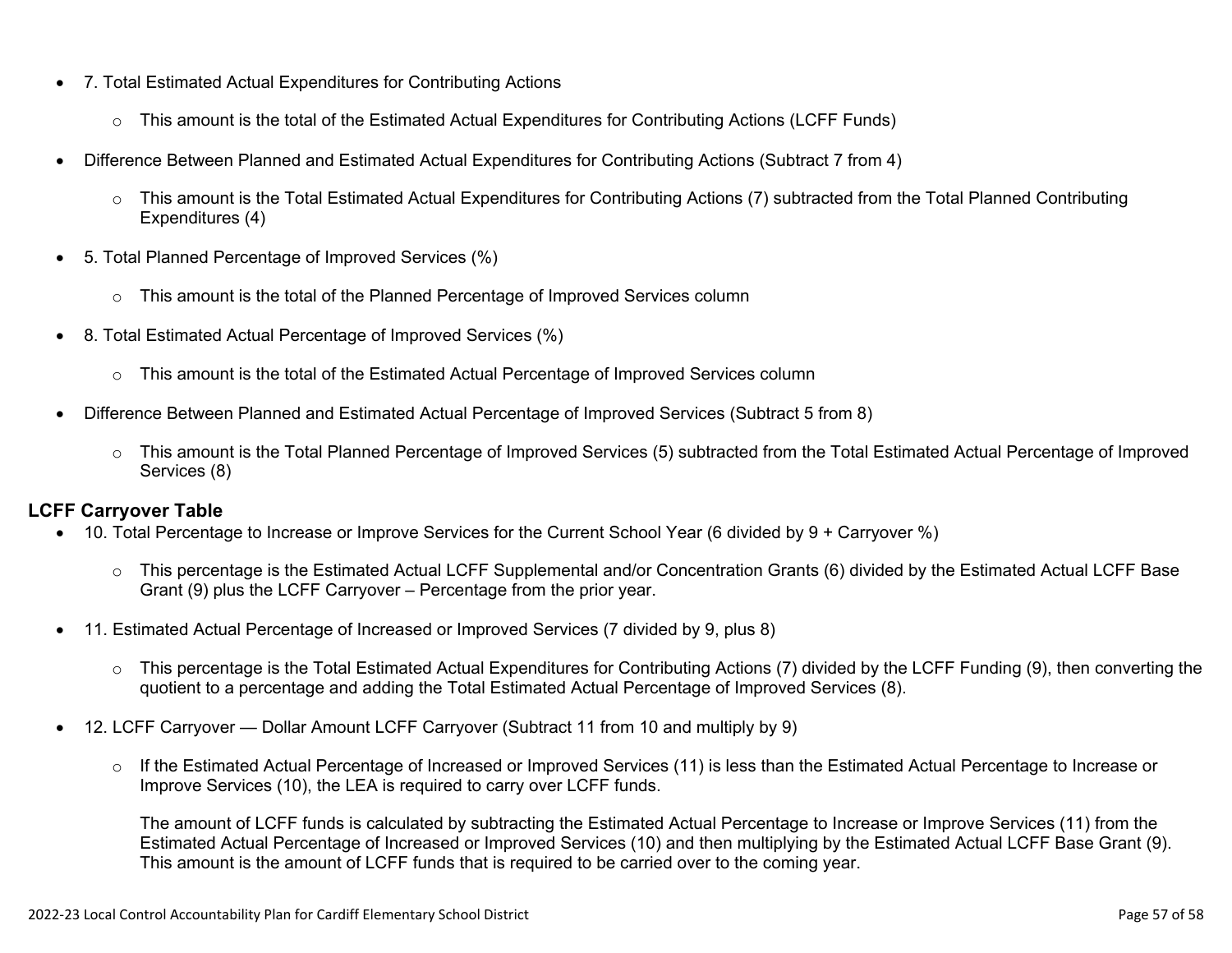- 7. Total Estimated Actual Expenditures for Contributing Actions
  - This amount is the total of the Estimated Actual Expenditures for Contributing Actions (LCFF Funds)
- Difference Between Planned and Estimated Actual Expenditures for Contributing Actions (Subtract 7 from 4)
  - This amount is the Total Estimated Actual Expenditures for Contributing Actions (7) subtracted from the Total Planned Contributing Expenditures (4)
- 5. Total Planned Percentage of Improved Services (%)
  - This amount is the total of the Planned Percentage of Improved Services column
- 8. Total Estimated Actual Percentage of Improved Services (%)
  - This amount is the total of the Estimated Actual Percentage of Improved Services column
- Difference Between Planned and Estimated Actual Percentage of Improved Services (Subtract 5 from 8)
  - This amount is the Total Planned Percentage of Improved Services (5) subtracted from the Total Estimated Actual Percentage of Improved Services (8)

**LCFF Carryover Table**

- 10. Total Percentage to Increase or Improve Services for the Current School Year (6 divided by 9 + Carryover %)
  - This percentage is the Estimated Actual LCFF Supplemental and/or Concentration Grants (6) divided by the Estimated Actual LCFF Base Grant (9) plus the LCFF Carryover – Percentage from the prior year.
- 11. Estimated Actual Percentage of Increased or Improved Services (7 divided by 9, plus 8)
  - This percentage is the Total Estimated Actual Expenditures for Contributing Actions (7) divided by the LCFF Funding (9), then converting the quotient to a percentage and adding the Total Estimated Actual Percentage of Improved Services (8).
- 12. LCFF Carryover — Dollar Amount LCFF Carryover (Subtract 11 from 10 and multiply by 9)
  - If the Estimated Actual Percentage of Increased or Improved Services (11) is less than the Estimated Actual Percentage to Increase or Improve Services (10), the LEA is required to carry over LCFF funds.

    The amount of LCFF funds is calculated by subtracting the Estimated Actual Percentage to Increase or Improve Services (11) from the Estimated Actual Percentage of Increased or Improved Services (10) and then multiplying by the Estimated Actual LCFF Base Grant (9). This amount is the amount of LCFF funds that is required to be carried over to the coming year.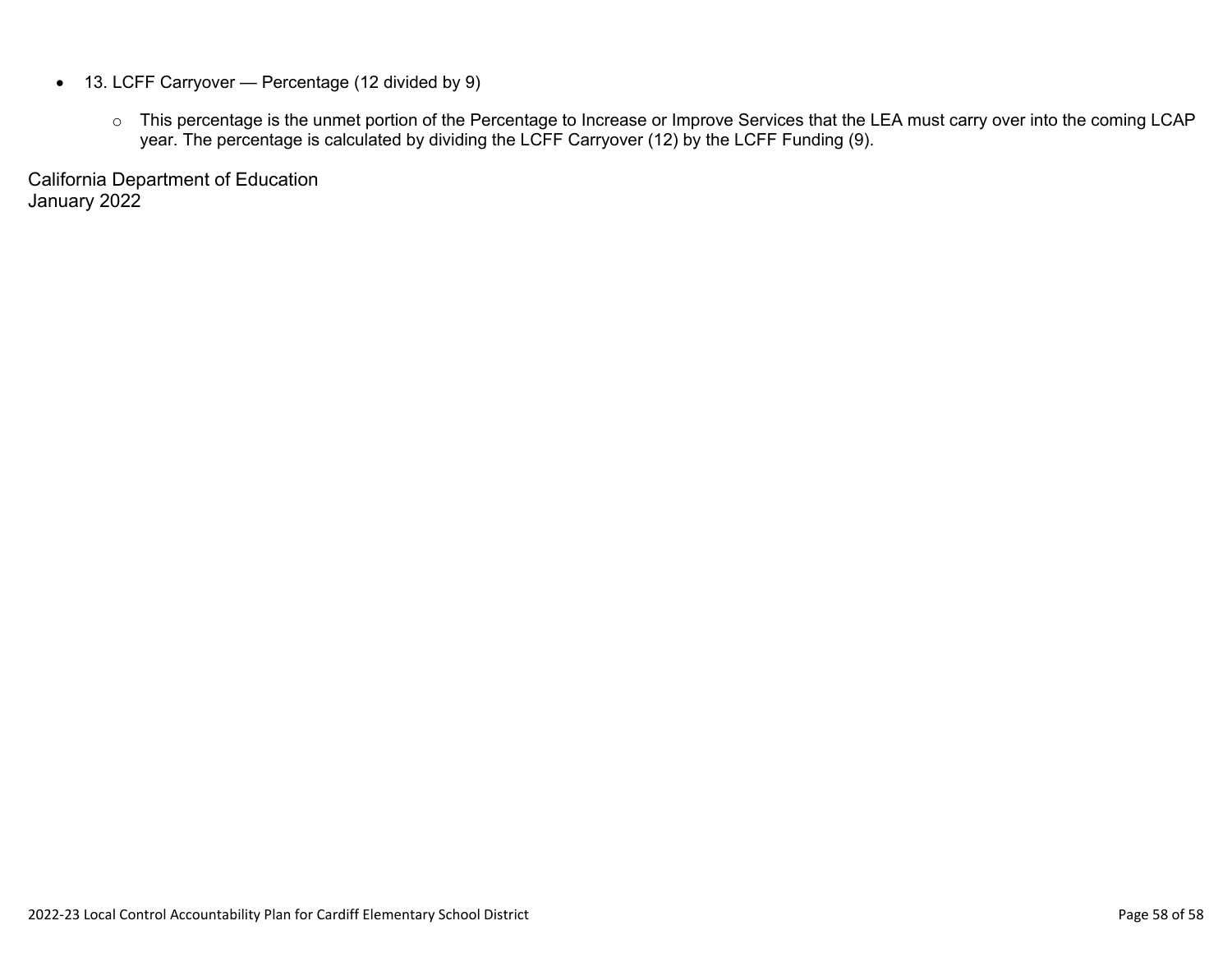- 13. LCFF Carryover — Percentage (12 divided by 9)
  - This percentage is the unmet portion of the Percentage to Increase or Improve Services that the LEA must carry over into the coming LCAP year. The percentage is calculated by dividing the LCFF Carryover (12) by the LCFF Funding (9).

California Department of Education
January 2022